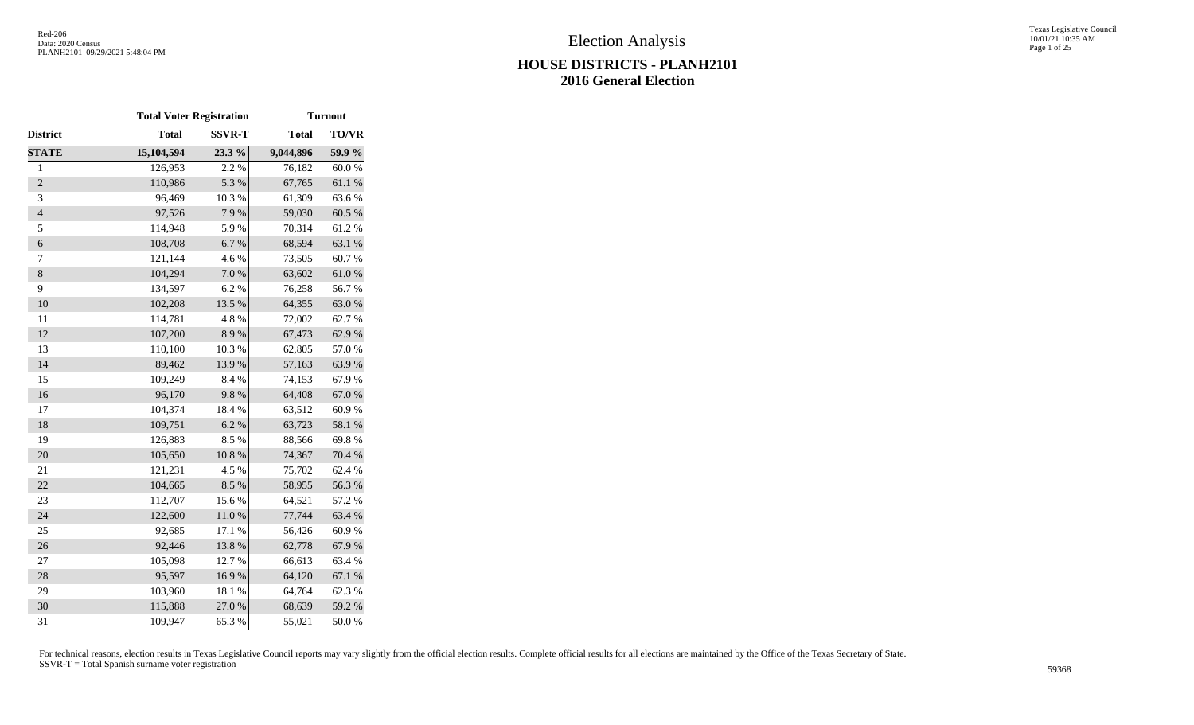# Election Analysis

## HOUSE DISTRICTS - PLANH2101
## 2016 General Election

| | Total Voter Registration | | Turnout | |
|---|---|---|---|---|
| **District** | **Total** | **SSVR-T** | **Total** | **TO/VR** |
| **STATE** | **15,104,594** | **23.3 %** | **9,044,896** | **59.9 %** |
| 1 | 126,953 | 2.2 % | 76,182 | 60.0 % |
| 2 | 110,986 | 5.3 % | 67,765 | 61.1 % |
| 3 | 96,469 | 10.3 % | 61,309 | 63.6 % |
| 4 | 97,526 | 7.9 % | 59,030 | 60.5 % |
| 5 | 114,948 | 5.9 % | 70,314 | 61.2 % |
| 6 | 108,708 | 6.7 % | 68,594 | 63.1 % |
| 7 | 121,144 | 4.6 % | 73,505 | 60.7 % |
| 8 | 104,294 | 7.0 % | 63,602 | 61.0 % |
| 9 | 134,597 | 6.2 % | 76,258 | 56.7 % |
| 10 | 102,208 | 13.5 % | 64,355 | 63.0 % |
| 11 | 114,781 | 4.8 % | 72,002 | 62.7 % |
| 12 | 107,200 | 8.9 % | 67,473 | 62.9 % |
| 13 | 110,100 | 10.3 % | 62,805 | 57.0 % |
| 14 | 89,462 | 13.9 % | 57,163 | 63.9 % |
| 15 | 109,249 | 8.4 % | 74,153 | 67.9 % |
| 16 | 96,170 | 9.8 % | 64,408 | 67.0 % |
| 17 | 104,374 | 18.4 % | 63,512 | 60.9 % |
| 18 | 109,751 | 6.2 % | 63,723 | 58.1 % |
| 19 | 126,883 | 8.5 % | 88,566 | 69.8 % |
| 20 | 105,650 | 10.8 % | 74,367 | 70.4 % |
| 21 | 121,231 | 4.5 % | 75,702 | 62.4 % |
| 22 | 104,665 | 8.5 % | 58,955 | 56.3 % |
| 23 | 112,707 | 15.6 % | 64,521 | 57.2 % |
| 24 | 122,600 | 11.0 % | 77,744 | 63.4 % |
| 25 | 92,685 | 17.1 % | 56,426 | 60.9 % |
| 26 | 92,446 | 13.8 % | 62,778 | 67.9 % |
| 27 | 105,098 | 12.7 % | 66,613 | 63.4 % |
| 28 | 95,597 | 16.9 % | 64,120 | 67.1 % |
| 29 | 103,960 | 18.1 % | 64,764 | 62.3 % |
| 30 | 115,888 | 27.0 % | 68,639 | 59.2 % |
| 31 | 109,947 | 65.3 % | 55,021 | 50.0 % |

For technical reasons, election results in Texas Legislative Council reports may vary slightly from the official election results. Complete official results for all elections are maintained by the Office of the Texas Secretary of State.
SSVR-T = Total Spanish surname voter registration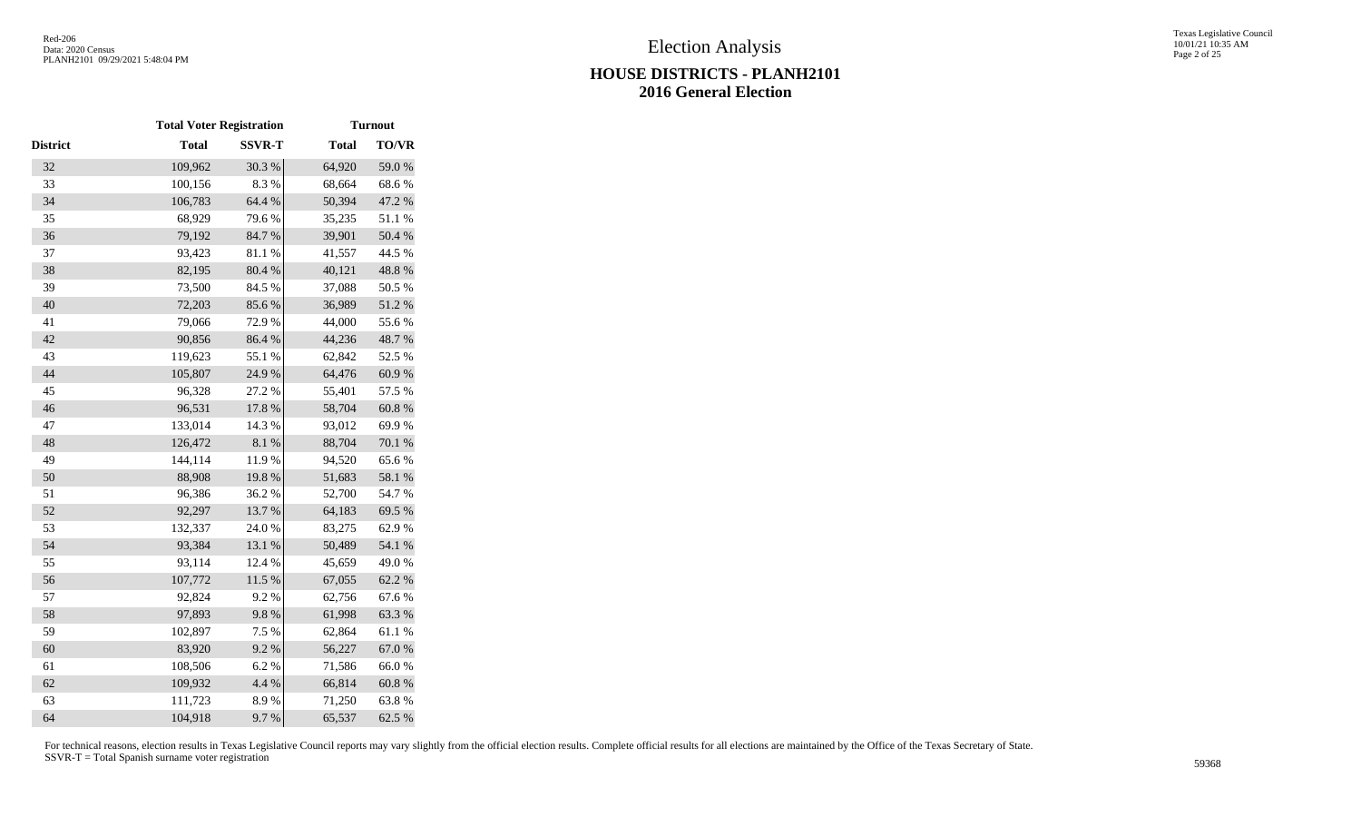# Election Analysis

## HOUSE DISTRICTS - PLANH2101
## 2016 General Election

| | Total Voter Registration | | Turnout | |
|---|---|---|---|---|
| District | Total | SSVR-T | Total | TO/VR |
| 32 | 109,962 | 30.3 % | 64,920 | 59.0 % |
| 33 | 100,156 | 8.3 % | 68,664 | 68.6 % |
| 34 | 106,783 | 64.4 % | 50,394 | 47.2 % |
| 35 | 68,929 | 79.6 % | 35,235 | 51.1 % |
| 36 | 79,192 | 84.7 % | 39,901 | 50.4 % |
| 37 | 93,423 | 81.1 % | 41,557 | 44.5 % |
| 38 | 82,195 | 80.4 % | 40,121 | 48.8 % |
| 39 | 73,500 | 84.5 % | 37,088 | 50.5 % |
| 40 | 72,203 | 85.6 % | 36,989 | 51.2 % |
| 41 | 79,066 | 72.9 % | 44,000 | 55.6 % |
| 42 | 90,856 | 86.4 % | 44,236 | 48.7 % |
| 43 | 119,623 | 55.1 % | 62,842 | 52.5 % |
| 44 | 105,807 | 24.9 % | 64,476 | 60.9 % |
| 45 | 96,328 | 27.2 % | 55,401 | 57.5 % |
| 46 | 96,531 | 17.8 % | 58,704 | 60.8 % |
| 47 | 133,014 | 14.3 % | 93,012 | 69.9 % |
| 48 | 126,472 | 8.1 % | 88,704 | 70.1 % |
| 49 | 144,114 | 11.9 % | 94,520 | 65.6 % |
| 50 | 88,908 | 19.8 % | 51,683 | 58.1 % |
| 51 | 96,386 | 36.2 % | 52,700 | 54.7 % |
| 52 | 92,297 | 13.7 % | 64,183 | 69.5 % |
| 53 | 132,337 | 24.0 % | 83,275 | 62.9 % |
| 54 | 93,384 | 13.1 % | 50,489 | 54.1 % |
| 55 | 93,114 | 12.4 % | 45,659 | 49.0 % |
| 56 | 107,772 | 11.5 % | 67,055 | 62.2 % |
| 57 | 92,824 | 9.2 % | 62,756 | 67.6 % |
| 58 | 97,893 | 9.8 % | 61,998 | 63.3 % |
| 59 | 102,897 | 7.5 % | 62,864 | 61.1 % |
| 60 | 83,920 | 9.2 % | 56,227 | 67.0 % |
| 61 | 108,506 | 6.2 % | 71,586 | 66.0 % |
| 62 | 109,932 | 4.4 % | 66,814 | 60.8 % |
| 63 | 111,723 | 8.9 % | 71,250 | 63.8 % |
| 64 | 104,918 | 9.7 % | 65,537 | 62.5 % |

For technical reasons, election results in Texas Legislative Council reports may vary slightly from the official election results. Complete official results for all elections are maintained by the Office of the Texas Secretary of State.
SSVR-T = Total Spanish surname voter registration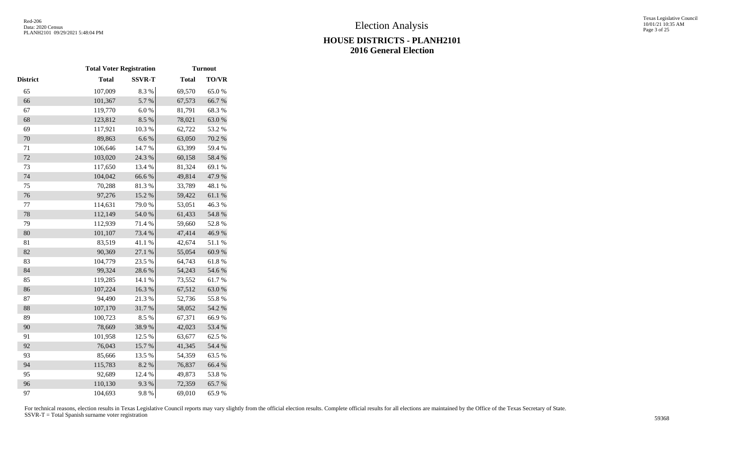# Election Analysis

## HOUSE DISTRICTS - PLANH2101
## 2016 General Election

| | Total Voter Registration | | Turnout | |
|---|---|---|---|---|
| District | Total | SSVR-T | Total | TO/VR |
| 65 | 107,009 | 8.3 % | 69,570 | 65.0 % |
| 66 | 101,367 | 5.7 % | 67,573 | 66.7 % |
| 67 | 119,770 | 6.0 % | 81,791 | 68.3 % |
| 68 | 123,812 | 8.5 % | 78,021 | 63.0 % |
| 69 | 117,921 | 10.3 % | 62,722 | 53.2 % |
| 70 | 89,863 | 6.6 % | 63,050 | 70.2 % |
| 71 | 106,646 | 14.7 % | 63,399 | 59.4 % |
| 72 | 103,020 | 24.3 % | 60,158 | 58.4 % |
| 73 | 117,650 | 13.4 % | 81,324 | 69.1 % |
| 74 | 104,042 | 66.6 % | 49,814 | 47.9 % |
| 75 | 70,288 | 81.3 % | 33,789 | 48.1 % |
| 76 | 97,276 | 15.2 % | 59,422 | 61.1 % |
| 77 | 114,631 | 79.0 % | 53,051 | 46.3 % |
| 78 | 112,149 | 54.0 % | 61,433 | 54.8 % |
| 79 | 112,939 | 71.4 % | 59,660 | 52.8 % |
| 80 | 101,107 | 73.4 % | 47,414 | 46.9 % |
| 81 | 83,519 | 41.1 % | 42,674 | 51.1 % |
| 82 | 90,369 | 27.1 % | 55,054 | 60.9 % |
| 83 | 104,779 | 23.5 % | 64,743 | 61.8 % |
| 84 | 99,324 | 28.6 % | 54,243 | 54.6 % |
| 85 | 119,285 | 14.1 % | 73,552 | 61.7 % |
| 86 | 107,224 | 16.3 % | 67,512 | 63.0 % |
| 87 | 94,490 | 21.3 % | 52,736 | 55.8 % |
| 88 | 107,170 | 31.7 % | 58,052 | 54.2 % |
| 89 | 100,723 | 8.5 % | 67,371 | 66.9 % |
| 90 | 78,669 | 38.9 % | 42,023 | 53.4 % |
| 91 | 101,958 | 12.5 % | 63,677 | 62.5 % |
| 92 | 76,043 | 15.7 % | 41,345 | 54.4 % |
| 93 | 85,666 | 13.5 % | 54,359 | 63.5 % |
| 94 | 115,783 | 8.2 % | 76,837 | 66.4 % |
| 95 | 92,689 | 12.4 % | 49,873 | 53.8 % |
| 96 | 110,130 | 9.3 % | 72,359 | 65.7 % |
| 97 | 104,693 | 9.8 % | 69,010 | 65.9 % |

For technical reasons, election results in Texas Legislative Council reports may vary slightly from the official election results. Complete official results for all elections are maintained by the Office of the Texas Secretary of State.
SSVR-T = Total Spanish surname voter registration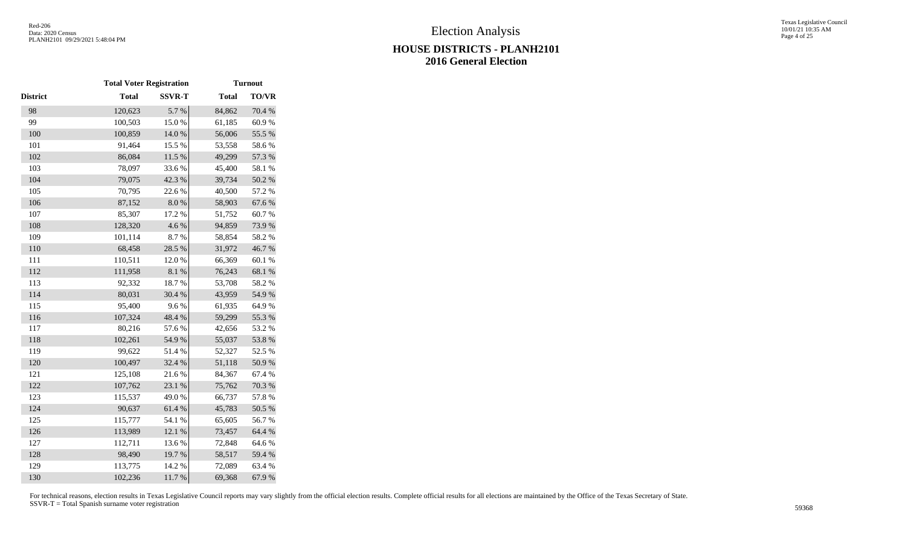# Election Analysis

## HOUSE DISTRICTS - PLANH2101
## 2016 General Election

| | Total Voter Registration | | Turnout | |
|---|---|---|---|---|
| District | Total | SSVR-T | Total | TO/VR |
| 98 | 120,623 | 5.7 % | 84,862 | 70.4 % |
| 99 | 100,503 | 15.0 % | 61,185 | 60.9 % |
| 100 | 100,859 | 14.0 % | 56,006 | 55.5 % |
| 101 | 91,464 | 15.5 % | 53,558 | 58.6 % |
| 102 | 86,084 | 11.5 % | 49,299 | 57.3 % |
| 103 | 78,097 | 33.6 % | 45,400 | 58.1 % |
| 104 | 79,075 | 42.3 % | 39,734 | 50.2 % |
| 105 | 70,795 | 22.6 % | 40,500 | 57.2 % |
| 106 | 87,152 | 8.0 % | 58,903 | 67.6 % |
| 107 | 85,307 | 17.2 % | 51,752 | 60.7 % |
| 108 | 128,320 | 4.6 % | 94,859 | 73.9 % |
| 109 | 101,114 | 8.7 % | 58,854 | 58.2 % |
| 110 | 68,458 | 28.5 % | 31,972 | 46.7 % |
| 111 | 110,511 | 12.0 % | 66,369 | 60.1 % |
| 112 | 111,958 | 8.1 % | 76,243 | 68.1 % |
| 113 | 92,332 | 18.7 % | 53,708 | 58.2 % |
| 114 | 80,031 | 30.4 % | 43,959 | 54.9 % |
| 115 | 95,400 | 9.6 % | 61,935 | 64.9 % |
| 116 | 107,324 | 48.4 % | 59,299 | 55.3 % |
| 117 | 80,216 | 57.6 % | 42,656 | 53.2 % |
| 118 | 102,261 | 54.9 % | 55,037 | 53.8 % |
| 119 | 99,622 | 51.4 % | 52,327 | 52.5 % |
| 120 | 100,497 | 32.4 % | 51,118 | 50.9 % |
| 121 | 125,108 | 21.6 % | 84,367 | 67.4 % |
| 122 | 107,762 | 23.1 % | 75,762 | 70.3 % |
| 123 | 115,537 | 49.0 % | 66,737 | 57.8 % |
| 124 | 90,637 | 61.4 % | 45,783 | 50.5 % |
| 125 | 115,777 | 54.1 % | 65,605 | 56.7 % |
| 126 | 113,989 | 12.1 % | 73,457 | 64.4 % |
| 127 | 112,711 | 13.6 % | 72,848 | 64.6 % |
| 128 | 98,490 | 19.7 % | 58,517 | 59.4 % |
| 129 | 113,775 | 14.2 % | 72,089 | 63.4 % |
| 130 | 102,236 | 11.7 % | 69,368 | 67.9 % |

For technical reasons, election results in Texas Legislative Council reports may vary slightly from the official election results. Complete official results for all elections are maintained by the Office of the Texas Secretary of State.
SSVR-T = Total Spanish surname voter registration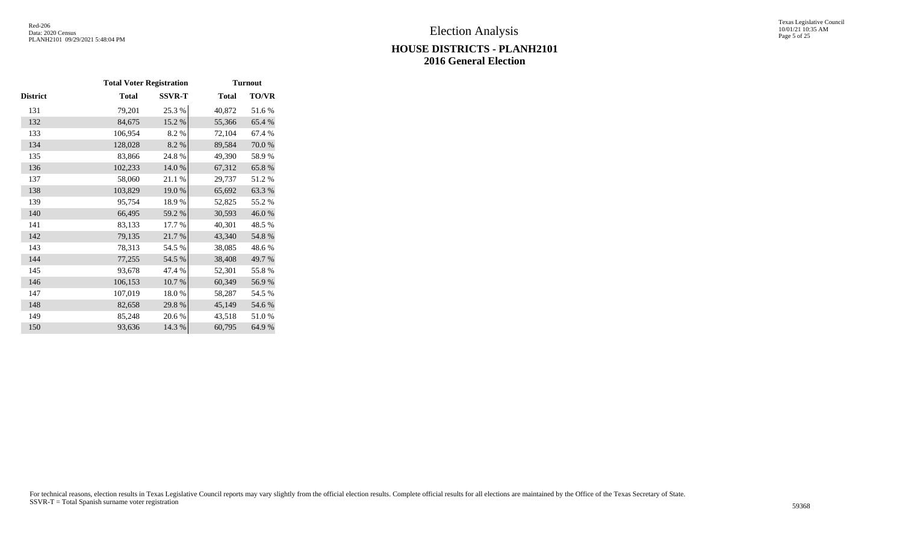# Election Analysis

## HOUSE DISTRICTS - PLANH2101
## 2016 General Election

| | Total Voter Registration | | Turnout | |
|---|---|---|---|---|
| District | Total | SSVR-T | Total | TO/VR |
| 131 | 79,201 | 25.3 % | 40,872 | 51.6 % |
| 132 | 84,675 | 15.2 % | 55,366 | 65.4 % |
| 133 | 106,954 | 8.2 % | 72,104 | 67.4 % |
| 134 | 128,028 | 8.2 % | 89,584 | 70.0 % |
| 135 | 83,866 | 24.8 % | 49,390 | 58.9 % |
| 136 | 102,233 | 14.0 % | 67,312 | 65.8 % |
| 137 | 58,060 | 21.1 % | 29,737 | 51.2 % |
| 138 | 103,829 | 19.0 % | 65,692 | 63.3 % |
| 139 | 95,754 | 18.9 % | 52,825 | 55.2 % |
| 140 | 66,495 | 59.2 % | 30,593 | 46.0 % |
| 141 | 83,133 | 17.7 % | 40,301 | 48.5 % |
| 142 | 79,135 | 21.7 % | 43,340 | 54.8 % |
| 143 | 78,313 | 54.5 % | 38,085 | 48.6 % |
| 144 | 77,255 | 54.5 % | 38,408 | 49.7 % |
| 145 | 93,678 | 47.4 % | 52,301 | 55.8 % |
| 146 | 106,153 | 10.7 % | 60,349 | 56.9 % |
| 147 | 107,019 | 18.0 % | 58,287 | 54.5 % |
| 148 | 82,658 | 29.8 % | 45,149 | 54.6 % |
| 149 | 85,248 | 20.6 % | 43,518 | 51.0 % |
| 150 | 93,636 | 14.3 % | 60,795 | 64.9 % |

For technical reasons, election results in Texas Legislative Council reports may vary slightly from the official election results. Complete official results for all elections are maintained by the Office of the Texas Secretary of State.
SSVR-T = Total Spanish surname voter registration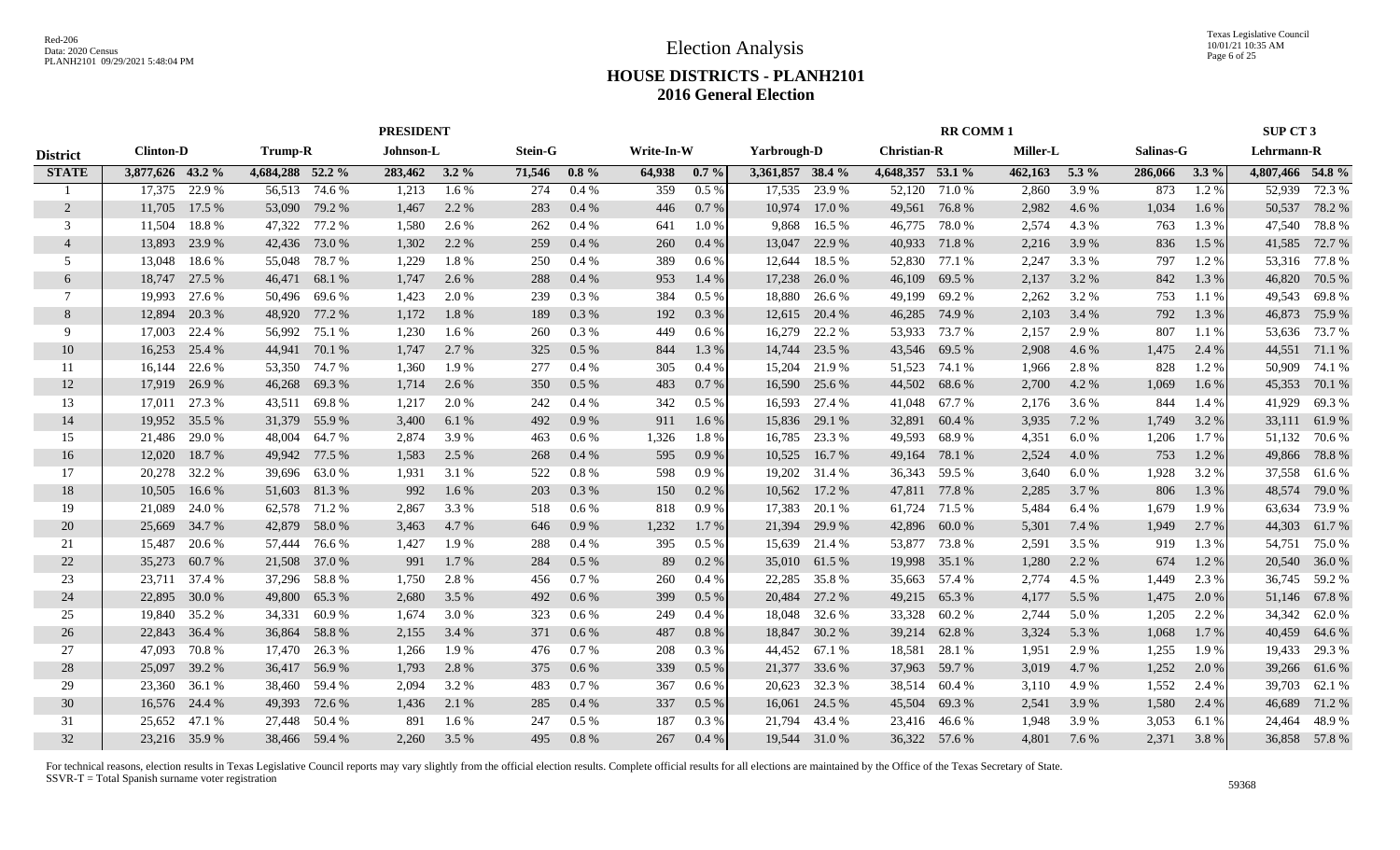Red-206
Data: 2020 Census
PLANH2101 09/29/2021 5:48:04 PM

Texas Legislative Council
10/01/21 10:35 AM

# Election Analysis

## HOUSE DISTRICTS - PLANH2101
## 2016 General Election

| | PRESIDENT | | | | | | | | | | | | RR COMM 1 | | | | | | | | SUP CT 3 | |
|---|---|---|---|---|---|---|---|---|---|---|---|---|---|---|---|---|---|---|---|---|---|---|
| District | Clinton-D | | Trump-R | | Johnson-L | | Stein-G | | Write-In-W | | Yarbrough-D | | Christian-R | | Miller-L | | Salinas-G | | Lehrmann-R | |
| STATE | 3,877,626 | 43.2 % | 4,684,288 | 52.2 % | 283,462 | 3.2 % | 71,546 | 0.8 % | 64,938 | 0.7 % | 3,361,857 | 38.4 % | 4,648,357 | 53.1 % | 462,163 | 5.3 % | 286,066 | 3.3 % | 4,807,466 | 54.8 % |
| 1 | 17,375 | 22.9 % | 56,513 | 74.6 % | 1,213 | 1.6 % | 274 | 0.4 % | 359 | 0.5 % | 17,535 | 23.9 % | 52,120 | 71.0 % | 2,860 | 3.9 % | 873 | 1.2 % | 52,939 | 72.3 % |
| 2 | 11,705 | 17.5 % | 53,090 | 79.2 % | 1,467 | 2.2 % | 283 | 0.4 % | 446 | 0.7 % | 10,974 | 17.0 % | 49,561 | 76.8 % | 2,982 | 4.6 % | 1,034 | 1.6 % | 50,537 | 78.2 % |
| 3 | 11,504 | 18.8 % | 47,322 | 77.2 % | 1,580 | 2.6 % | 262 | 0.4 % | 641 | 1.0 % | 9,868 | 16.5 % | 46,775 | 78.0 % | 2,574 | 4.3 % | 763 | 1.3 % | 47,540 | 78.8 % |
| 4 | 13,893 | 23.9 % | 42,436 | 73.0 % | 1,302 | 2.2 % | 259 | 0.4 % | 260 | 0.4 % | 13,047 | 22.9 % | 40,933 | 71.8 % | 2,216 | 3.9 % | 836 | 1.5 % | 41,585 | 72.7 % |
| 5 | 13,048 | 18.6 % | 55,048 | 78.7 % | 1,229 | 1.8 % | 250 | 0.4 % | 389 | 0.6 % | 12,644 | 18.5 % | 52,830 | 77.1 % | 2,247 | 3.3 % | 797 | 1.2 % | 53,316 | 77.8 % |
| 6 | 18,747 | 27.5 % | 46,471 | 68.1 % | 1,747 | 2.6 % | 288 | 0.4 % | 953 | 1.4 % | 17,238 | 26.0 % | 46,109 | 69.5 % | 2,137 | 3.2 % | 842 | 1.3 % | 46,820 | 70.5 % |
| 7 | 19,993 | 27.6 % | 50,496 | 69.6 % | 1,423 | 2.0 % | 239 | 0.3 % | 384 | 0.5 % | 18,880 | 26.6 % | 49,199 | 69.2 % | 2,262 | 3.2 % | 753 | 1.1 % | 49,543 | 69.8 % |
| 8 | 12,894 | 20.3 % | 48,920 | 77.2 % | 1,172 | 1.8 % | 189 | 0.3 % | 192 | 0.3 % | 12,615 | 20.4 % | 46,285 | 74.9 % | 2,103 | 3.4 % | 792 | 1.3 % | 46,873 | 75.9 % |
| 9 | 17,003 | 22.4 % | 56,992 | 75.1 % | 1,230 | 1.6 % | 260 | 0.3 % | 449 | 0.6 % | 16,279 | 22.2 % | 53,933 | 73.7 % | 2,157 | 2.9 % | 807 | 1.1 % | 53,636 | 73.7 % |
| 10 | 16,253 | 25.4 % | 44,941 | 70.1 % | 1,747 | 2.7 % | 325 | 0.5 % | 844 | 1.3 % | 14,744 | 23.5 % | 43,546 | 69.5 % | 2,908 | 4.6 % | 1,475 | 2.4 % | 44,551 | 71.1 % |
| 11 | 16,144 | 22.6 % | 53,350 | 74.7 % | 1,360 | 1.9 % | 277 | 0.4 % | 305 | 0.4 % | 15,204 | 21.9 % | 51,523 | 74.1 % | 1,966 | 2.8 % | 828 | 1.2 % | 50,909 | 74.1 % |
| 12 | 17,919 | 26.9 % | 46,268 | 69.3 % | 1,714 | 2.6 % | 350 | 0.5 % | 483 | 0.7 % | 16,590 | 25.6 % | 44,502 | 68.6 % | 2,700 | 4.2 % | 1,069 | 1.6 % | 45,353 | 70.1 % |
| 13 | 17,011 | 27.3 % | 43,511 | 69.8 % | 1,217 | 2.0 % | 242 | 0.4 % | 342 | 0.5 % | 16,593 | 27.4 % | 41,048 | 67.7 % | 2,176 | 3.6 % | 844 | 1.4 % | 41,929 | 69.3 % |
| 14 | 19,952 | 35.5 % | 31,379 | 55.9 % | 3,400 | 6.1 % | 492 | 0.9 % | 911 | 1.6 % | 15,836 | 29.1 % | 32,891 | 60.4 % | 3,935 | 7.2 % | 1,749 | 3.2 % | 33,111 | 61.9 % |
| 15 | 21,486 | 29.0 % | 48,004 | 64.7 % | 2,874 | 3.9 % | 463 | 0.6 % | 1,326 | 1.8 % | 16,785 | 23.3 % | 49,593 | 68.9 % | 4,351 | 6.0 % | 1,206 | 1.7 % | 51,132 | 70.6 % |
| 16 | 12,020 | 18.7 % | 49,942 | 77.5 % | 1,583 | 2.5 % | 268 | 0.4 % | 595 | 0.9 % | 10,525 | 16.7 % | 49,164 | 78.1 % | 2,524 | 4.0 % | 753 | 1.2 % | 49,866 | 78.8 % |
| 17 | 20,278 | 32.2 % | 39,696 | 63.0 % | 1,931 | 3.1 % | 522 | 0.8 % | 598 | 0.9 % | 19,202 | 31.4 % | 36,343 | 59.5 % | 3,640 | 6.0 % | 1,928 | 3.2 % | 37,558 | 61.6 % |
| 18 | 10,505 | 16.6 % | 51,603 | 81.3 % | 992 | 1.6 % | 203 | 0.3 % | 150 | 0.2 % | 10,562 | 17.2 % | 47,811 | 77.8 % | 2,285 | 3.7 % | 806 | 1.3 % | 48,574 | 79.0 % |
| 19 | 21,089 | 24.0 % | 62,578 | 71.2 % | 2,867 | 3.3 % | 518 | 0.6 % | 818 | 0.9 % | 17,383 | 20.1 % | 61,724 | 71.5 % | 5,484 | 6.4 % | 1,679 | 1.9 % | 63,634 | 73.9 % |
| 20 | 25,669 | 34.7 % | 42,879 | 58.0 % | 3,463 | 4.7 % | 646 | 0.9 % | 1,232 | 1.7 % | 21,394 | 29.9 % | 42,896 | 60.0 % | 5,301 | 7.4 % | 1,949 | 2.7 % | 44,303 | 61.7 % |
| 21 | 15,487 | 20.6 % | 57,444 | 76.6 % | 1,427 | 1.9 % | 288 | 0.4 % | 395 | 0.5 % | 15,639 | 21.4 % | 53,877 | 73.8 % | 2,591 | 3.5 % | 919 | 1.3 % | 54,751 | 75.0 % |
| 22 | 35,273 | 60.7 % | 21,508 | 37.0 % | 991 | 1.7 % | 284 | 0.5 % | 89 | 0.2 % | 35,010 | 61.5 % | 19,998 | 35.1 % | 1,280 | 2.2 % | 674 | 1.2 % | 20,540 | 36.0 % |
| 23 | 23,711 | 37.4 % | 37,296 | 58.8 % | 1,750 | 2.8 % | 456 | 0.7 % | 260 | 0.4 % | 22,285 | 35.8 % | 35,663 | 57.4 % | 2,774 | 4.5 % | 1,449 | 2.3 % | 36,745 | 59.2 % |
| 24 | 22,895 | 30.0 % | 49,800 | 65.3 % | 2,680 | 3.5 % | 492 | 0.6 % | 399 | 0.5 % | 20,484 | 27.2 % | 49,215 | 65.3 % | 4,177 | 5.5 % | 1,475 | 2.0 % | 51,146 | 67.8 % |
| 25 | 19,840 | 35.2 % | 34,331 | 60.9 % | 1,674 | 3.0 % | 323 | 0.6 % | 249 | 0.4 % | 18,048 | 32.6 % | 33,328 | 60.2 % | 2,744 | 5.0 % | 1,205 | 2.2 % | 34,342 | 62.0 % |
| 26 | 22,843 | 36.4 % | 36,864 | 58.8 % | 2,155 | 3.4 % | 371 | 0.6 % | 487 | 0.8 % | 18,847 | 30.2 % | 39,214 | 62.8 % | 3,324 | 5.3 % | 1,068 | 1.7 % | 40,459 | 64.6 % |
| 27 | 47,093 | 70.8 % | 17,470 | 26.3 % | 1,266 | 1.9 % | 476 | 0.7 % | 208 | 0.3 % | 44,452 | 67.1 % | 18,581 | 28.1 % | 1,951 | 2.9 % | 1,255 | 1.9 % | 19,433 | 29.3 % |
| 28 | 25,097 | 39.2 % | 36,417 | 56.9 % | 1,793 | 2.8 % | 375 | 0.6 % | 339 | 0.5 % | 21,377 | 33.6 % | 37,963 | 59.7 % | 3,019 | 4.7 % | 1,252 | 2.0 % | 39,266 | 61.6 % |
| 29 | 23,360 | 36.1 % | 38,460 | 59.4 % | 2,094 | 3.2 % | 483 | 0.7 % | 367 | 0.6 % | 20,623 | 32.3 % | 38,514 | 60.4 % | 3,110 | 4.9 % | 1,552 | 2.4 % | 39,703 | 62.1 % |
| 30 | 16,576 | 24.4 % | 49,393 | 72.6 % | 1,436 | 2.1 % | 285 | 0.4 % | 337 | 0.5 % | 16,061 | 24.5 % | 45,504 | 69.3 % | 2,541 | 3.9 % | 1,580 | 2.4 % | 46,689 | 71.2 % |
| 31 | 25,652 | 47.1 % | 27,448 | 50.4 % | 891 | 1.6 % | 247 | 0.5 % | 187 | 0.3 % | 21,794 | 43.4 % | 23,416 | 46.6 % | 1,948 | 3.9 % | 3,053 | 6.1 % | 24,464 | 48.9 % |
| 32 | 23,216 | 35.9 % | 38,466 | 59.4 % | 2,260 | 3.5 % | 495 | 0.8 % | 267 | 0.4 % | 19,544 | 31.0 % | 36,322 | 57.6 % | 4,801 | 7.6 % | 2,371 | 3.8 % | 36,858 | 57.8 % |

For technical reasons, election results in Texas Legislative Council reports may vary slightly from the official election results. Complete official results for all elections are maintained by the Office of the Texas Secretary of State.
SSVR-T = Total Spanish surname voter registration

59368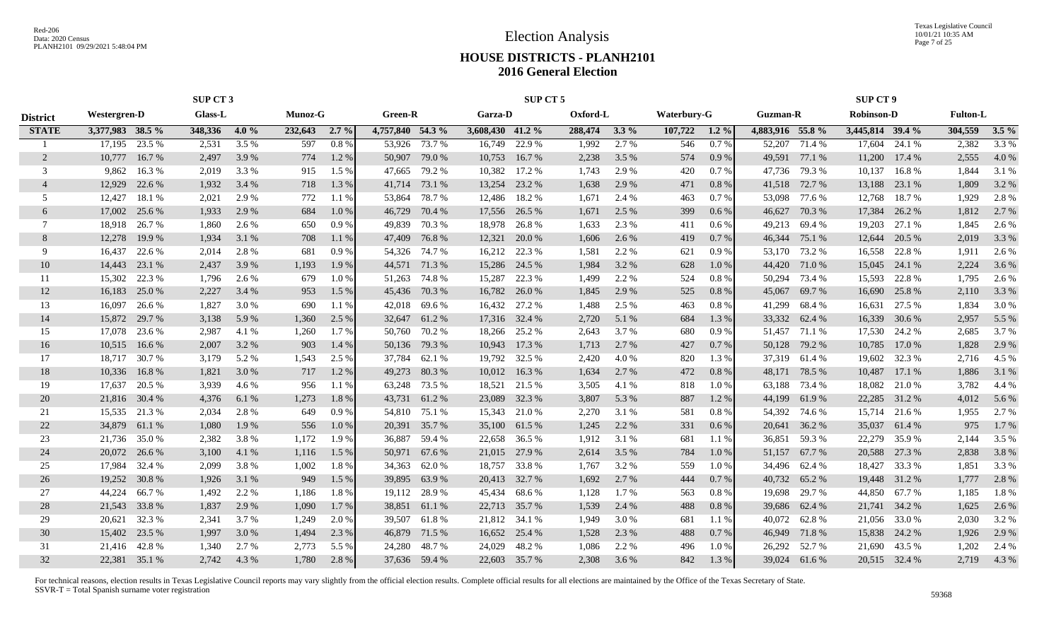Red-206
Data: 2020 Census
PLANH2101 09/29/2021 5:48:04 PM

# Election Analysis

## HOUSE DISTRICTS - PLANH2101
## 2016 General Election

| | SUP CT 3 | | | | | | SUP CT 5 | | | | | | | | SUP CT 9 | | | | | |
|---|---|---|---|---|---|---|---|---|---|---|---|---|---|---|---|---|---|---|---|---|
| **District** | **Westergren-D** | | **Glass-L** | | **Munoz-G** | | **Green-R** | | **Garza-D** | | **Oxford-L** | | **Waterbury-G** | | **Guzman-R** | | **Robinson-D** | | **Fulton-L** | |
| **STATE** | **3,377,983** | **38.5 %** | **348,336** | **4.0 %** | **232,643** | **2.7 %** | **4,757,840** | **54.3 %** | **3,608,430** | **41.2 %** | **288,474** | **3.3 %** | **107,722** | **1.2 %** | **4,883,916** | **55.8 %** | **3,445,814** | **39.4 %** | **304,559** | **3.5 %** |
| 1 | 17,195 | 23.5 % | 2,531 | 3.5 % | 597 | 0.8 % | 53,926 | 73.7 % | 16,749 | 22.9 % | 1,992 | 2.7 % | 546 | 0.7 % | 52,207 | 71.4 % | 17,604 | 24.1 % | 2,382 | 3.3 % |
| 2 | 10,777 | 16.7 % | 2,497 | 3.9 % | 774 | 1.2 % | 50,907 | 79.0 % | 10,753 | 16.7 % | 2,238 | 3.5 % | 574 | 0.9 % | 49,591 | 77.1 % | 11,200 | 17.4 % | 2,555 | 4.0 % |
| 3 | 9,862 | 16.3 % | 2,019 | 3.3 % | 915 | 1.5 % | 47,665 | 79.2 % | 10,382 | 17.2 % | 1,743 | 2.9 % | 420 | 0.7 % | 47,736 | 79.3 % | 10,137 | 16.8 % | 1,844 | 3.1 % |
| 4 | 12,929 | 22.6 % | 1,932 | 3.4 % | 718 | 1.3 % | 41,714 | 73.1 % | 13,254 | 23.2 % | 1,638 | 2.9 % | 471 | 0.8 % | 41,518 | 72.7 % | 13,188 | 23.1 % | 1,809 | 3.2 % |
| 5 | 12,427 | 18.1 % | 2,021 | 2.9 % | 772 | 1.1 % | 53,864 | 78.7 % | 12,486 | 18.2 % | 1,671 | 2.4 % | 463 | 0.7 % | 53,098 | 77.6 % | 12,768 | 18.7 % | 1,929 | 2.8 % |
| 6 | 17,002 | 25.6 % | 1,933 | 2.9 % | 684 | 1.0 % | 46,729 | 70.4 % | 17,556 | 26.5 % | 1,671 | 2.5 % | 399 | 0.6 % | 46,627 | 70.3 % | 17,384 | 26.2 % | 1,812 | 2.7 % |
| 7 | 18,918 | 26.7 % | 1,860 | 2.6 % | 650 | 0.9 % | 49,839 | 70.3 % | 18,978 | 26.8 % | 1,633 | 2.3 % | 411 | 0.6 % | 49,213 | 69.4 % | 19,203 | 27.1 % | 1,845 | 2.6 % |
| 8 | 12,278 | 19.9 % | 1,934 | 3.1 % | 708 | 1.1 % | 47,409 | 76.8 % | 12,321 | 20.0 % | 1,606 | 2.6 % | 419 | 0.7 % | 46,344 | 75.1 % | 12,644 | 20.5 % | 2,019 | 3.3 % |
| 9 | 16,437 | 22.6 % | 2,014 | 2.8 % | 681 | 0.9 % | 54,326 | 74.7 % | 16,212 | 22.3 % | 1,581 | 2.2 % | 621 | 0.9 % | 53,170 | 73.2 % | 16,558 | 22.8 % | 1,911 | 2.6 % |
| 10 | 14,443 | 23.1 % | 2,437 | 3.9 % | 1,193 | 1.9 % | 44,571 | 71.3 % | 15,286 | 24.5 % | 1,984 | 3.2 % | 628 | 1.0 % | 44,420 | 71.0 % | 15,045 | 24.1 % | 2,224 | 3.6 % |
| 11 | 15,302 | 22.3 % | 1,796 | 2.6 % | 679 | 1.0 % | 51,263 | 74.8 % | 15,287 | 22.3 % | 1,499 | 2.2 % | 524 | 0.8 % | 50,294 | 73.4 % | 15,593 | 22.8 % | 1,795 | 2.6 % |
| 12 | 16,183 | 25.0 % | 2,227 | 3.4 % | 953 | 1.5 % | 45,436 | 70.3 % | 16,782 | 26.0 % | 1,845 | 2.9 % | 525 | 0.8 % | 45,067 | 69.7 % | 16,690 | 25.8 % | 2,110 | 3.3 % |
| 13 | 16,097 | 26.6 % | 1,827 | 3.0 % | 690 | 1.1 % | 42,018 | 69.6 % | 16,432 | 27.2 % | 1,488 | 2.5 % | 463 | 0.8 % | 41,299 | 68.4 % | 16,631 | 27.5 % | 1,834 | 3.0 % |
| 14 | 15,872 | 29.7 % | 3,138 | 5.9 % | 1,360 | 2.5 % | 32,647 | 61.2 % | 17,316 | 32.4 % | 2,720 | 5.1 % | 684 | 1.3 % | 33,332 | 62.4 % | 16,339 | 30.6 % | 2,957 | 5.5 % |
| 15 | 17,078 | 23.6 % | 2,987 | 4.1 % | 1,260 | 1.7 % | 50,760 | 70.2 % | 18,266 | 25.2 % | 2,643 | 3.7 % | 680 | 0.9 % | 51,457 | 71.1 % | 17,530 | 24.2 % | 2,685 | 3.7 % |
| 16 | 10,515 | 16.6 % | 2,007 | 3.2 % | 903 | 1.4 % | 50,136 | 79.3 % | 10,943 | 17.3 % | 1,713 | 2.7 % | 427 | 0.7 % | 50,128 | 79.2 % | 10,785 | 17.0 % | 1,828 | 2.9 % |
| 17 | 18,717 | 30.7 % | 3,179 | 5.2 % | 1,543 | 2.5 % | 37,784 | 62.1 % | 19,792 | 32.5 % | 2,420 | 4.0 % | 820 | 1.3 % | 37,319 | 61.4 % | 19,602 | 32.3 % | 2,716 | 4.5 % |
| 18 | 10,336 | 16.8 % | 1,821 | 3.0 % | 717 | 1.2 % | 49,273 | 80.3 % | 10,012 | 16.3 % | 1,634 | 2.7 % | 472 | 0.8 % | 48,171 | 78.5 % | 10,487 | 17.1 % | 1,886 | 3.1 % |
| 19 | 17,637 | 20.5 % | 3,939 | 4.6 % | 956 | 1.1 % | 63,248 | 73.5 % | 18,521 | 21.5 % | 3,505 | 4.1 % | 818 | 1.0 % | 63,188 | 73.4 % | 18,082 | 21.0 % | 3,782 | 4.4 % |
| 20 | 21,816 | 30.4 % | 4,376 | 6.1 % | 1,273 | 1.8 % | 43,731 | 61.2 % | 23,089 | 32.3 % | 3,807 | 5.3 % | 887 | 1.2 % | 44,199 | 61.9 % | 22,285 | 31.2 % | 4,012 | 5.6 % |
| 21 | 15,535 | 21.3 % | 2,034 | 2.8 % | 649 | 0.9 % | 54,810 | 75.1 % | 15,343 | 21.0 % | 2,270 | 3.1 % | 581 | 0.8 % | 54,392 | 74.6 % | 15,714 | 21.6 % | 1,955 | 2.7 % |
| 22 | 34,879 | 61.1 % | 1,080 | 1.9 % | 556 | 1.0 % | 20,391 | 35.7 % | 35,100 | 61.5 % | 1,245 | 2.2 % | 331 | 0.6 % | 20,641 | 36.2 % | 35,037 | 61.4 % | 975 | 1.7 % |
| 23 | 21,736 | 35.0 % | 2,382 | 3.8 % | 1,172 | 1.9 % | 36,887 | 59.4 % | 22,658 | 36.5 % | 1,912 | 3.1 % | 681 | 1.1 % | 36,851 | 59.3 % | 22,279 | 35.9 % | 2,144 | 3.5 % |
| 24 | 20,072 | 26.6 % | 3,100 | 4.1 % | 1,116 | 1.5 % | 50,971 | 67.6 % | 21,015 | 27.9 % | 2,614 | 3.5 % | 784 | 1.0 % | 51,157 | 67.7 % | 20,588 | 27.3 % | 2,838 | 3.8 % |
| 25 | 17,984 | 32.4 % | 2,099 | 3.8 % | 1,002 | 1.8 % | 34,363 | 62.0 % | 18,757 | 33.8 % | 1,767 | 3.2 % | 559 | 1.0 % | 34,496 | 62.4 % | 18,427 | 33.3 % | 1,851 | 3.3 % |
| 26 | 19,252 | 30.8 % | 1,926 | 3.1 % | 949 | 1.5 % | 39,895 | 63.9 % | 20,413 | 32.7 % | 1,692 | 2.7 % | 444 | 0.7 % | 40,732 | 65.2 % | 19,448 | 31.2 % | 1,777 | 2.8 % |
| 27 | 44,224 | 66.7 % | 1,492 | 2.2 % | 1,186 | 1.8 % | 19,112 | 28.9 % | 45,434 | 68.6 % | 1,128 | 1.7 % | 563 | 0.8 % | 19,698 | 29.7 % | 44,850 | 67.7 % | 1,185 | 1.8 % |
| 28 | 21,543 | 33.8 % | 1,837 | 2.9 % | 1,090 | 1.7 % | 38,851 | 61.1 % | 22,713 | 35.7 % | 1,539 | 2.4 % | 488 | 0.8 % | 39,686 | 62.4 % | 21,741 | 34.2 % | 1,625 | 2.6 % |
| 29 | 20,621 | 32.3 % | 2,341 | 3.7 % | 1,249 | 2.0 % | 39,507 | 61.8 % | 21,812 | 34.1 % | 1,949 | 3.0 % | 681 | 1.1 % | 40,072 | 62.8 % | 21,056 | 33.0 % | 2,030 | 3.2 % |
| 30 | 15,402 | 23.5 % | 1,997 | 3.0 % | 1,494 | 2.3 % | 46,879 | 71.5 % | 16,652 | 25.4 % | 1,528 | 2.3 % | 488 | 0.7 % | 46,949 | 71.8 % | 15,838 | 24.2 % | 1,926 | 2.9 % |
| 31 | 21,416 | 42.8 % | 1,340 | 2.7 % | 2,773 | 5.5 % | 24,280 | 48.7 % | 24,029 | 48.2 % | 1,086 | 2.2 % | 496 | 1.0 % | 26,292 | 52.7 % | 21,690 | 43.5 % | 1,202 | 2.4 % |
| 32 | 22,381 | 35.1 % | 2,742 | 4.3 % | 1,780 | 2.8 % | 37,636 | 59.4 % | 22,603 | 35.7 % | 2,308 | 3.6 % | 842 | 1.3 % | 39,024 | 61.6 % | 20,515 | 32.4 % | 2,719 | 4.3 % |

For technical reasons, election results in Texas Legislative Council reports may vary slightly from the official election results. Complete official results for all elections are maintained by the Office of the Texas Secretary of State.
SSVR-T = Total Spanish surname voter registration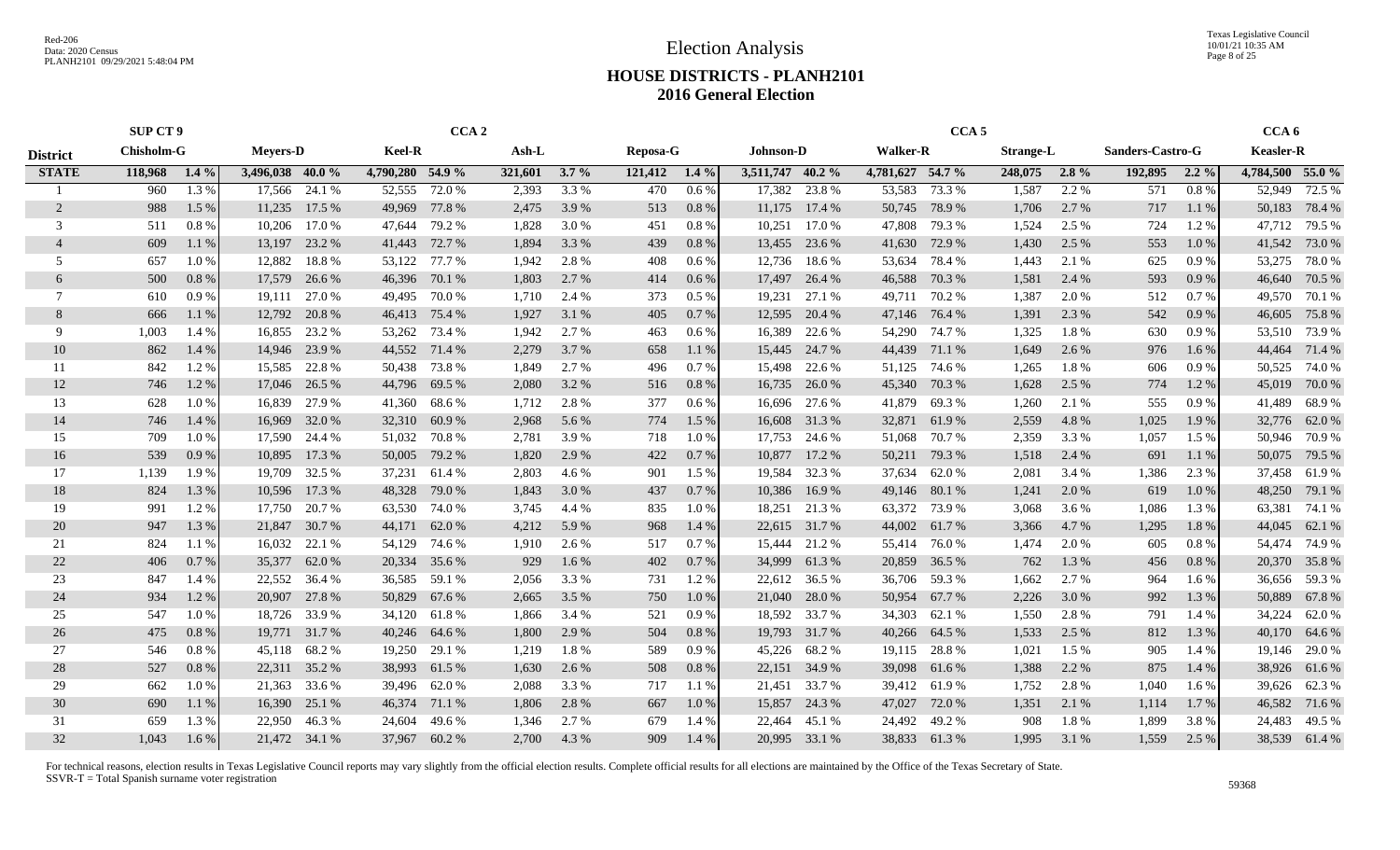Red-206
Data: 2020 Census
PLANH2101 09/29/2021 5:48:04 PM

# Election Analysis

## HOUSE DISTRICTS - PLANH2101
## 2016 General Election

| | SUP CT 9 | | | | CCA 2 | | | | | | | | CCA 5 | | | | | | | | CCA 6 | |
|---|---|---|---|---|---|---|---|---|---|---|---|---|---|---|---|---|---|---|---|---|---|---|
| **District** | **Chisholm-G** | | **Meyers-D** | | **Keel-R** | | **Ash-L** | | **Reposa-G** | | **Johnson-D** | | **Walker-R** | | **Strange-L** | | **Sanders-Castro-G** | | **Keasler-R** | |
| **STATE** | **118,968** | **1.4 %** | **3,496,038** | **40.0 %** | **4,790,280** | **54.9 %** | **321,601** | **3.7 %** | **121,412** | **1.4 %** | **3,511,747** | **40.2 %** | **4,781,627** | **54.7 %** | **248,075** | **2.8 %** | **192,895** | **2.2 %** | **4,784,500** | **55.0 %** |
| 1 | 960 | 1.3 % | 17,566 | 24.1 % | 52,555 | 72.0 % | 2,393 | 3.3 % | 470 | 0.6 % | 17,382 | 23.8 % | 53,583 | 73.3 % | 1,587 | 2.2 % | 571 | 0.8 % | 52,949 | 72.5 % |
| 2 | 988 | 1.5 % | 11,235 | 17.5 % | 49,969 | 77.8 % | 2,475 | 3.9 % | 513 | 0.8 % | 11,175 | 17.4 % | 50,745 | 78.9 % | 1,706 | 2.7 % | 717 | 1.1 % | 50,183 | 78.4 % |
| 3 | 511 | 0.8 % | 10,206 | 17.0 % | 47,644 | 79.2 % | 1,828 | 3.0 % | 451 | 0.8 % | 10,251 | 17.0 % | 47,808 | 79.3 % | 1,524 | 2.5 % | 724 | 1.2 % | 47,712 | 79.5 % |
| 4 | 609 | 1.1 % | 13,197 | 23.2 % | 41,443 | 72.7 % | 1,894 | 3.3 % | 439 | 0.8 % | 13,455 | 23.6 % | 41,630 | 72.9 % | 1,430 | 2.5 % | 553 | 1.0 % | 41,542 | 73.0 % |
| 5 | 657 | 1.0 % | 12,882 | 18.8 % | 53,122 | 77.7 % | 1,942 | 2.8 % | 408 | 0.6 % | 12,736 | 18.6 % | 53,634 | 78.4 % | 1,443 | 2.1 % | 625 | 0.9 % | 53,275 | 78.0 % |
| 6 | 500 | 0.8 % | 17,579 | 26.6 % | 46,396 | 70.1 % | 1,803 | 2.7 % | 414 | 0.6 % | 17,497 | 26.4 % | 46,588 | 70.3 % | 1,581 | 2.4 % | 593 | 0.9 % | 46,640 | 70.5 % |
| 7 | 610 | 0.9 % | 19,111 | 27.0 % | 49,495 | 70.0 % | 1,710 | 2.4 % | 373 | 0.5 % | 19,231 | 27.1 % | 49,711 | 70.2 % | 1,387 | 2.0 % | 512 | 0.7 % | 49,570 | 70.1 % |
| 8 | 666 | 1.1 % | 12,792 | 20.8 % | 46,413 | 75.4 % | 1,927 | 3.1 % | 405 | 0.7 % | 12,595 | 20.4 % | 47,146 | 76.4 % | 1,391 | 2.3 % | 542 | 0.9 % | 46,605 | 75.8 % |
| 9 | 1,003 | 1.4 % | 16,855 | 23.2 % | 53,262 | 73.4 % | 1,942 | 2.7 % | 463 | 0.6 % | 16,389 | 22.6 % | 54,290 | 74.7 % | 1,325 | 1.8 % | 630 | 0.9 % | 53,510 | 73.9 % |
| 10 | 862 | 1.4 % | 14,946 | 23.9 % | 44,552 | 71.4 % | 2,279 | 3.7 % | 658 | 1.1 % | 15,445 | 24.7 % | 44,439 | 71.1 % | 1,649 | 2.6 % | 976 | 1.6 % | 44,464 | 71.4 % |
| 11 | 842 | 1.2 % | 15,585 | 22.8 % | 50,438 | 73.8 % | 1,849 | 2.7 % | 496 | 0.7 % | 15,498 | 22.6 % | 51,125 | 74.6 % | 1,265 | 1.8 % | 606 | 0.9 % | 50,525 | 74.0 % |
| 12 | 746 | 1.2 % | 17,046 | 26.5 % | 44,796 | 69.5 % | 2,080 | 3.2 % | 516 | 0.8 % | 16,735 | 26.0 % | 45,340 | 70.3 % | 1,628 | 2.5 % | 774 | 1.2 % | 45,019 | 70.0 % |
| 13 | 628 | 1.0 % | 16,839 | 27.9 % | 41,360 | 68.6 % | 1,712 | 2.8 % | 377 | 0.6 % | 16,696 | 27.6 % | 41,879 | 69.3 % | 1,260 | 2.1 % | 555 | 0.9 % | 41,489 | 68.9 % |
| 14 | 746 | 1.4 % | 16,969 | 32.0 % | 32,310 | 60.9 % | 2,968 | 5.6 % | 774 | 1.5 % | 16,608 | 31.3 % | 32,871 | 61.9 % | 2,559 | 4.8 % | 1,025 | 1.9 % | 32,776 | 62.0 % |
| 15 | 709 | 1.0 % | 17,590 | 24.4 % | 51,032 | 70.8 % | 2,781 | 3.9 % | 718 | 1.0 % | 17,753 | 24.6 % | 51,068 | 70.7 % | 2,359 | 3.3 % | 1,057 | 1.5 % | 50,946 | 70.9 % |
| 16 | 539 | 0.9 % | 10,895 | 17.3 % | 50,005 | 79.2 % | 1,820 | 2.9 % | 422 | 0.7 % | 10,877 | 17.2 % | 50,211 | 79.3 % | 1,518 | 2.4 % | 691 | 1.1 % | 50,075 | 79.5 % |
| 17 | 1,139 | 1.9 % | 19,709 | 32.5 % | 37,231 | 61.4 % | 2,803 | 4.6 % | 901 | 1.5 % | 19,584 | 32.3 % | 37,634 | 62.0 % | 2,081 | 3.4 % | 1,386 | 2.3 % | 37,458 | 61.9 % |
| 18 | 824 | 1.3 % | 10,596 | 17.3 % | 48,328 | 79.0 % | 1,843 | 3.0 % | 437 | 0.7 % | 10,386 | 16.9 % | 49,146 | 80.1 % | 1,241 | 2.0 % | 619 | 1.0 % | 48,250 | 79.1 % |
| 19 | 991 | 1.2 % | 17,750 | 20.7 % | 63,530 | 74.0 % | 3,745 | 4.4 % | 835 | 1.0 % | 18,251 | 21.3 % | 63,372 | 73.9 % | 3,068 | 3.6 % | 1,086 | 1.3 % | 63,381 | 74.1 % |
| 20 | 947 | 1.3 % | 21,847 | 30.7 % | 44,171 | 62.0 % | 4,212 | 5.9 % | 968 | 1.4 % | 22,615 | 31.7 % | 44,002 | 61.7 % | 3,366 | 4.7 % | 1,295 | 1.8 % | 44,045 | 62.1 % |
| 21 | 824 | 1.1 % | 16,032 | 22.1 % | 54,129 | 74.6 % | 1,910 | 2.6 % | 517 | 0.7 % | 15,444 | 21.2 % | 55,414 | 76.0 % | 1,474 | 2.0 % | 605 | 0.8 % | 54,474 | 74.9 % |
| 22 | 406 | 0.7 % | 35,377 | 62.0 % | 20,334 | 35.6 % | 929 | 1.6 % | 402 | 0.7 % | 34,999 | 61.3 % | 20,859 | 36.5 % | 762 | 1.3 % | 456 | 0.8 % | 20,370 | 35.8 % |
| 23 | 847 | 1.4 % | 22,552 | 36.4 % | 36,585 | 59.1 % | 2,056 | 3.3 % | 731 | 1.2 % | 22,612 | 36.5 % | 36,706 | 59.3 % | 1,662 | 2.7 % | 964 | 1.6 % | 36,656 | 59.3 % |
| 24 | 934 | 1.2 % | 20,907 | 27.8 % | 50,829 | 67.6 % | 2,665 | 3.5 % | 750 | 1.0 % | 21,040 | 28.0 % | 50,954 | 67.7 % | 2,226 | 3.0 % | 992 | 1.3 % | 50,889 | 67.8 % |
| 25 | 547 | 1.0 % | 18,726 | 33.9 % | 34,120 | 61.8 % | 1,866 | 3.4 % | 521 | 0.9 % | 18,592 | 33.7 % | 34,303 | 62.1 % | 1,550 | 2.8 % | 791 | 1.4 % | 34,224 | 62.0 % |
| 26 | 475 | 0.8 % | 19,771 | 31.7 % | 40,246 | 64.6 % | 1,800 | 2.9 % | 504 | 0.8 % | 19,793 | 31.7 % | 40,266 | 64.5 % | 1,533 | 2.5 % | 812 | 1.3 % | 40,170 | 64.6 % |
| 27 | 546 | 0.8 % | 45,118 | 68.2 % | 19,250 | 29.1 % | 1,219 | 1.8 % | 589 | 0.9 % | 45,226 | 68.2 % | 19,115 | 28.8 % | 1,021 | 1.5 % | 905 | 1.4 % | 19,146 | 29.0 % |
| 28 | 527 | 0.8 % | 22,311 | 35.2 % | 38,993 | 61.5 % | 1,630 | 2.6 % | 508 | 0.8 % | 22,151 | 34.9 % | 39,098 | 61.6 % | 1,388 | 2.2 % | 875 | 1.4 % | 38,926 | 61.6 % |
| 29 | 662 | 1.0 % | 21,363 | 33.6 % | 39,496 | 62.0 % | 2,088 | 3.3 % | 717 | 1.1 % | 21,451 | 33.7 % | 39,412 | 61.9 % | 1,752 | 2.8 % | 1,040 | 1.6 % | 39,626 | 62.3 % |
| 30 | 690 | 1.1 % | 16,390 | 25.1 % | 46,374 | 71.1 % | 1,806 | 2.8 % | 667 | 1.0 % | 15,857 | 24.3 % | 47,027 | 72.0 % | 1,351 | 2.1 % | 1,114 | 1.7 % | 46,582 | 71.6 % |
| 31 | 659 | 1.3 % | 22,950 | 46.3 % | 24,604 | 49.6 % | 1,346 | 2.7 % | 679 | 1.4 % | 22,464 | 45.1 % | 24,492 | 49.2 % | 908 | 1.8 % | 1,899 | 3.8 % | 24,483 | 49.5 % |
| 32 | 1,043 | 1.6 % | 21,472 | 34.1 % | 37,967 | 60.2 % | 2,700 | 4.3 % | 909 | 1.4 % | 20,995 | 33.1 % | 38,833 | 61.3 % | 1,995 | 3.1 % | 1,559 | 2.5 % | 38,539 | 61.4 % |

For technical reasons, election results in Texas Legislative Council reports may vary slightly from the official election results. Complete official results for all elections are maintained by the Office of the Texas Secretary of State.
SSVR-T = Total Spanish surname voter registration

59368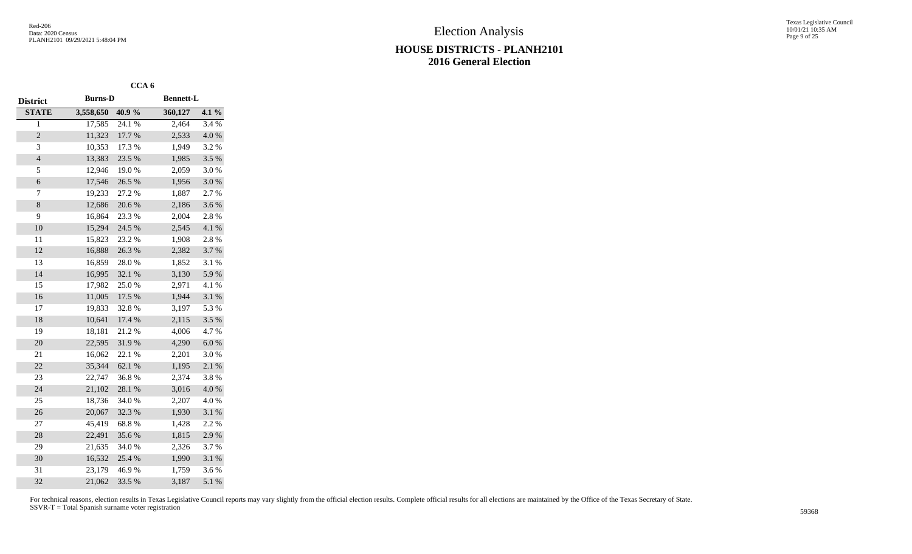# Election Analysis

## HOUSE DISTRICTS - PLANH2101
## 2016 General Election

| District | CCA 6 | | | |
|---|---|---|---|---|
| | Burns-D | | Bennett-L | |
| STATE | 3,558,650 | 40.9 % | 360,127 | 4.1 % |
| 1 | 17,585 | 24.1 % | 2,464 | 3.4 % |
| 2 | 11,323 | 17.7 % | 2,533 | 4.0 % |
| 3 | 10,353 | 17.3 % | 1,949 | 3.2 % |
| 4 | 13,383 | 23.5 % | 1,985 | 3.5 % |
| 5 | 12,946 | 19.0 % | 2,059 | 3.0 % |
| 6 | 17,546 | 26.5 % | 1,956 | 3.0 % |
| 7 | 19,233 | 27.2 % | 1,887 | 2.7 % |
| 8 | 12,686 | 20.6 % | 2,186 | 3.6 % |
| 9 | 16,864 | 23.3 % | 2,004 | 2.8 % |
| 10 | 15,294 | 24.5 % | 2,545 | 4.1 % |
| 11 | 15,823 | 23.2 % | 1,908 | 2.8 % |
| 12 | 16,888 | 26.3 % | 2,382 | 3.7 % |
| 13 | 16,859 | 28.0 % | 1,852 | 3.1 % |
| 14 | 16,995 | 32.1 % | 3,130 | 5.9 % |
| 15 | 17,982 | 25.0 % | 2,971 | 4.1 % |
| 16 | 11,005 | 17.5 % | 1,944 | 3.1 % |
| 17 | 19,833 | 32.8 % | 3,197 | 5.3 % |
| 18 | 10,641 | 17.4 % | 2,115 | 3.5 % |
| 19 | 18,181 | 21.2 % | 4,006 | 4.7 % |
| 20 | 22,595 | 31.9 % | 4,290 | 6.0 % |
| 21 | 16,062 | 22.1 % | 2,201 | 3.0 % |
| 22 | 35,344 | 62.1 % | 1,195 | 2.1 % |
| 23 | 22,747 | 36.8 % | 2,374 | 3.8 % |
| 24 | 21,102 | 28.1 % | 3,016 | 4.0 % |
| 25 | 18,736 | 34.0 % | 2,207 | 4.0 % |
| 26 | 20,067 | 32.3 % | 1,930 | 3.1 % |
| 27 | 45,419 | 68.8 % | 1,428 | 2.2 % |
| 28 | 22,491 | 35.6 % | 1,815 | 2.9 % |
| 29 | 21,635 | 34.0 % | 2,326 | 3.7 % |
| 30 | 16,532 | 25.4 % | 1,990 | 3.1 % |
| 31 | 23,179 | 46.9 % | 1,759 | 3.6 % |
| 32 | 21,062 | 33.5 % | 3,187 | 5.1 % |

For technical reasons, election results in Texas Legislative Council reports may vary slightly from the official election results. Complete official results for all elections are maintained by the Office of the Texas Secretary of State.
SSVR-T = Total Spanish surname voter registration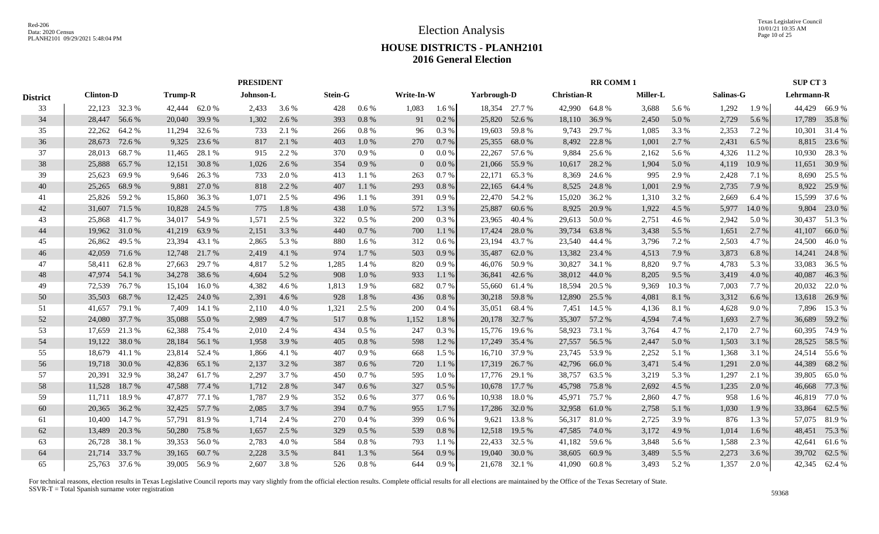# Election Analysis

## HOUSE DISTRICTS - PLANH2101
## 2016 General Election

| District | PRESIDENT | | | | | | | | | | RR COMM 1 | | | | | | | | SUP CT 3 | |
|---|---|---|---|---|---|---|---|---|---|---|---|---|---|---|---|---|---|---|---|---|
| | Clinton-D | | Trump-R | | Johnson-L | | Stein-G | | Write-In-W | | Yarbrough-D | | Christian-R | | Miller-L | | Salinas-G | | Lehrmann-R | |
| 33 | 22,123 | 32.3 % | 42,444 | 62.0 % | 2,433 | 3.6 % | 428 | 0.6 % | 1,083 | 1.6 % | 18,354 | 27.7 % | 42,990 | 64.8 % | 3,688 | 5.6 % | 1,292 | 1.9 % | 44,429 | 66.9 % |
| 34 | 28,447 | 56.6 % | 20,040 | 39.9 % | 1,302 | 2.6 % | 393 | 0.8 % | 91 | 0.2 % | 25,820 | 52.6 % | 18,110 | 36.9 % | 2,450 | 5.0 % | 2,729 | 5.6 % | 17,789 | 35.8 % |
| 35 | 22,262 | 64.2 % | 11,294 | 32.6 % | 733 | 2.1 % | 266 | 0.8 % | 96 | 0.3 % | 19,603 | 59.8 % | 9,743 | 29.7 % | 1,085 | 3.3 % | 2,353 | 7.2 % | 10,301 | 31.4 % |
| 36 | 28,673 | 72.6 % | 9,325 | 23.6 % | 817 | 2.1 % | 403 | 1.0 % | 270 | 0.7 % | 25,355 | 68.0 % | 8,492 | 22.8 % | 1,001 | 2.7 % | 2,431 | 6.5 % | 8,815 | 23.6 % |
| 37 | 28,013 | 68.7 % | 11,465 | 28.1 % | 915 | 2.2 % | 370 | 0.9 % | 0 | 0.0 % | 22,267 | 57.6 % | 9,884 | 25.6 % | 2,162 | 5.6 % | 4,326 | 11.2 % | 10,930 | 28.3 % |
| 38 | 25,888 | 65.7 % | 12,151 | 30.8 % | 1,026 | 2.6 % | 354 | 0.9 % | 0 | 0.0 % | 21,066 | 55.9 % | 10,617 | 28.2 % | 1,904 | 5.0 % | 4,119 | 10.9 % | 11,651 | 30.9 % |
| 39 | 25,623 | 69.9 % | 9,646 | 26.3 % | 733 | 2.0 % | 413 | 1.1 % | 263 | 0.7 % | 22,171 | 65.3 % | 8,369 | 24.6 % | 995 | 2.9 % | 2,428 | 7.1 % | 8,690 | 25.5 % |
| 40 | 25,265 | 68.9 % | 9,881 | 27.0 % | 818 | 2.2 % | 407 | 1.1 % | 293 | 0.8 % | 22,165 | 64.4 % | 8,525 | 24.8 % | 1,001 | 2.9 % | 2,735 | 7.9 % | 8,922 | 25.9 % |
| 41 | 25,826 | 59.2 % | 15,860 | 36.3 % | 1,071 | 2.5 % | 496 | 1.1 % | 391 | 0.9 % | 22,470 | 54.2 % | 15,020 | 36.2 % | 1,310 | 3.2 % | 2,669 | 6.4 % | 15,599 | 37.6 % |
| 42 | 31,607 | 71.5 % | 10,828 | 24.5 % | 775 | 1.8 % | 438 | 1.0 % | 572 | 1.3 % | 25,887 | 60.6 % | 8,925 | 20.9 % | 1,922 | 4.5 % | 5,977 | 14.0 % | 9,804 | 23.0 % |
| 43 | 25,868 | 41.7 % | 34,017 | 54.9 % | 1,571 | 2.5 % | 322 | 0.5 % | 200 | 0.3 % | 23,965 | 40.4 % | 29,613 | 50.0 % | 2,751 | 4.6 % | 2,942 | 5.0 % | 30,437 | 51.3 % |
| 44 | 19,962 | 31.0 % | 41,219 | 63.9 % | 2,151 | 3.3 % | 440 | 0.7 % | 700 | 1.1 % | 17,424 | 28.0 % | 39,734 | 63.8 % | 3,438 | 5.5 % | 1,651 | 2.7 % | 41,107 | 66.0 % |
| 45 | 26,862 | 49.5 % | 23,394 | 43.1 % | 2,865 | 5.3 % | 880 | 1.6 % | 312 | 0.6 % | 23,194 | 43.7 % | 23,540 | 44.4 % | 3,796 | 7.2 % | 2,503 | 4.7 % | 24,500 | 46.0 % |
| 46 | 42,059 | 71.6 % | 12,748 | 21.7 % | 2,419 | 4.1 % | 974 | 1.7 % | 503 | 0.9 % | 35,487 | 62.0 % | 13,382 | 23.4 % | 4,513 | 7.9 % | 3,873 | 6.8 % | 14,241 | 24.8 % |
| 47 | 58,411 | 62.8 % | 27,663 | 29.7 % | 4,817 | 5.2 % | 1,285 | 1.4 % | 820 | 0.9 % | 46,076 | 50.9 % | 30,827 | 34.1 % | 8,820 | 9.7 % | 4,783 | 5.3 % | 33,083 | 36.5 % |
| 48 | 47,974 | 54.1 % | 34,278 | 38.6 % | 4,604 | 5.2 % | 908 | 1.0 % | 933 | 1.1 % | 36,841 | 42.6 % | 38,012 | 44.0 % | 8,205 | 9.5 % | 3,419 | 4.0 % | 40,087 | 46.3 % |
| 49 | 72,539 | 76.7 % | 15,104 | 16.0 % | 4,382 | 4.6 % | 1,813 | 1.9 % | 682 | 0.7 % | 55,660 | 61.4 % | 18,594 | 20.5 % | 9,369 | 10.3 % | 7,003 | 7.7 % | 20,032 | 22.0 % |
| 50 | 35,503 | 68.7 % | 12,425 | 24.0 % | 2,391 | 4.6 % | 928 | 1.8 % | 436 | 0.8 % | 30,218 | 59.8 % | 12,890 | 25.5 % | 4,081 | 8.1 % | 3,312 | 6.6 % | 13,618 | 26.9 % |
| 51 | 41,657 | 79.1 % | 7,409 | 14.1 % | 2,110 | 4.0 % | 1,321 | 2.5 % | 200 | 0.4 % | 35,051 | 68.4 % | 7,451 | 14.5 % | 4,136 | 8.1 % | 4,628 | 9.0 % | 7,896 | 15.3 % |
| 52 | 24,080 | 37.7 % | 35,088 | 55.0 % | 2,989 | 4.7 % | 517 | 0.8 % | 1,152 | 1.8 % | 20,178 | 32.7 % | 35,307 | 57.2 % | 4,594 | 7.4 % | 1,693 | 2.7 % | 36,689 | 59.2 % |
| 53 | 17,659 | 21.3 % | 62,388 | 75.4 % | 2,010 | 2.4 % | 434 | 0.5 % | 247 | 0.3 % | 15,776 | 19.6 % | 58,923 | 73.1 % | 3,764 | 4.7 % | 2,170 | 2.7 % | 60,395 | 74.9 % |
| 54 | 19,122 | 38.0 % | 28,184 | 56.1 % | 1,958 | 3.9 % | 405 | 0.8 % | 598 | 1.2 % | 17,249 | 35.4 % | 27,557 | 56.5 % | 2,447 | 5.0 % | 1,503 | 3.1 % | 28,525 | 58.5 % |
| 55 | 18,679 | 41.1 % | 23,814 | 52.4 % | 1,866 | 4.1 % | 407 | 0.9 % | 668 | 1.5 % | 16,710 | 37.9 % | 23,745 | 53.9 % | 2,252 | 5.1 % | 1,368 | 3.1 % | 24,514 | 55.6 % |
| 56 | 19,718 | 30.0 % | 42,836 | 65.1 % | 2,137 | 3.2 % | 387 | 0.6 % | 720 | 1.1 % | 17,319 | 26.7 % | 42,796 | 66.0 % | 3,471 | 5.4 % | 1,291 | 2.0 % | 44,389 | 68.2 % |
| 57 | 20,391 | 32.9 % | 38,247 | 61.7 % | 2,297 | 3.7 % | 450 | 0.7 % | 595 | 1.0 % | 17,776 | 29.1 % | 38,757 | 63.5 % | 3,219 | 5.3 % | 1,297 | 2.1 % | 39,805 | 65.0 % |
| 58 | 11,528 | 18.7 % | 47,588 | 77.4 % | 1,712 | 2.8 % | 347 | 0.6 % | 327 | 0.5 % | 10,678 | 17.7 % | 45,798 | 75.8 % | 2,692 | 4.5 % | 1,235 | 2.0 % | 46,668 | 77.3 % |
| 59 | 11,711 | 18.9 % | 47,877 | 77.1 % | 1,787 | 2.9 % | 352 | 0.6 % | 377 | 0.6 % | 10,938 | 18.0 % | 45,971 | 75.7 % | 2,860 | 4.7 % | 958 | 1.6 % | 46,819 | 77.0 % |
| 60 | 20,365 | 36.2 % | 32,425 | 57.7 % | 2,085 | 3.7 % | 394 | 0.7 % | 955 | 1.7 % | 17,286 | 32.0 % | 32,958 | 61.0 % | 2,758 | 5.1 % | 1,030 | 1.9 % | 33,864 | 62.5 % |
| 61 | 10,400 | 14.7 % | 57,791 | 81.9 % | 1,714 | 2.4 % | 270 | 0.4 % | 399 | 0.6 % | 9,621 | 13.8 % | 56,317 | 81.0 % | 2,725 | 3.9 % | 876 | 1.3 % | 57,075 | 81.9 % |
| 62 | 13,489 | 20.3 % | 50,280 | 75.8 % | 1,657 | 2.5 % | 329 | 0.5 % | 539 | 0.8 % | 12,518 | 19.5 % | 47,585 | 74.0 % | 3,172 | 4.9 % | 1,014 | 1.6 % | 48,451 | 75.3 % |
| 63 | 26,728 | 38.1 % | 39,353 | 56.0 % | 2,783 | 4.0 % | 584 | 0.8 % | 793 | 1.1 % | 22,433 | 32.5 % | 41,182 | 59.6 % | 3,848 | 5.6 % | 1,588 | 2.3 % | 42,641 | 61.6 % |
| 64 | 21,714 | 33.7 % | 39,165 | 60.7 % | 2,228 | 3.5 % | 841 | 1.3 % | 564 | 0.9 % | 19,040 | 30.0 % | 38,605 | 60.9 % | 3,489 | 5.5 % | 2,273 | 3.6 % | 39,702 | 62.5 % |
| 65 | 25,763 | 37.6 % | 39,005 | 56.9 % | 2,607 | 3.8 % | 526 | 0.8 % | 644 | 0.9 % | 21,678 | 32.1 % | 41,090 | 60.8 % | 3,493 | 5.2 % | 1,357 | 2.0 % | 42,345 | 62.4 % |

For technical reasons, election results in Texas Legislative Council reports may vary slightly from the official election results. Complete official results for all elections are maintained by the Office of the Texas Secretary of State.
SSVR-T = Total Spanish surname voter registration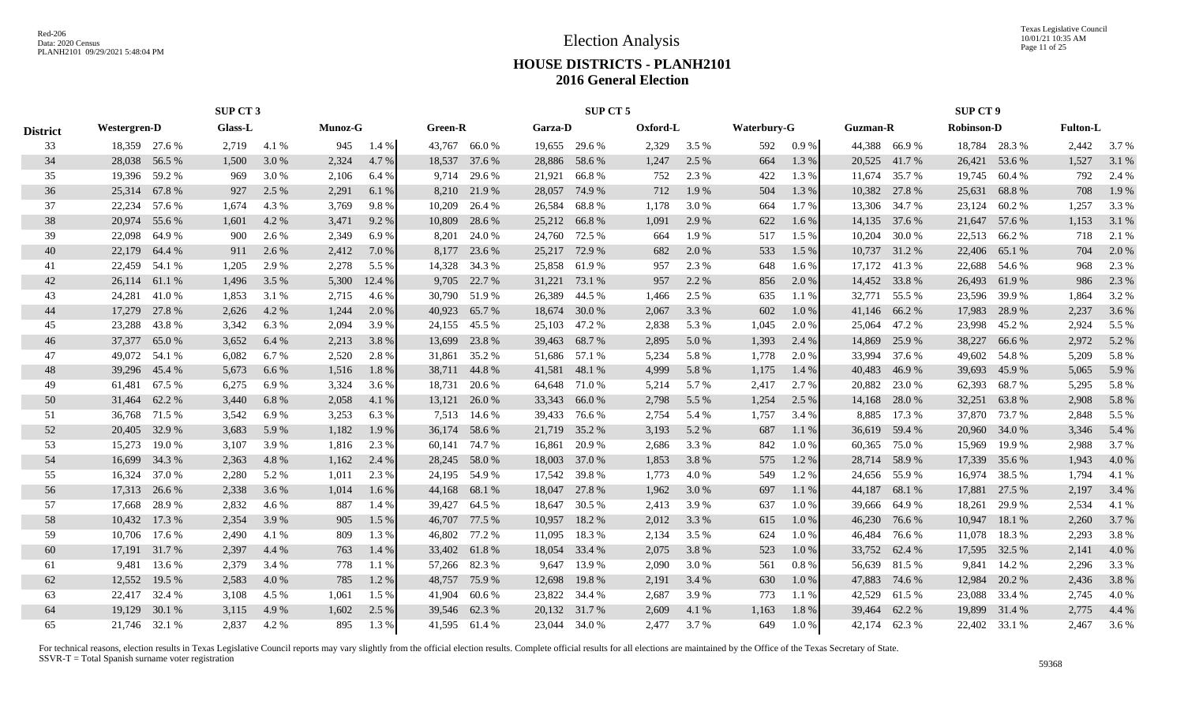# Election Analysis

## HOUSE DISTRICTS - PLANH2101
## 2016 General Election

| District | SUP CT 3 | | | | | | SUP CT 5 | | | | | | | | SUP CT 9 | | | | | |
|---|---|---|---|---|---|---|---|---|---|---|---|---|---|---|---|---|---|---|---|---|
| | Westergren-D | | Glass-L | | Munoz-G | | Green-R | | Garza-D | | Oxford-L | | Waterbury-G | | Guzman-R | | Robinson-D | | Fulton-L | |
| 33 | 18,359 | 27.6 % | 2,719 | 4.1 % | 945 | 1.4 % | 43,767 | 66.0 % | 19,655 | 29.6 % | 2,329 | 3.5 % | 592 | 0.9 % | 44,388 | 66.9 % | 18,784 | 28.3 % | 2,442 | 3.7 % |
| 34 | 28,038 | 56.5 % | 1,500 | 3.0 % | 2,324 | 4.7 % | 18,537 | 37.6 % | 28,886 | 58.6 % | 1,247 | 2.5 % | 664 | 1.3 % | 20,525 | 41.7 % | 26,421 | 53.6 % | 1,527 | 3.1 % |
| 35 | 19,396 | 59.2 % | 969 | 3.0 % | 2,106 | 6.4 % | 9,714 | 29.6 % | 21,921 | 66.8 % | 752 | 2.3 % | 422 | 1.3 % | 11,674 | 35.7 % | 19,745 | 60.4 % | 792 | 2.4 % |
| 36 | 25,314 | 67.8 % | 927 | 2.5 % | 2,291 | 6.1 % | 8,210 | 21.9 % | 28,057 | 74.9 % | 712 | 1.9 % | 504 | 1.3 % | 10,382 | 27.8 % | 25,631 | 68.8 % | 708 | 1.9 % |
| 37 | 22,234 | 57.6 % | 1,674 | 4.3 % | 3,769 | 9.8 % | 10,209 | 26.4 % | 26,584 | 68.8 % | 1,178 | 3.0 % | 664 | 1.7 % | 13,306 | 34.7 % | 23,124 | 60.2 % | 1,257 | 3.3 % |
| 38 | 20,974 | 55.6 % | 1,601 | 4.2 % | 3,471 | 9.2 % | 10,809 | 28.6 % | 25,212 | 66.8 % | 1,091 | 2.9 % | 622 | 1.6 % | 14,135 | 37.6 % | 21,647 | 57.6 % | 1,153 | 3.1 % |
| 39 | 22,098 | 64.9 % | 900 | 2.6 % | 2,349 | 6.9 % | 8,201 | 24.0 % | 24,760 | 72.5 % | 664 | 1.9 % | 517 | 1.5 % | 10,204 | 30.0 % | 22,513 | 66.2 % | 718 | 2.1 % |
| 40 | 22,179 | 64.4 % | 911 | 2.6 % | 2,412 | 7.0 % | 8,177 | 23.6 % | 25,217 | 72.9 % | 682 | 2.0 % | 533 | 1.5 % | 10,737 | 31.2 % | 22,406 | 65.1 % | 704 | 2.0 % |
| 41 | 22,459 | 54.1 % | 1,205 | 2.9 % | 2,278 | 5.5 % | 14,328 | 34.3 % | 25,858 | 61.9 % | 957 | 2.3 % | 648 | 1.6 % | 17,172 | 41.3 % | 22,688 | 54.6 % | 968 | 2.3 % |
| 42 | 26,114 | 61.1 % | 1,496 | 3.5 % | 5,300 | 12.4 % | 9,705 | 22.7 % | 31,221 | 73.1 % | 957 | 2.2 % | 856 | 2.0 % | 14,452 | 33.8 % | 26,493 | 61.9 % | 986 | 2.3 % |
| 43 | 24,281 | 41.0 % | 1,853 | 3.1 % | 2,715 | 4.6 % | 30,790 | 51.9 % | 26,389 | 44.5 % | 1,466 | 2.5 % | 635 | 1.1 % | 32,771 | 55.5 % | 23,596 | 39.9 % | 1,864 | 3.2 % |
| 44 | 17,279 | 27.8 % | 2,626 | 4.2 % | 1,244 | 2.0 % | 40,923 | 65.7 % | 18,674 | 30.0 % | 2,067 | 3.3 % | 602 | 1.0 % | 41,146 | 66.2 % | 17,983 | 28.9 % | 2,237 | 3.6 % |
| 45 | 23,288 | 43.8 % | 3,342 | 6.3 % | 2,094 | 3.9 % | 24,155 | 45.5 % | 25,103 | 47.2 % | 2,838 | 5.3 % | 1,045 | 2.0 % | 25,064 | 47.2 % | 23,998 | 45.2 % | 2,924 | 5.5 % |
| 46 | 37,377 | 65.0 % | 3,652 | 6.4 % | 2,213 | 3.8 % | 13,699 | 23.8 % | 39,463 | 68.7 % | 2,895 | 5.0 % | 1,393 | 2.4 % | 14,869 | 25.9 % | 38,227 | 66.6 % | 2,972 | 5.2 % |
| 47 | 49,072 | 54.1 % | 6,082 | 6.7 % | 2,520 | 2.8 % | 31,861 | 35.2 % | 51,686 | 57.1 % | 5,234 | 5.8 % | 1,778 | 2.0 % | 33,994 | 37.6 % | 49,602 | 54.8 % | 5,209 | 5.8 % |
| 48 | 39,296 | 45.4 % | 5,673 | 6.6 % | 1,516 | 1.8 % | 38,711 | 44.8 % | 41,581 | 48.1 % | 4,999 | 5.8 % | 1,175 | 1.4 % | 40,483 | 46.9 % | 39,693 | 45.9 % | 5,065 | 5.9 % |
| 49 | 61,481 | 67.5 % | 6,275 | 6.9 % | 3,324 | 3.6 % | 18,731 | 20.6 % | 64,648 | 71.0 % | 5,214 | 5.7 % | 2,417 | 2.7 % | 20,882 | 23.0 % | 62,393 | 68.7 % | 5,295 | 5.8 % |
| 50 | 31,464 | 62.2 % | 3,440 | 6.8 % | 2,058 | 4.1 % | 13,121 | 26.0 % | 33,343 | 66.0 % | 2,798 | 5.5 % | 1,254 | 2.5 % | 14,168 | 28.0 % | 32,251 | 63.8 % | 2,908 | 5.8 % |
| 51 | 36,768 | 71.5 % | 3,542 | 6.9 % | 3,253 | 6.3 % | 7,513 | 14.6 % | 39,433 | 76.6 % | 2,754 | 5.4 % | 1,757 | 3.4 % | 8,885 | 17.3 % | 37,870 | 73.7 % | 2,848 | 5.5 % |
| 52 | 20,405 | 32.9 % | 3,683 | 5.9 % | 1,182 | 1.9 % | 36,174 | 58.6 % | 21,719 | 35.2 % | 3,193 | 5.2 % | 687 | 1.1 % | 36,619 | 59.4 % | 20,960 | 34.0 % | 3,346 | 5.4 % |
| 53 | 15,273 | 19.0 % | 3,107 | 3.9 % | 1,816 | 2.3 % | 60,141 | 74.7 % | 16,861 | 20.9 % | 2,686 | 3.3 % | 842 | 1.0 % | 60,365 | 75.0 % | 15,969 | 19.9 % | 2,988 | 3.7 % |
| 54 | 16,699 | 34.3 % | 2,363 | 4.8 % | 1,162 | 2.4 % | 28,245 | 58.0 % | 18,003 | 37.0 % | 1,853 | 3.8 % | 575 | 1.2 % | 28,714 | 58.9 % | 17,339 | 35.6 % | 1,943 | 4.0 % |
| 55 | 16,324 | 37.0 % | 2,280 | 5.2 % | 1,011 | 2.3 % | 24,195 | 54.9 % | 17,542 | 39.8 % | 1,773 | 4.0 % | 549 | 1.2 % | 24,656 | 55.9 % | 16,974 | 38.5 % | 1,794 | 4.1 % |
| 56 | 17,313 | 26.6 % | 2,338 | 3.6 % | 1,014 | 1.6 % | 44,168 | 68.1 % | 18,047 | 27.8 % | 1,962 | 3.0 % | 697 | 1.1 % | 44,187 | 68.1 % | 17,881 | 27.5 % | 2,197 | 3.4 % |
| 57 | 17,668 | 28.9 % | 2,832 | 4.6 % | 887 | 1.4 % | 39,427 | 64.5 % | 18,647 | 30.5 % | 2,413 | 3.9 % | 637 | 1.0 % | 39,666 | 64.9 % | 18,261 | 29.9 % | 2,534 | 4.1 % |
| 58 | 10,432 | 17.3 % | 2,354 | 3.9 % | 905 | 1.5 % | 46,707 | 77.5 % | 10,957 | 18.2 % | 2,012 | 3.3 % | 615 | 1.0 % | 46,230 | 76.6 % | 10,947 | 18.1 % | 2,260 | 3.7 % |
| 59 | 10,706 | 17.6 % | 2,490 | 4.1 % | 809 | 1.3 % | 46,802 | 77.2 % | 11,095 | 18.3 % | 2,134 | 3.5 % | 624 | 1.0 % | 46,484 | 76.6 % | 11,078 | 18.3 % | 2,293 | 3.8 % |
| 60 | 17,191 | 31.7 % | 2,397 | 4.4 % | 763 | 1.4 % | 33,402 | 61.8 % | 18,054 | 33.4 % | 2,075 | 3.8 % | 523 | 1.0 % | 33,752 | 62.4 % | 17,595 | 32.5 % | 2,141 | 4.0 % |
| 61 | 9,481 | 13.6 % | 2,379 | 3.4 % | 778 | 1.1 % | 57,266 | 82.3 % | 9,647 | 13.9 % | 2,090 | 3.0 % | 561 | 0.8 % | 56,639 | 81.5 % | 9,841 | 14.2 % | 2,296 | 3.3 % |
| 62 | 12,552 | 19.5 % | 2,583 | 4.0 % | 785 | 1.2 % | 48,757 | 75.9 % | 12,698 | 19.8 % | 2,191 | 3.4 % | 630 | 1.0 % | 47,883 | 74.6 % | 12,984 | 20.2 % | 2,436 | 3.8 % |
| 63 | 22,417 | 32.4 % | 3,108 | 4.5 % | 1,061 | 1.5 % | 41,904 | 60.6 % | 23,822 | 34.4 % | 2,687 | 3.9 % | 773 | 1.1 % | 42,529 | 61.5 % | 23,088 | 33.4 % | 2,745 | 4.0 % |
| 64 | 19,129 | 30.1 % | 3,115 | 4.9 % | 1,602 | 2.5 % | 39,546 | 62.3 % | 20,132 | 31.7 % | 2,609 | 4.1 % | 1,163 | 1.8 % | 39,464 | 62.2 % | 19,899 | 31.4 % | 2,775 | 4.4 % |
| 65 | 21,746 | 32.1 % | 2,837 | 4.2 % | 895 | 1.3 % | 41,595 | 61.4 % | 23,044 | 34.0 % | 2,477 | 3.7 % | 649 | 1.0 % | 42,174 | 62.3 % | 22,402 | 33.1 % | 2,467 | 3.6 % |

For technical reasons, election results in Texas Legislative Council reports may vary slightly from the official election results. Complete official results for all elections are maintained by the Office of the Texas Secretary of State.
SSVR-T = Total Spanish surname voter registration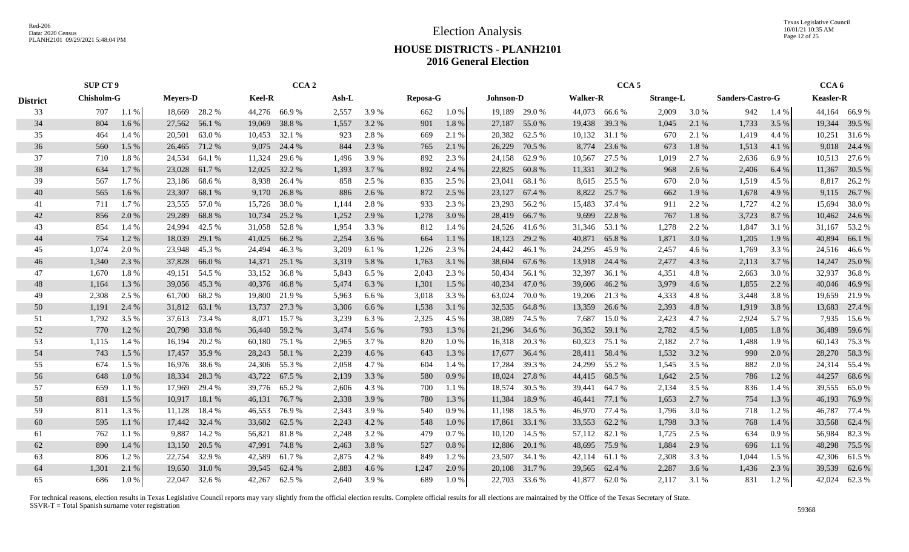# Election Analysis

## HOUSE DISTRICTS - PLANH2101
## 2016 General Election

| District | SUP CT 9 | | CCA 2 | | | | | | | | CCA 5 | | | | | | | | | | CCA 6 | |
|---|---|---|---|---|---|---|---|---|---|---|---|---|---|---|---|---|---|---|---|---|---|---|
| | Chisholm-G | | Meyers-D | | Keel-R | | Ash-L | | Reposa-G | | Johnson-D | | Walker-R | | Strange-L | | Sanders-Castro-G | | | | Keasler-R | |
| 33 | 707 | 1.1 % | 18,669 | 28.2 % | 44,276 | 66.9 % | 2,557 | 3.9 % | 662 | 1.0 % | 19,189 | 29.0 % | 44,073 | 66.6 % | 2,009 | 3.0 % | 942 | 1.4 % | | | 44,164 | 66.9 % |
| 34 | 804 | 1.6 % | 27,562 | 56.1 % | 19,069 | 38.8 % | 1,557 | 3.2 % | 901 | 1.8 % | 27,187 | 55.0 % | 19,438 | 39.3 % | 1,045 | 2.1 % | 1,733 | 3.5 % | | | 19,344 | 39.5 % |
| 35 | 464 | 1.4 % | 20,501 | 63.0 % | 10,453 | 32.1 % | 923 | 2.8 % | 669 | 2.1 % | 20,382 | 62.5 % | 10,132 | 31.1 % | 670 | 2.1 % | 1,419 | 4.4 % | | | 10,251 | 31.6 % |
| 36 | 560 | 1.5 % | 26,465 | 71.2 % | 9,075 | 24.4 % | 844 | 2.3 % | 765 | 2.1 % | 26,229 | 70.5 % | 8,774 | 23.6 % | 673 | 1.8 % | 1,513 | 4.1 % | | | 9,018 | 24.4 % |
| 37 | 710 | 1.8 % | 24,534 | 64.1 % | 11,324 | 29.6 % | 1,496 | 3.9 % | 892 | 2.3 % | 24,158 | 62.9 % | 10,567 | 27.5 % | 1,019 | 2.7 % | 2,636 | 6.9 % | | | 10,513 | 27.6 % |
| 38 | 634 | 1.7 % | 23,028 | 61.7 % | 12,025 | 32.2 % | 1,393 | 3.7 % | 892 | 2.4 % | 22,825 | 60.8 % | 11,331 | 30.2 % | 968 | 2.6 % | 2,406 | 6.4 % | | | 11,367 | 30.5 % |
| 39 | 567 | 1.7 % | 23,186 | 68.6 % | 8,938 | 26.4 % | 858 | 2.5 % | 835 | 2.5 % | 23,041 | 68.1 % | 8,615 | 25.5 % | 670 | 2.0 % | 1,519 | 4.5 % | | | 8,817 | 26.2 % |
| 40 | 565 | 1.6 % | 23,307 | 68.1 % | 9,170 | 26.8 % | 886 | 2.6 % | 872 | 2.5 % | 23,127 | 67.4 % | 8,822 | 25.7 % | 662 | 1.9 % | 1,678 | 4.9 % | | | 9,115 | 26.7 % |
| 41 | 711 | 1.7 % | 23,555 | 57.0 % | 15,726 | 38.0 % | 1,144 | 2.8 % | 933 | 2.3 % | 23,293 | 56.2 % | 15,483 | 37.4 % | 911 | 2.2 % | 1,727 | 4.2 % | | | 15,694 | 38.0 % |
| 42 | 856 | 2.0 % | 29,289 | 68.8 % | 10,734 | 25.2 % | 1,252 | 2.9 % | 1,278 | 3.0 % | 28,419 | 66.7 % | 9,699 | 22.8 % | 767 | 1.8 % | 3,723 | 8.7 % | | | 10,462 | 24.6 % |
| 43 | 854 | 1.4 % | 24,994 | 42.5 % | 31,058 | 52.8 % | 1,954 | 3.3 % | 812 | 1.4 % | 24,526 | 41.6 % | 31,346 | 53.1 % | 1,278 | 2.2 % | 1,847 | 3.1 % | | | 31,167 | 53.2 % |
| 44 | 754 | 1.2 % | 18,039 | 29.1 % | 41,025 | 66.2 % | 2,254 | 3.6 % | 664 | 1.1 % | 18,123 | 29.2 % | 40,871 | 65.8 % | 1,871 | 3.0 % | 1,205 | 1.9 % | | | 40,894 | 66.1 % |
| 45 | 1,074 | 2.0 % | 23,948 | 45.3 % | 24,494 | 46.3 % | 3,209 | 6.1 % | 1,226 | 2.3 % | 24,442 | 46.1 % | 24,295 | 45.9 % | 2,457 | 4.6 % | 1,769 | 3.3 % | | | 24,516 | 46.6 % |
| 46 | 1,340 | 2.3 % | 37,828 | 66.0 % | 14,371 | 25.1 % | 3,319 | 5.8 % | 1,763 | 3.1 % | 38,604 | 67.6 % | 13,918 | 24.4 % | 2,477 | 4.3 % | 2,113 | 3.7 % | | | 14,247 | 25.0 % |
| 47 | 1,670 | 1.8 % | 49,151 | 54.5 % | 33,152 | 36.8 % | 5,843 | 6.5 % | 2,043 | 2.3 % | 50,434 | 56.1 % | 32,397 | 36.1 % | 4,351 | 4.8 % | 2,663 | 3.0 % | | | 32,937 | 36.8 % |
| 48 | 1,164 | 1.3 % | 39,056 | 45.3 % | 40,376 | 46.8 % | 5,474 | 6.3 % | 1,301 | 1.5 % | 40,234 | 47.0 % | 39,606 | 46.2 % | 3,979 | 4.6 % | 1,855 | 2.2 % | | | 40,046 | 46.9 % |
| 49 | 2,308 | 2.5 % | 61,700 | 68.2 % | 19,800 | 21.9 % | 5,963 | 6.6 % | 3,018 | 3.3 % | 63,024 | 70.0 % | 19,206 | 21.3 % | 4,333 | 4.8 % | 3,448 | 3.8 % | | | 19,659 | 21.9 % |
| 50 | 1,191 | 2.4 % | 31,812 | 63.1 % | 13,737 | 27.3 % | 3,306 | 6.6 % | 1,538 | 3.1 % | 32,535 | 64.8 % | 13,359 | 26.6 % | 2,393 | 4.8 % | 1,919 | 3.8 % | | | 13,683 | 27.4 % |
| 51 | 1,792 | 3.5 % | 37,613 | 73.4 % | 8,071 | 15.7 % | 3,239 | 6.3 % | 2,325 | 4.5 % | 38,089 | 74.5 % | 7,687 | 15.0 % | 2,423 | 4.7 % | 2,924 | 5.7 % | | | 7,935 | 15.6 % |
| 52 | 770 | 1.2 % | 20,798 | 33.8 % | 36,440 | 59.2 % | 3,474 | 5.6 % | 793 | 1.3 % | 21,296 | 34.6 % | 36,352 | 59.1 % | 2,782 | 4.5 % | 1,085 | 1.8 % | | | 36,489 | 59.6 % |
| 53 | 1,115 | 1.4 % | 16,194 | 20.2 % | 60,180 | 75.1 % | 2,965 | 3.7 % | 820 | 1.0 % | 16,318 | 20.3 % | 60,323 | 75.1 % | 2,182 | 2.7 % | 1,488 | 1.9 % | | | 60,143 | 75.3 % |
| 54 | 743 | 1.5 % | 17,457 | 35.9 % | 28,243 | 58.1 % | 2,239 | 4.6 % | 643 | 1.3 % | 17,677 | 36.4 % | 28,411 | 58.4 % | 1,532 | 3.2 % | 990 | 2.0 % | | | 28,270 | 58.3 % |
| 55 | 674 | 1.5 % | 16,976 | 38.6 % | 24,306 | 55.3 % | 2,058 | 4.7 % | 604 | 1.4 % | 17,284 | 39.3 % | 24,299 | 55.2 % | 1,545 | 3.5 % | 882 | 2.0 % | | | 24,314 | 55.4 % |
| 56 | 648 | 1.0 % | 18,334 | 28.3 % | 43,722 | 67.5 % | 2,139 | 3.3 % | 580 | 0.9 % | 18,024 | 27.8 % | 44,415 | 68.5 % | 1,642 | 2.5 % | 786 | 1.2 % | | | 44,257 | 68.6 % |
| 57 | 659 | 1.1 % | 17,969 | 29.4 % | 39,776 | 65.2 % | 2,606 | 4.3 % | 700 | 1.1 % | 18,574 | 30.5 % | 39,441 | 64.7 % | 2,134 | 3.5 % | 836 | 1.4 % | | | 39,555 | 65.0 % |
| 58 | 881 | 1.5 % | 10,917 | 18.1 % | 46,131 | 76.7 % | 2,338 | 3.9 % | 780 | 1.3 % | 11,384 | 18.9 % | 46,441 | 77.1 % | 1,653 | 2.7 % | 754 | 1.3 % | | | 46,193 | 76.9 % |
| 59 | 811 | 1.3 % | 11,128 | 18.4 % | 46,553 | 76.9 % | 2,343 | 3.9 % | 540 | 0.9 % | 11,198 | 18.5 % | 46,970 | 77.4 % | 1,796 | 3.0 % | 718 | 1.2 % | | | 46,787 | 77.4 % |
| 60 | 595 | 1.1 % | 17,442 | 32.4 % | 33,682 | 62.5 % | 2,243 | 4.2 % | 548 | 1.0 % | 17,861 | 33.1 % | 33,553 | 62.2 % | 1,798 | 3.3 % | 768 | 1.4 % | | | 33,568 | 62.4 % |
| 61 | 762 | 1.1 % | 9,887 | 14.2 % | 56,821 | 81.8 % | 2,248 | 3.2 % | 479 | 0.7 % | 10,120 | 14.5 % | 57,112 | 82.1 % | 1,725 | 2.5 % | 634 | 0.9 % | | | 56,984 | 82.3 % |
| 62 | 890 | 1.4 % | 13,150 | 20.5 % | 47,991 | 74.8 % | 2,463 | 3.8 % | 527 | 0.8 % | 12,886 | 20.1 % | 48,695 | 75.9 % | 1,884 | 2.9 % | 696 | 1.1 % | | | 48,298 | 75.5 % |
| 63 | 806 | 1.2 % | 22,754 | 32.9 % | 42,589 | 61.7 % | 2,875 | 4.2 % | 849 | 1.2 % | 23,507 | 34.1 % | 42,114 | 61.1 % | 2,308 | 3.3 % | 1,044 | 1.5 % | | | 42,306 | 61.5 % |
| 64 | 1,301 | 2.1 % | 19,650 | 31.0 % | 39,545 | 62.4 % | 2,883 | 4.6 % | 1,247 | 2.0 % | 20,108 | 31.7 % | 39,565 | 62.4 % | 2,287 | 3.6 % | 1,436 | 2.3 % | | | 39,539 | 62.6 % |
| 65 | 686 | 1.0 % | 22,047 | 32.6 % | 42,267 | 62.5 % | 2,640 | 3.9 % | 689 | 1.0 % | 22,703 | 33.6 % | 41,877 | 62.0 % | 2,117 | 3.1 % | 831 | 1.2 % | | | 42,024 | 62.3 % |

For technical reasons, election results in Texas Legislative Council reports may vary slightly from the official election results. Complete official results for all elections are maintained by the Office of the Texas Secretary of State.
SSVR-T = Total Spanish surname voter registration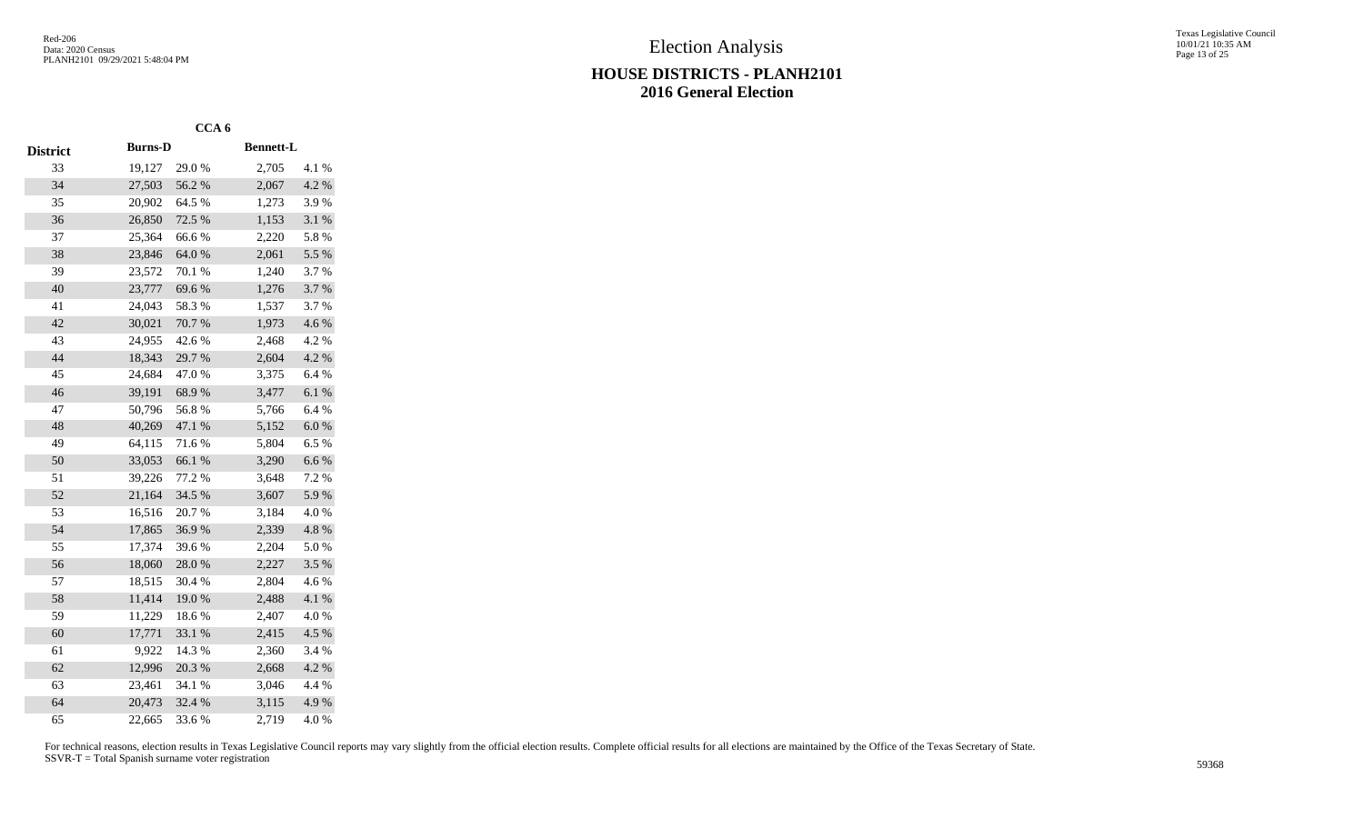# Election Analysis

## HOUSE DISTRICTS - PLANH2101
## 2016 General Election

| District | CCA 6 | | | |
|---|---|---|---|---|
| | Burns-D | | Bennett-L | |
| 33 | 19,127 | 29.0 % | 2,705 | 4.1 % |
| 34 | 27,503 | 56.2 % | 2,067 | 4.2 % |
| 35 | 20,902 | 64.5 % | 1,273 | 3.9 % |
| 36 | 26,850 | 72.5 % | 1,153 | 3.1 % |
| 37 | 25,364 | 66.6 % | 2,220 | 5.8 % |
| 38 | 23,846 | 64.0 % | 2,061 | 5.5 % |
| 39 | 23,572 | 70.1 % | 1,240 | 3.7 % |
| 40 | 23,777 | 69.6 % | 1,276 | 3.7 % |
| 41 | 24,043 | 58.3 % | 1,537 | 3.7 % |
| 42 | 30,021 | 70.7 % | 1,973 | 4.6 % |
| 43 | 24,955 | 42.6 % | 2,468 | 4.2 % |
| 44 | 18,343 | 29.7 % | 2,604 | 4.2 % |
| 45 | 24,684 | 47.0 % | 3,375 | 6.4 % |
| 46 | 39,191 | 68.9 % | 3,477 | 6.1 % |
| 47 | 50,796 | 56.8 % | 5,766 | 6.4 % |
| 48 | 40,269 | 47.1 % | 5,152 | 6.0 % |
| 49 | 64,115 | 71.6 % | 5,804 | 6.5 % |
| 50 | 33,053 | 66.1 % | 3,290 | 6.6 % |
| 51 | 39,226 | 77.2 % | 3,648 | 7.2 % |
| 52 | 21,164 | 34.5 % | 3,607 | 5.9 % |
| 53 | 16,516 | 20.7 % | 3,184 | 4.0 % |
| 54 | 17,865 | 36.9 % | 2,339 | 4.8 % |
| 55 | 17,374 | 39.6 % | 2,204 | 5.0 % |
| 56 | 18,060 | 28.0 % | 2,227 | 3.5 % |
| 57 | 18,515 | 30.4 % | 2,804 | 4.6 % |
| 58 | 11,414 | 19.0 % | 2,488 | 4.1 % |
| 59 | 11,229 | 18.6 % | 2,407 | 4.0 % |
| 60 | 17,771 | 33.1 % | 2,415 | 4.5 % |
| 61 | 9,922 | 14.3 % | 2,360 | 3.4 % |
| 62 | 12,996 | 20.3 % | 2,668 | 4.2 % |
| 63 | 23,461 | 34.1 % | 3,046 | 4.4 % |
| 64 | 20,473 | 32.4 % | 3,115 | 4.9 % |
| 65 | 22,665 | 33.6 % | 2,719 | 4.0 % |

For technical reasons, election results in Texas Legislative Council reports may vary slightly from the official election results. Complete official results for all elections are maintained by the Office of the Texas Secretary of State.
SSVR-T = Total Spanish surname voter registration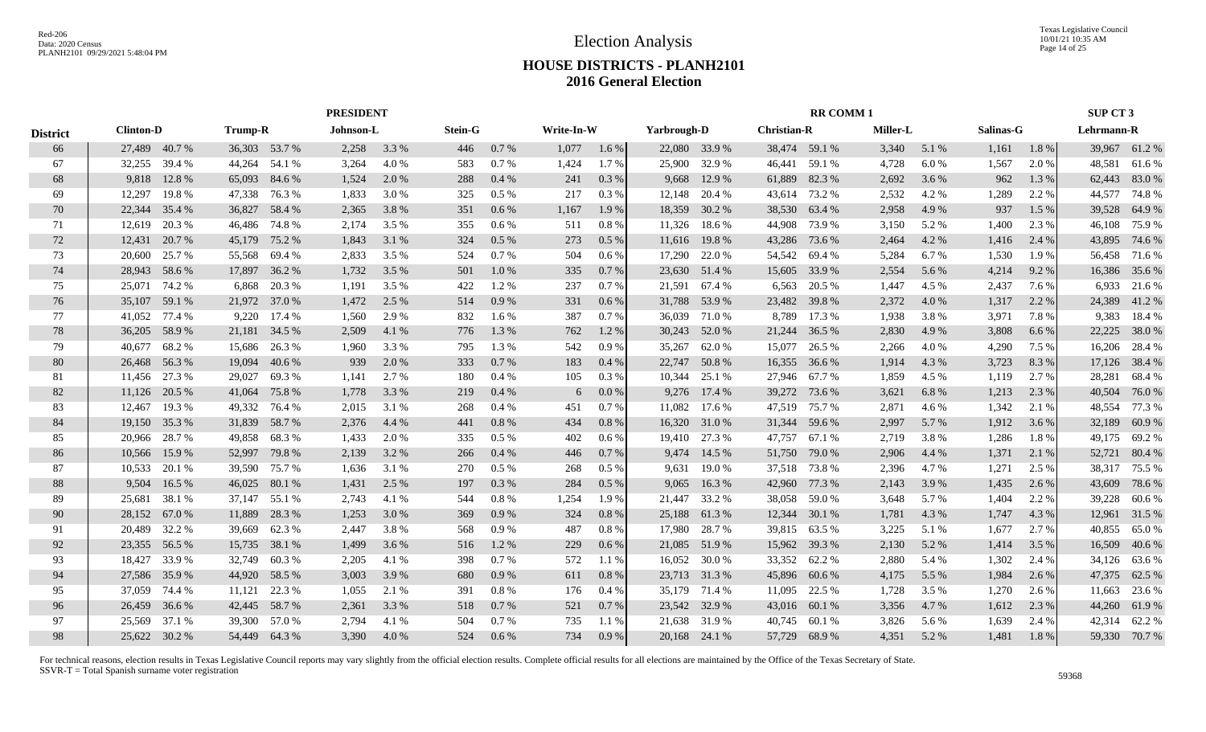# Election Analysis

## HOUSE DISTRICTS - PLANH2101
## 2016 General Election

| District | PRESIDENT | | | | | | | | | | RR COMM 1 | | | | | | | | SUP CT 3 | |
|---|---|---|---|---|---|---|---|---|---|---|---|---|---|---|---|---|---|---|---|---|
| | Clinton-D | | Trump-R | | Johnson-L | | Stein-G | | Write-In-W | | Yarbrough-D | | Christian-R | | Miller-L | | Salinas-G | | Lehrmann-R | |
| 66 | 27,489 | 40.7 % | 36,303 | 53.7 % | 2,258 | 3.3 % | 446 | 0.7 % | 1,077 | 1.6 % | 22,080 | 33.9 % | 38,474 | 59.1 % | 3,340 | 5.1 % | 1,161 | 1.8 % | 39,967 | 61.2 % |
| 67 | 32,255 | 39.4 % | 44,264 | 54.1 % | 3,264 | 4.0 % | 583 | 0.7 % | 1,424 | 1.7 % | 25,900 | 32.9 % | 46,441 | 59.1 % | 4,728 | 6.0 % | 1,567 | 2.0 % | 48,581 | 61.6 % |
| 68 | 9,818 | 12.8 % | 65,093 | 84.6 % | 1,524 | 2.0 % | 288 | 0.4 % | 241 | 0.3 % | 9,668 | 12.9 % | 61,889 | 82.3 % | 2,692 | 3.6 % | 962 | 1.3 % | 62,443 | 83.0 % |
| 69 | 12,297 | 19.8 % | 47,338 | 76.3 % | 1,833 | 3.0 % | 325 | 0.5 % | 217 | 0.3 % | 12,148 | 20.4 % | 43,614 | 73.2 % | 2,532 | 4.2 % | 1,289 | 2.2 % | 44,577 | 74.8 % |
| 70 | 22,344 | 35.4 % | 36,827 | 58.4 % | 2,365 | 3.8 % | 351 | 0.6 % | 1,167 | 1.9 % | 18,359 | 30.2 % | 38,530 | 63.4 % | 2,958 | 4.9 % | 937 | 1.5 % | 39,528 | 64.9 % |
| 71 | 12,619 | 20.3 % | 46,486 | 74.8 % | 2,174 | 3.5 % | 355 | 0.6 % | 511 | 0.8 % | 11,326 | 18.6 % | 44,908 | 73.9 % | 3,150 | 5.2 % | 1,400 | 2.3 % | 46,108 | 75.9 % |
| 72 | 12,431 | 20.7 % | 45,179 | 75.2 % | 1,843 | 3.1 % | 324 | 0.5 % | 273 | 0.5 % | 11,616 | 19.8 % | 43,286 | 73.6 % | 2,464 | 4.2 % | 1,416 | 2.4 % | 43,895 | 74.6 % |
| 73 | 20,600 | 25.7 % | 55,568 | 69.4 % | 2,833 | 3.5 % | 524 | 0.7 % | 504 | 0.6 % | 17,290 | 22.0 % | 54,542 | 69.4 % | 5,284 | 6.7 % | 1,530 | 1.9 % | 56,458 | 71.6 % |
| 74 | 28,943 | 58.6 % | 17,897 | 36.2 % | 1,732 | 3.5 % | 501 | 1.0 % | 335 | 0.7 % | 23,630 | 51.4 % | 15,605 | 33.9 % | 2,554 | 5.6 % | 4,214 | 9.2 % | 16,386 | 35.6 % |
| 75 | 25,071 | 74.2 % | 6,868 | 20.3 % | 1,191 | 3.5 % | 422 | 1.2 % | 237 | 0.7 % | 21,591 | 67.4 % | 6,563 | 20.5 % | 1,447 | 4.5 % | 2,437 | 7.6 % | 6,933 | 21.6 % |
| 76 | 35,107 | 59.1 % | 21,972 | 37.0 % | 1,472 | 2.5 % | 514 | 0.9 % | 331 | 0.6 % | 31,788 | 53.9 % | 23,482 | 39.8 % | 2,372 | 4.0 % | 1,317 | 2.2 % | 24,389 | 41.2 % |
| 77 | 41,052 | 77.4 % | 9,220 | 17.4 % | 1,560 | 2.9 % | 832 | 1.6 % | 387 | 0.7 % | 36,039 | 71.0 % | 8,789 | 17.3 % | 1,938 | 3.8 % | 3,971 | 7.8 % | 9,383 | 18.4 % |
| 78 | 36,205 | 58.9 % | 21,181 | 34.5 % | 2,509 | 4.1 % | 776 | 1.3 % | 762 | 1.2 % | 30,243 | 52.0 % | 21,244 | 36.5 % | 2,830 | 4.9 % | 3,808 | 6.6 % | 22,225 | 38.0 % |
| 79 | 40,677 | 68.2 % | 15,686 | 26.3 % | 1,960 | 3.3 % | 795 | 1.3 % | 542 | 0.9 % | 35,267 | 62.0 % | 15,077 | 26.5 % | 2,266 | 4.0 % | 4,290 | 7.5 % | 16,206 | 28.4 % |
| 80 | 26,468 | 56.3 % | 19,094 | 40.6 % | 939 | 2.0 % | 333 | 0.7 % | 183 | 0.4 % | 22,747 | 50.8 % | 16,355 | 36.6 % | 1,914 | 4.3 % | 3,723 | 8.3 % | 17,126 | 38.4 % |
| 81 | 11,456 | 27.3 % | 29,027 | 69.3 % | 1,141 | 2.7 % | 180 | 0.4 % | 105 | 0.3 % | 10,344 | 25.1 % | 27,946 | 67.7 % | 1,859 | 4.5 % | 1,119 | 2.7 % | 28,281 | 68.4 % |
| 82 | 11,126 | 20.5 % | 41,064 | 75.8 % | 1,778 | 3.3 % | 219 | 0.4 % | 6 | 0.0 % | 9,276 | 17.4 % | 39,272 | 73.6 % | 3,621 | 6.8 % | 1,213 | 2.3 % | 40,504 | 76.0 % |
| 83 | 12,467 | 19.3 % | 49,332 | 76.4 % | 2,015 | 3.1 % | 268 | 0.4 % | 451 | 0.7 % | 11,082 | 17.6 % | 47,519 | 75.7 % | 2,871 | 4.6 % | 1,342 | 2.1 % | 48,554 | 77.3 % |
| 84 | 19,150 | 35.3 % | 31,839 | 58.7 % | 2,376 | 4.4 % | 441 | 0.8 % | 434 | 0.8 % | 16,320 | 31.0 % | 31,344 | 59.6 % | 2,997 | 5.7 % | 1,912 | 3.6 % | 32,189 | 60.9 % |
| 85 | 20,966 | 28.7 % | 49,858 | 68.3 % | 1,433 | 2.0 % | 335 | 0.5 % | 402 | 0.6 % | 19,410 | 27.3 % | 47,757 | 67.1 % | 2,719 | 3.8 % | 1,286 | 1.8 % | 49,175 | 69.2 % |
| 86 | 10,566 | 15.9 % | 52,997 | 79.8 % | 2,139 | 3.2 % | 266 | 0.4 % | 446 | 0.7 % | 9,474 | 14.5 % | 51,750 | 79.0 % | 2,906 | 4.4 % | 1,371 | 2.1 % | 52,721 | 80.4 % |
| 87 | 10,533 | 20.1 % | 39,590 | 75.7 % | 1,636 | 3.1 % | 270 | 0.5 % | 268 | 0.5 % | 9,631 | 19.0 % | 37,518 | 73.8 % | 2,396 | 4.7 % | 1,271 | 2.5 % | 38,317 | 75.5 % |
| 88 | 9,504 | 16.5 % | 46,025 | 80.1 % | 1,431 | 2.5 % | 197 | 0.3 % | 284 | 0.5 % | 9,065 | 16.3 % | 42,960 | 77.3 % | 2,143 | 3.9 % | 1,435 | 2.6 % | 43,609 | 78.6 % |
| 89 | 25,681 | 38.1 % | 37,147 | 55.1 % | 2,743 | 4.1 % | 544 | 0.8 % | 1,254 | 1.9 % | 21,447 | 33.2 % | 38,058 | 59.0 % | 3,648 | 5.7 % | 1,404 | 2.2 % | 39,228 | 60.6 % |
| 90 | 28,152 | 67.0 % | 11,889 | 28.3 % | 1,253 | 3.0 % | 369 | 0.9 % | 324 | 0.8 % | 25,188 | 61.3 % | 12,344 | 30.1 % | 1,781 | 4.3 % | 1,747 | 4.3 % | 12,961 | 31.5 % |
| 91 | 20,489 | 32.2 % | 39,669 | 62.3 % | 2,447 | 3.8 % | 568 | 0.9 % | 487 | 0.8 % | 17,980 | 28.7 % | 39,815 | 63.5 % | 3,225 | 5.1 % | 1,677 | 2.7 % | 40,855 | 65.0 % |
| 92 | 23,355 | 56.5 % | 15,735 | 38.1 % | 1,499 | 3.6 % | 516 | 1.2 % | 229 | 0.6 % | 21,085 | 51.9 % | 15,962 | 39.3 % | 2,130 | 5.2 % | 1,414 | 3.5 % | 16,509 | 40.6 % |
| 93 | 18,427 | 33.9 % | 32,749 | 60.3 % | 2,205 | 4.1 % | 398 | 0.7 % | 572 | 1.1 % | 16,052 | 30.0 % | 33,352 | 62.2 % | 2,880 | 5.4 % | 1,302 | 2.4 % | 34,126 | 63.6 % |
| 94 | 27,586 | 35.9 % | 44,920 | 58.5 % | 3,003 | 3.9 % | 680 | 0.9 % | 611 | 0.8 % | 23,713 | 31.3 % | 45,896 | 60.6 % | 4,175 | 5.5 % | 1,984 | 2.6 % | 47,375 | 62.5 % |
| 95 | 37,059 | 74.4 % | 11,121 | 22.3 % | 1,055 | 2.1 % | 391 | 0.8 % | 176 | 0.4 % | 35,179 | 71.4 % | 11,095 | 22.5 % | 1,728 | 3.5 % | 1,270 | 2.6 % | 11,663 | 23.6 % |
| 96 | 26,459 | 36.6 % | 42,445 | 58.7 % | 2,361 | 3.3 % | 518 | 0.7 % | 521 | 0.7 % | 23,542 | 32.9 % | 43,016 | 60.1 % | 3,356 | 4.7 % | 1,612 | 2.3 % | 44,260 | 61.9 % |
| 97 | 25,569 | 37.1 % | 39,300 | 57.0 % | 2,794 | 4.1 % | 504 | 0.7 % | 735 | 1.1 % | 21,638 | 31.9 % | 40,745 | 60.1 % | 3,826 | 5.6 % | 1,639 | 2.4 % | 42,314 | 62.2 % |
| 98 | 25,622 | 30.2 % | 54,449 | 64.3 % | 3,390 | 4.0 % | 524 | 0.6 % | 734 | 0.9 % | 20,168 | 24.1 % | 57,729 | 68.9 % | 4,351 | 5.2 % | 1,481 | 1.8 % | 59,330 | 70.7 % |

For technical reasons, election results in Texas Legislative Council reports may vary slightly from the official election results. Complete official results for all elections are maintained by the Office of the Texas Secretary of State.
SSVR-T = Total Spanish surname voter registration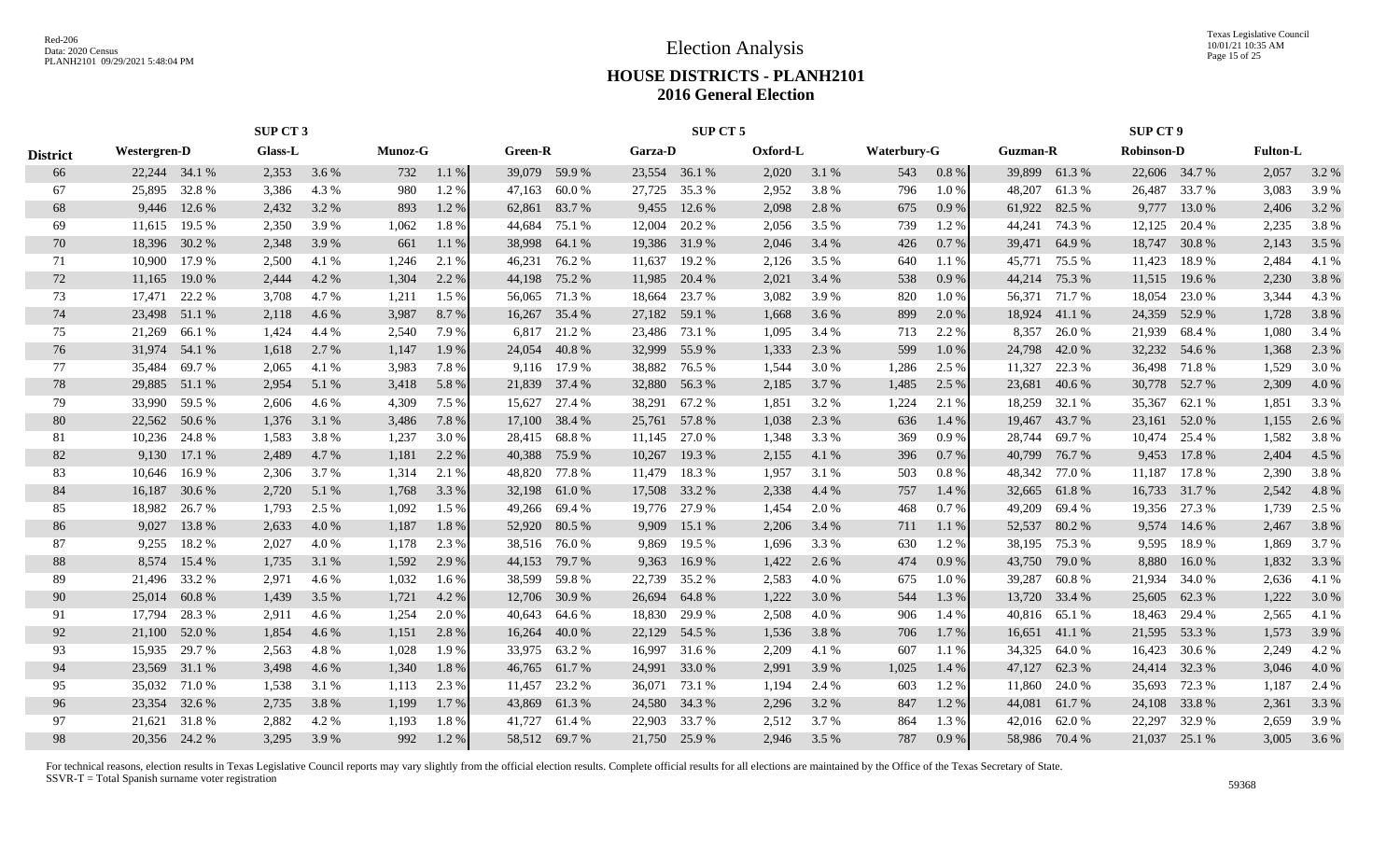# Election Analysis

## HOUSE DISTRICTS - PLANH2101

## 2016 General Election

Red-206
Data: 2020 Census
PLANH2101 09/29/2021 5:48:04 PM

Texas Legislative Council
10/01/21 10:35 AM

| | SUP CT 3 | | | | | | SUP CT 5 | | | | | | | | SUP CT 9 | | | | | |
|---|---|---|---|---|---|---|---|---|---|---|---|---|---|---|---|---|---|---|---|---|
| District | Westergren-D | | Glass-L | | Munoz-G | | Green-R | | Garza-D | | Oxford-L | | Waterbury-G | | Guzman-R | | Robinson-D | | Fulton-L | |
| 66 | 22,244 | 34.1 % | 2,353 | 3.6 % | 732 | 1.1 % | 39,079 | 59.9 % | 23,554 | 36.1 % | 2,020 | 3.1 % | 543 | 0.8 % | 39,899 | 61.3 % | 22,606 | 34.7 % | 2,057 | 3.2 % |
| 67 | 25,895 | 32.8 % | 3,386 | 4.3 % | 980 | 1.2 % | 47,163 | 60.0 % | 27,725 | 35.3 % | 2,952 | 3.8 % | 796 | 1.0 % | 48,207 | 61.3 % | 26,487 | 33.7 % | 3,083 | 3.9 % |
| 68 | 9,446 | 12.6 % | 2,432 | 3.2 % | 893 | 1.2 % | 62,861 | 83.7 % | 9,455 | 12.6 % | 2,098 | 2.8 % | 675 | 0.9 % | 61,922 | 82.5 % | 9,777 | 13.0 % | 2,406 | 3.2 % |
| 69 | 11,615 | 19.5 % | 2,350 | 3.9 % | 1,062 | 1.8 % | 44,684 | 75.1 % | 12,004 | 20.2 % | 2,056 | 3.5 % | 739 | 1.2 % | 44,241 | 74.3 % | 12,125 | 20.4 % | 2,235 | 3.8 % |
| 70 | 18,396 | 30.2 % | 2,348 | 3.9 % | 661 | 1.1 % | 38,998 | 64.1 % | 19,386 | 31.9 % | 2,046 | 3.4 % | 426 | 0.7 % | 39,471 | 64.9 % | 18,747 | 30.8 % | 2,143 | 3.5 % |
| 71 | 10,900 | 17.9 % | 2,500 | 4.1 % | 1,246 | 2.1 % | 46,231 | 76.2 % | 11,637 | 19.2 % | 2,126 | 3.5 % | 640 | 1.1 % | 45,771 | 75.5 % | 11,423 | 18.9 % | 2,484 | 4.1 % |
| 72 | 11,165 | 19.0 % | 2,444 | 4.2 % | 1,304 | 2.2 % | 44,198 | 75.2 % | 11,985 | 20.4 % | 2,021 | 3.4 % | 538 | 0.9 % | 44,214 | 75.3 % | 11,515 | 19.6 % | 2,230 | 3.8 % |
| 73 | 17,471 | 22.2 % | 3,708 | 4.7 % | 1,211 | 1.5 % | 56,065 | 71.3 % | 18,664 | 23.7 % | 3,082 | 3.9 % | 820 | 1.0 % | 56,371 | 71.7 % | 18,054 | 23.0 % | 3,344 | 4.3 % |
| 74 | 23,498 | 51.1 % | 2,118 | 4.6 % | 3,987 | 8.7 % | 16,267 | 35.4 % | 27,182 | 59.1 % | 1,668 | 3.6 % | 899 | 2.0 % | 18,924 | 41.1 % | 24,359 | 52.9 % | 1,728 | 3.8 % |
| 75 | 21,269 | 66.1 % | 1,424 | 4.4 % | 2,540 | 7.9 % | 6,817 | 21.2 % | 23,486 | 73.1 % | 1,095 | 3.4 % | 713 | 2.2 % | 8,357 | 26.0 % | 21,939 | 68.4 % | 1,080 | 3.4 % |
| 76 | 31,974 | 54.1 % | 1,618 | 2.7 % | 1,147 | 1.9 % | 24,054 | 40.8 % | 32,999 | 55.9 % | 1,333 | 2.3 % | 599 | 1.0 % | 24,798 | 42.0 % | 32,232 | 54.6 % | 1,368 | 2.3 % |
| 77 | 35,484 | 69.7 % | 2,065 | 4.1 % | 3,983 | 7.8 % | 9,116 | 17.9 % | 38,882 | 76.5 % | 1,544 | 3.0 % | 1,286 | 2.5 % | 11,327 | 22.3 % | 36,498 | 71.8 % | 1,529 | 3.0 % |
| 78 | 29,885 | 51.1 % | 2,954 | 5.1 % | 3,418 | 5.8 % | 21,839 | 37.4 % | 32,880 | 56.3 % | 2,185 | 3.7 % | 1,485 | 2.5 % | 23,681 | 40.6 % | 30,778 | 52.7 % | 2,309 | 4.0 % |
| 79 | 33,990 | 59.5 % | 2,606 | 4.6 % | 4,309 | 7.5 % | 15,627 | 27.4 % | 38,291 | 67.2 % | 1,851 | 3.2 % | 1,224 | 2.1 % | 18,259 | 32.1 % | 35,367 | 62.1 % | 1,851 | 3.3 % |
| 80 | 22,562 | 50.6 % | 1,376 | 3.1 % | 3,486 | 7.8 % | 17,100 | 38.4 % | 25,761 | 57.8 % | 1,038 | 2.3 % | 636 | 1.4 % | 19,467 | 43.7 % | 23,161 | 52.0 % | 1,155 | 2.6 % |
| 81 | 10,236 | 24.8 % | 1,583 | 3.8 % | 1,237 | 3.0 % | 28,415 | 68.8 % | 11,145 | 27.0 % | 1,348 | 3.3 % | 369 | 0.9 % | 28,744 | 69.7 % | 10,474 | 25.4 % | 1,582 | 3.8 % |
| 82 | 9,130 | 17.1 % | 2,489 | 4.7 % | 1,181 | 2.2 % | 40,388 | 75.9 % | 10,267 | 19.3 % | 2,155 | 4.1 % | 396 | 0.7 % | 40,799 | 76.7 % | 9,453 | 17.8 % | 2,404 | 4.5 % |
| 83 | 10,646 | 16.9 % | 2,306 | 3.7 % | 1,314 | 2.1 % | 48,820 | 77.8 % | 11,479 | 18.3 % | 1,957 | 3.1 % | 503 | 0.8 % | 48,342 | 77.0 % | 11,187 | 17.8 % | 2,390 | 3.8 % |
| 84 | 16,187 | 30.6 % | 2,720 | 5.1 % | 1,768 | 3.3 % | 32,198 | 61.0 % | 17,508 | 33.2 % | 2,338 | 4.4 % | 757 | 1.4 % | 32,665 | 61.8 % | 16,733 | 31.7 % | 2,542 | 4.8 % |
| 85 | 18,982 | 26.7 % | 1,793 | 2.5 % | 1,092 | 1.5 % | 49,266 | 69.4 % | 19,776 | 27.9 % | 1,454 | 2.0 % | 468 | 0.7 % | 49,209 | 69.4 % | 19,356 | 27.3 % | 1,739 | 2.5 % |
| 86 | 9,027 | 13.8 % | 2,633 | 4.0 % | 1,187 | 1.8 % | 52,920 | 80.5 % | 9,909 | 15.1 % | 2,206 | 3.4 % | 711 | 1.1 % | 52,537 | 80.2 % | 9,574 | 14.6 % | 2,467 | 3.8 % |
| 87 | 9,255 | 18.2 % | 2,027 | 4.0 % | 1,178 | 2.3 % | 38,516 | 76.0 % | 9,869 | 19.5 % | 1,696 | 3.3 % | 630 | 1.2 % | 38,195 | 75.3 % | 9,595 | 18.9 % | 1,869 | 3.7 % |
| 88 | 8,574 | 15.4 % | 1,735 | 3.1 % | 1,592 | 2.9 % | 44,153 | 79.7 % | 9,363 | 16.9 % | 1,422 | 2.6 % | 474 | 0.9 % | 43,750 | 79.0 % | 8,880 | 16.0 % | 1,832 | 3.3 % |
| 89 | 21,496 | 33.2 % | 2,971 | 4.6 % | 1,032 | 1.6 % | 38,599 | 59.8 % | 22,739 | 35.2 % | 2,583 | 4.0 % | 675 | 1.0 % | 39,287 | 60.8 % | 21,934 | 34.0 % | 2,636 | 4.1 % |
| 90 | 25,014 | 60.8 % | 1,439 | 3.5 % | 1,721 | 4.2 % | 12,706 | 30.9 % | 26,694 | 64.8 % | 1,222 | 3.0 % | 544 | 1.3 % | 13,720 | 33.4 % | 25,605 | 62.3 % | 1,222 | 3.0 % |
| 91 | 17,794 | 28.3 % | 2,911 | 4.6 % | 1,254 | 2.0 % | 40,643 | 64.6 % | 18,830 | 29.9 % | 2,508 | 4.0 % | 906 | 1.4 % | 40,816 | 65.1 % | 18,463 | 29.4 % | 2,565 | 4.1 % |
| 92 | 21,100 | 52.0 % | 1,854 | 4.6 % | 1,151 | 2.8 % | 16,264 | 40.0 % | 22,129 | 54.5 % | 1,536 | 3.8 % | 706 | 1.7 % | 16,651 | 41.1 % | 21,595 | 53.3 % | 1,573 | 3.9 % |
| 93 | 15,935 | 29.7 % | 2,563 | 4.8 % | 1,028 | 1.9 % | 33,975 | 63.2 % | 16,997 | 31.6 % | 2,209 | 4.1 % | 607 | 1.1 % | 34,325 | 64.0 % | 16,423 | 30.6 % | 2,249 | 4.2 % |
| 94 | 23,569 | 31.1 % | 3,498 | 4.6 % | 1,340 | 1.8 % | 46,765 | 61.7 % | 24,991 | 33.0 % | 2,991 | 3.9 % | 1,025 | 1.4 % | 47,127 | 62.3 % | 24,414 | 32.3 % | 3,046 | 4.0 % |
| 95 | 35,032 | 71.0 % | 1,538 | 3.1 % | 1,113 | 2.3 % | 11,457 | 23.2 % | 36,071 | 73.1 % | 1,194 | 2.4 % | 603 | 1.2 % | 11,860 | 24.0 % | 35,693 | 72.3 % | 1,187 | 2.4 % |
| 96 | 23,354 | 32.6 % | 2,735 | 3.8 % | 1,199 | 1.7 % | 43,869 | 61.3 % | 24,580 | 34.3 % | 2,296 | 3.2 % | 847 | 1.2 % | 44,081 | 61.7 % | 24,108 | 33.8 % | 2,361 | 3.3 % |
| 97 | 21,621 | 31.8 % | 2,882 | 4.2 % | 1,193 | 1.8 % | 41,727 | 61.4 % | 22,903 | 33.7 % | 2,512 | 3.7 % | 864 | 1.3 % | 42,016 | 62.0 % | 22,297 | 32.9 % | 2,659 | 3.9 % |
| 98 | 20,356 | 24.2 % | 3,295 | 3.9 % | 992 | 1.2 % | 58,512 | 69.7 % | 21,750 | 25.9 % | 2,946 | 3.5 % | 787 | 0.9 % | 58,986 | 70.4 % | 21,037 | 25.1 % | 3,005 | 3.6 % |

For technical reasons, election results in Texas Legislative Council reports may vary slightly from the official election results. Complete official results for all elections are maintained by the Office of the Texas Secretary of State.
SSVR-T = Total Spanish surname voter registration

59368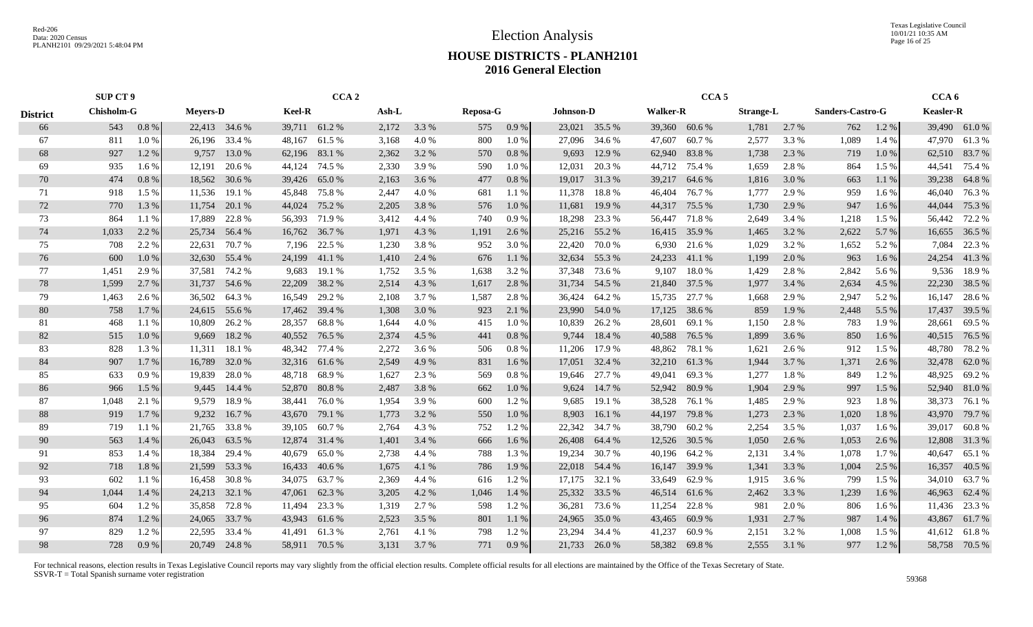# Election Analysis

## HOUSE DISTRICTS - PLANH2101
## 2016 General Election

| | SUP CT 9 | | CCA 2 | | | | | | | | CCA 5 | | | | | | | | CCA 6 | |
|---|---|---|---|---|---|---|---|---|---|---|---|---|---|---|---|---|---|---|---|---|
| District | Chisholm-G | | Meyers-D | | Keel-R | | Ash-L | | Reposa-G | | Johnson-D | | Walker-R | | Strange-L | | Sanders-Castro-G | | Keasler-R | |
| 66 | 543 | 0.8 % | 22,413 | 34.6 % | 39,711 | 61.2 % | 2,172 | 3.3 % | 575 | 0.9 % | 23,021 | 35.5 % | 39,360 | 60.6 % | 1,781 | 2.7 % | 762 | 1.2 % | 39,490 | 61.0 % |
| 67 | 811 | 1.0 % | 26,196 | 33.4 % | 48,167 | 61.5 % | 3,168 | 4.0 % | 800 | 1.0 % | 27,096 | 34.6 % | 47,607 | 60.7 % | 2,577 | 3.3 % | 1,089 | 1.4 % | 47,970 | 61.3 % |
| 68 | 927 | 1.2 % | 9,757 | 13.0 % | 62,196 | 83.1 % | 2,362 | 3.2 % | 570 | 0.8 % | 9,693 | 12.9 % | 62,940 | 83.8 % | 1,738 | 2.3 % | 719 | 1.0 % | 62,510 | 83.7 % |
| 69 | 935 | 1.6 % | 12,191 | 20.6 % | 44,124 | 74.5 % | 2,330 | 3.9 % | 590 | 1.0 % | 12,031 | 20.3 % | 44,712 | 75.4 % | 1,659 | 2.8 % | 864 | 1.5 % | 44,541 | 75.4 % |
| 70 | 474 | 0.8 % | 18,562 | 30.6 % | 39,426 | 65.0 % | 2,163 | 3.6 % | 477 | 0.8 % | 19,017 | 31.3 % | 39,217 | 64.6 % | 1,816 | 3.0 % | 663 | 1.1 % | 39,238 | 64.8 % |
| 71 | 918 | 1.5 % | 11,536 | 19.1 % | 45,848 | 75.8 % | 2,447 | 4.0 % | 681 | 1.1 % | 11,378 | 18.8 % | 46,404 | 76.7 % | 1,777 | 2.9 % | 959 | 1.6 % | 46,040 | 76.3 % |
| 72 | 770 | 1.3 % | 11,754 | 20.1 % | 44,024 | 75.2 % | 2,205 | 3.8 % | 576 | 1.0 % | 11,681 | 19.9 % | 44,317 | 75.5 % | 1,730 | 2.9 % | 947 | 1.6 % | 44,044 | 75.3 % |
| 73 | 864 | 1.1 % | 17,889 | 22.8 % | 56,393 | 71.9 % | 3,412 | 4.4 % | 740 | 0.9 % | 18,298 | 23.3 % | 56,447 | 71.8 % | 2,649 | 3.4 % | 1,218 | 1.5 % | 56,442 | 72.2 % |
| 74 | 1,033 | 2.2 % | 25,734 | 56.4 % | 16,762 | 36.7 % | 1,971 | 4.3 % | 1,191 | 2.6 % | 25,216 | 55.2 % | 16,415 | 35.9 % | 1,465 | 3.2 % | 2,622 | 5.7 % | 16,655 | 36.5 % |
| 75 | 708 | 2.2 % | 22,631 | 70.7 % | 7,196 | 22.5 % | 1,230 | 3.8 % | 952 | 3.0 % | 22,420 | 70.0 % | 6,930 | 21.6 % | 1,029 | 3.2 % | 1,652 | 5.2 % | 7,084 | 22.3 % |
| 76 | 600 | 1.0 % | 32,630 | 55.4 % | 24,199 | 41.1 % | 1,410 | 2.4 % | 676 | 1.1 % | 32,634 | 55.3 % | 24,233 | 41.1 % | 1,199 | 2.0 % | 963 | 1.6 % | 24,254 | 41.3 % |
| 77 | 1,451 | 2.9 % | 37,581 | 74.2 % | 9,683 | 19.1 % | 1,752 | 3.5 % | 1,638 | 3.2 % | 37,348 | 73.6 % | 9,107 | 18.0 % | 1,429 | 2.8 % | 2,842 | 5.6 % | 9,536 | 18.9 % |
| 78 | 1,599 | 2.7 % | 31,737 | 54.6 % | 22,209 | 38.2 % | 2,514 | 4.3 % | 1,617 | 2.8 % | 31,734 | 54.5 % | 21,840 | 37.5 % | 1,977 | 3.4 % | 2,634 | 4.5 % | 22,230 | 38.5 % |
| 79 | 1,463 | 2.6 % | 36,502 | 64.3 % | 16,549 | 29.2 % | 2,108 | 3.7 % | 1,587 | 2.8 % | 36,424 | 64.2 % | 15,735 | 27.7 % | 1,668 | 2.9 % | 2,947 | 5.2 % | 16,147 | 28.6 % |
| 80 | 758 | 1.7 % | 24,615 | 55.6 % | 17,462 | 39.4 % | 1,308 | 3.0 % | 923 | 2.1 % | 23,990 | 54.0 % | 17,125 | 38.6 % | 859 | 1.9 % | 2,448 | 5.5 % | 17,437 | 39.5 % |
| 81 | 468 | 1.1 % | 10,809 | 26.2 % | 28,357 | 68.8 % | 1,644 | 4.0 % | 415 | 1.0 % | 10,839 | 26.2 % | 28,601 | 69.1 % | 1,150 | 2.8 % | 783 | 1.9 % | 28,661 | 69.5 % |
| 82 | 515 | 1.0 % | 9,669 | 18.2 % | 40,552 | 76.5 % | 2,374 | 4.5 % | 441 | 0.8 % | 9,744 | 18.4 % | 40,588 | 76.5 % | 1,899 | 3.6 % | 850 | 1.6 % | 40,515 | 76.5 % |
| 83 | 828 | 1.3 % | 11,311 | 18.1 % | 48,342 | 77.4 % | 2,272 | 3.6 % | 506 | 0.8 % | 11,206 | 17.9 % | 48,862 | 78.1 % | 1,621 | 2.6 % | 912 | 1.5 % | 48,780 | 78.2 % |
| 84 | 907 | 1.7 % | 16,789 | 32.0 % | 32,316 | 61.6 % | 2,549 | 4.9 % | 831 | 1.6 % | 17,051 | 32.4 % | 32,210 | 61.3 % | 1,944 | 3.7 % | 1,371 | 2.6 % | 32,478 | 62.0 % |
| 85 | 633 | 0.9 % | 19,839 | 28.0 % | 48,718 | 68.9 % | 1,627 | 2.3 % | 569 | 0.8 % | 19,646 | 27.7 % | 49,041 | 69.3 % | 1,277 | 1.8 % | 849 | 1.2 % | 48,925 | 69.2 % |
| 86 | 966 | 1.5 % | 9,445 | 14.4 % | 52,870 | 80.8 % | 2,487 | 3.8 % | 662 | 1.0 % | 9,624 | 14.7 % | 52,942 | 80.9 % | 1,904 | 2.9 % | 997 | 1.5 % | 52,940 | 81.0 % |
| 87 | 1,048 | 2.1 % | 9,579 | 18.9 % | 38,441 | 76.0 % | 1,954 | 3.9 % | 600 | 1.2 % | 9,685 | 19.1 % | 38,528 | 76.1 % | 1,485 | 2.9 % | 923 | 1.8 % | 38,373 | 76.1 % |
| 88 | 919 | 1.7 % | 9,232 | 16.7 % | 43,670 | 79.1 % | 1,773 | 3.2 % | 550 | 1.0 % | 8,903 | 16.1 % | 44,197 | 79.8 % | 1,273 | 2.3 % | 1,020 | 1.8 % | 43,970 | 79.7 % |
| 89 | 719 | 1.1 % | 21,765 | 33.8 % | 39,105 | 60.7 % | 2,764 | 4.3 % | 752 | 1.2 % | 22,342 | 34.7 % | 38,790 | 60.2 % | 2,254 | 3.5 % | 1,037 | 1.6 % | 39,017 | 60.8 % |
| 90 | 563 | 1.4 % | 26,043 | 63.5 % | 12,874 | 31.4 % | 1,401 | 3.4 % | 666 | 1.6 % | 26,408 | 64.4 % | 12,526 | 30.5 % | 1,050 | 2.6 % | 1,053 | 2.6 % | 12,808 | 31.3 % |
| 91 | 853 | 1.4 % | 18,384 | 29.4 % | 40,679 | 65.0 % | 2,738 | 4.4 % | 788 | 1.3 % | 19,234 | 30.7 % | 40,196 | 64.2 % | 2,131 | 3.4 % | 1,078 | 1.7 % | 40,647 | 65.1 % |
| 92 | 718 | 1.8 % | 21,599 | 53.3 % | 16,433 | 40.6 % | 1,675 | 4.1 % | 786 | 1.9 % | 22,018 | 54.4 % | 16,147 | 39.9 % | 1,341 | 3.3 % | 1,004 | 2.5 % | 16,357 | 40.5 % |
| 93 | 602 | 1.1 % | 16,458 | 30.8 % | 34,075 | 63.7 % | 2,369 | 4.4 % | 616 | 1.2 % | 17,175 | 32.1 % | 33,649 | 62.9 % | 1,915 | 3.6 % | 799 | 1.5 % | 34,010 | 63.7 % |
| 94 | 1,044 | 1.4 % | 24,213 | 32.1 % | 47,061 | 62.3 % | 3,205 | 4.2 % | 1,046 | 1.4 % | 25,332 | 33.5 % | 46,514 | 61.6 % | 2,462 | 3.3 % | 1,239 | 1.6 % | 46,963 | 62.4 % |
| 95 | 604 | 1.2 % | 35,858 | 72.8 % | 11,494 | 23.3 % | 1,319 | 2.7 % | 598 | 1.2 % | 36,281 | 73.6 % | 11,254 | 22.8 % | 981 | 2.0 % | 806 | 1.6 % | 11,436 | 23.3 % |
| 96 | 874 | 1.2 % | 24,065 | 33.7 % | 43,943 | 61.6 % | 2,523 | 3.5 % | 801 | 1.1 % | 24,965 | 35.0 % | 43,465 | 60.9 % | 1,931 | 2.7 % | 987 | 1.4 % | 43,867 | 61.7 % |
| 97 | 829 | 1.2 % | 22,595 | 33.4 % | 41,491 | 61.3 % | 2,761 | 4.1 % | 798 | 1.2 % | 23,294 | 34.4 % | 41,237 | 60.9 % | 2,151 | 3.2 % | 1,008 | 1.5 % | 41,612 | 61.8 % |
| 98 | 728 | 0.9 % | 20,749 | 24.8 % | 58,911 | 70.5 % | 3,131 | 3.7 % | 771 | 0.9 % | 21,733 | 26.0 % | 58,382 | 69.8 % | 2,555 | 3.1 % | 977 | 1.2 % | 58,758 | 70.5 % |

For technical reasons, election results in Texas Legislative Council reports may vary slightly from the official election results. Complete official results for all elections are maintained by the Office of the Texas Secretary of State.
SSVR-T = Total Spanish surname voter registration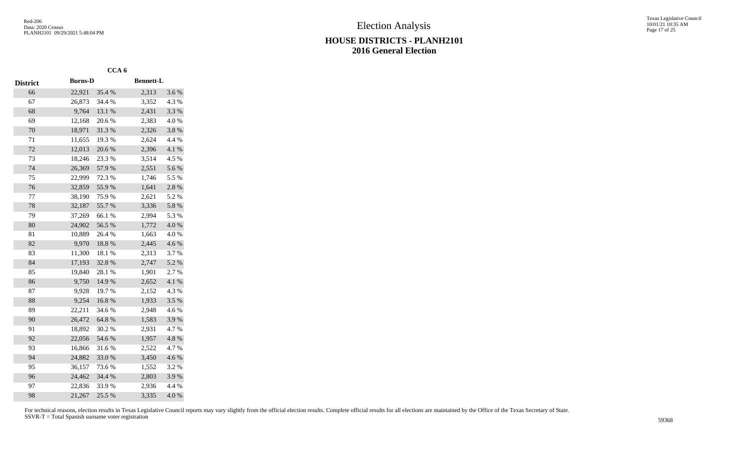# Election Analysis

## HOUSE DISTRICTS - PLANH2101
## 2016 General Election

| | CCA 6 | | | |
|---|---|---|---|---|
| District | Burns-D | | Bennett-L | |
| 66 | 22,921 | 35.4 % | 2,313 | 3.6 % |
| 67 | 26,873 | 34.4 % | 3,352 | 4.3 % |
| 68 | 9,764 | 13.1 % | 2,431 | 3.3 % |
| 69 | 12,168 | 20.6 % | 2,383 | 4.0 % |
| 70 | 18,971 | 31.3 % | 2,326 | 3.8 % |
| 71 | 11,655 | 19.3 % | 2,624 | 4.4 % |
| 72 | 12,013 | 20.6 % | 2,396 | 4.1 % |
| 73 | 18,246 | 23.3 % | 3,514 | 4.5 % |
| 74 | 26,369 | 57.9 % | 2,551 | 5.6 % |
| 75 | 22,999 | 72.3 % | 1,746 | 5.5 % |
| 76 | 32,859 | 55.9 % | 1,641 | 2.8 % |
| 77 | 38,190 | 75.9 % | 2,621 | 5.2 % |
| 78 | 32,187 | 55.7 % | 3,336 | 5.8 % |
| 79 | 37,269 | 66.1 % | 2,994 | 5.3 % |
| 80 | 24,902 | 56.5 % | 1,772 | 4.0 % |
| 81 | 10,889 | 26.4 % | 1,663 | 4.0 % |
| 82 | 9,970 | 18.8 % | 2,445 | 4.6 % |
| 83 | 11,300 | 18.1 % | 2,313 | 3.7 % |
| 84 | 17,193 | 32.8 % | 2,747 | 5.2 % |
| 85 | 19,840 | 28.1 % | 1,901 | 2.7 % |
| 86 | 9,750 | 14.9 % | 2,652 | 4.1 % |
| 87 | 9,928 | 19.7 % | 2,152 | 4.3 % |
| 88 | 9,254 | 16.8 % | 1,933 | 3.5 % |
| 89 | 22,211 | 34.6 % | 2,948 | 4.6 % |
| 90 | 26,472 | 64.8 % | 1,583 | 3.9 % |
| 91 | 18,892 | 30.2 % | 2,931 | 4.7 % |
| 92 | 22,056 | 54.6 % | 1,957 | 4.8 % |
| 93 | 16,866 | 31.6 % | 2,522 | 4.7 % |
| 94 | 24,882 | 33.0 % | 3,450 | 4.6 % |
| 95 | 36,157 | 73.6 % | 1,552 | 3.2 % |
| 96 | 24,462 | 34.4 % | 2,803 | 3.9 % |
| 97 | 22,836 | 33.9 % | 2,936 | 4.4 % |
| 98 | 21,267 | 25.5 % | 3,335 | 4.0 % |

For technical reasons, election results in Texas Legislative Council reports may vary slightly from the official election results. Complete official results for all elections are maintained by the Office of the Texas Secretary of State.
SSVR-T = Total Spanish surname voter registration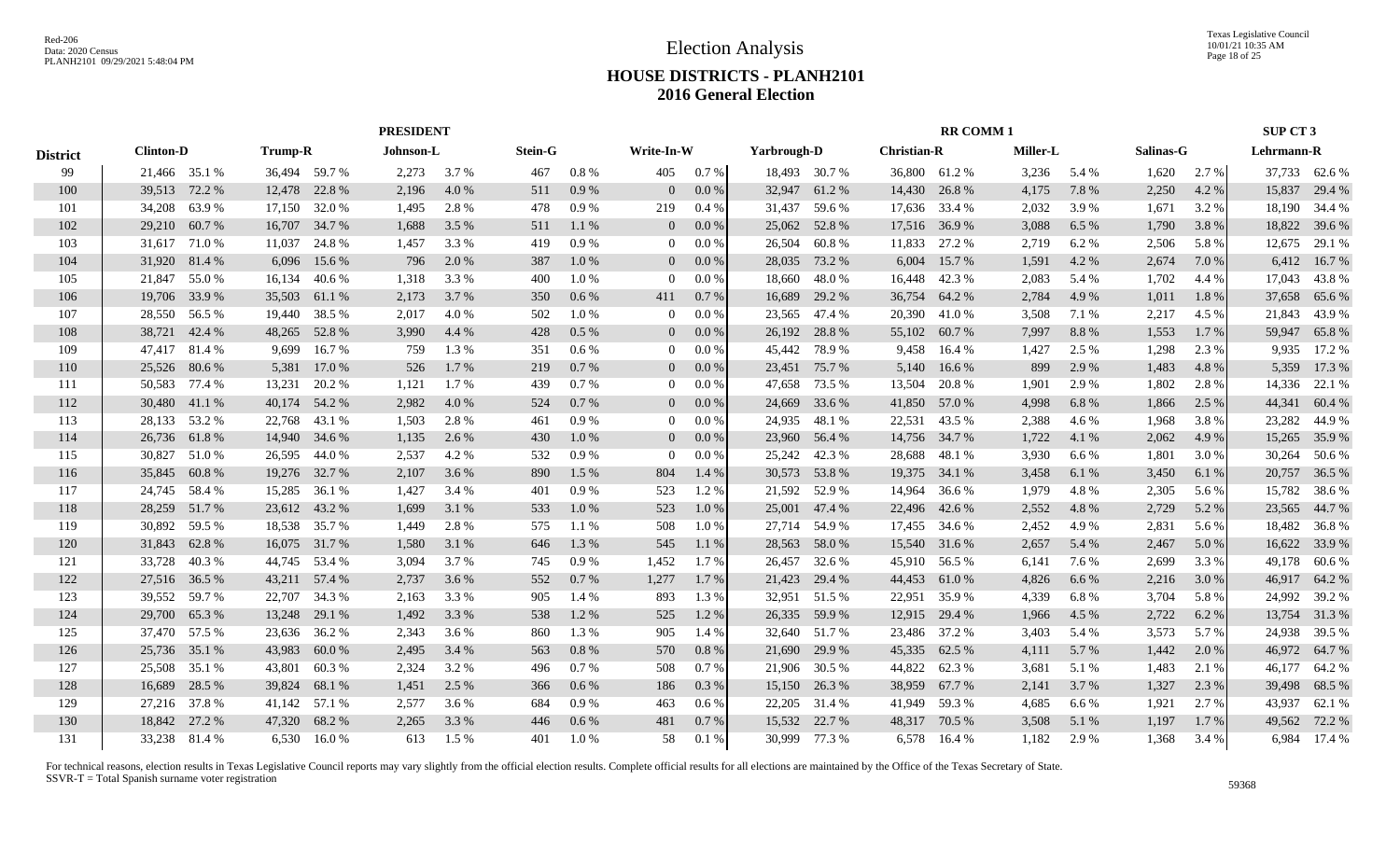Red-206
Data: 2020 Census
PLANH2101 09/29/2021 5:48:04 PM

# Election Analysis

## HOUSE DISTRICTS - PLANH2101
## 2016 General Election

| District | PRESIDENT | | | | | | | | | | RR COMM 1 | | | | | | | | SUP CT 3 | |
|---|---|---|---|---|---|---|---|---|---|---|---|---|---|---|---|---|---|---|---|---|
| | Clinton-D | | Trump-R | | Johnson-L | | Stein-G | | Write-In-W | | Yarbrough-D | | Christian-R | | Miller-L | | Salinas-G | | Lehrmann-R | |
| 99 | 21,466 | 35.1 % | 36,494 | 59.7 % | 2,273 | 3.7 % | 467 | 0.8 % | 405 | 0.7 % | 18,493 | 30.7 % | 36,800 | 61.2 % | 3,236 | 5.4 % | 1,620 | 2.7 % | 37,733 | 62.6 % |
| 100 | 39,513 | 72.2 % | 12,478 | 22.8 % | 2,196 | 4.0 % | 511 | 0.9 % | 0 | 0.0 % | 32,947 | 61.2 % | 14,430 | 26.8 % | 4,175 | 7.8 % | 2,250 | 4.2 % | 15,837 | 29.4 % |
| 101 | 34,208 | 63.9 % | 17,150 | 32.0 % | 1,495 | 2.8 % | 478 | 0.9 % | 219 | 0.4 % | 31,437 | 59.6 % | 17,636 | 33.4 % | 2,032 | 3.9 % | 1,671 | 3.2 % | 18,190 | 34.4 % |
| 102 | 29,210 | 60.7 % | 16,707 | 34.7 % | 1,688 | 3.5 % | 511 | 1.1 % | 0 | 0.0 % | 25,062 | 52.8 % | 17,516 | 36.9 % | 3,088 | 6.5 % | 1,790 | 3.8 % | 18,822 | 39.6 % |
| 103 | 31,617 | 71.0 % | 11,037 | 24.8 % | 1,457 | 3.3 % | 419 | 0.9 % | 0 | 0.0 % | 26,504 | 60.8 % | 11,833 | 27.2 % | 2,719 | 6.2 % | 2,506 | 5.8 % | 12,675 | 29.1 % |
| 104 | 31,920 | 81.4 % | 6,096 | 15.6 % | 796 | 2.0 % | 387 | 1.0 % | 0 | 0.0 % | 28,035 | 73.2 % | 6,004 | 15.7 % | 1,591 | 4.2 % | 2,674 | 7.0 % | 6,412 | 16.7 % |
| 105 | 21,847 | 55.0 % | 16,134 | 40.6 % | 1,318 | 3.3 % | 400 | 1.0 % | 0 | 0.0 % | 18,660 | 48.0 % | 16,448 | 42.3 % | 2,083 | 5.4 % | 1,702 | 4.4 % | 17,043 | 43.8 % |
| 106 | 19,706 | 33.9 % | 35,503 | 61.1 % | 2,173 | 3.7 % | 350 | 0.6 % | 411 | 0.7 % | 16,689 | 29.2 % | 36,754 | 64.2 % | 2,784 | 4.9 % | 1,011 | 1.8 % | 37,658 | 65.6 % |
| 107 | 28,550 | 56.5 % | 19,440 | 38.5 % | 2,017 | 4.0 % | 502 | 1.0 % | 0 | 0.0 % | 23,565 | 47.4 % | 20,390 | 41.0 % | 3,508 | 7.1 % | 2,217 | 4.5 % | 21,843 | 43.9 % |
| 108 | 38,721 | 42.4 % | 48,265 | 52.8 % | 3,990 | 4.4 % | 428 | 0.5 % | 0 | 0.0 % | 26,192 | 28.8 % | 55,102 | 60.7 % | 7,997 | 8.8 % | 1,553 | 1.7 % | 59,947 | 65.8 % |
| 109 | 47,417 | 81.4 % | 9,699 | 16.7 % | 759 | 1.3 % | 351 | 0.6 % | 0 | 0.0 % | 45,442 | 78.9 % | 9,458 | 16.4 % | 1,427 | 2.5 % | 1,298 | 2.3 % | 9,935 | 17.2 % |
| 110 | 25,526 | 80.6 % | 5,381 | 17.0 % | 526 | 1.7 % | 219 | 0.7 % | 0 | 0.0 % | 23,451 | 75.7 % | 5,140 | 16.6 % | 899 | 2.9 % | 1,483 | 4.8 % | 5,359 | 17.3 % |
| 111 | 50,583 | 77.4 % | 13,231 | 20.2 % | 1,121 | 1.7 % | 439 | 0.7 % | 0 | 0.0 % | 47,658 | 73.5 % | 13,504 | 20.8 % | 1,901 | 2.9 % | 1,802 | 2.8 % | 14,336 | 22.1 % |
| 112 | 30,480 | 41.1 % | 40,174 | 54.2 % | 2,982 | 4.0 % | 524 | 0.7 % | 0 | 0.0 % | 24,669 | 33.6 % | 41,850 | 57.0 % | 4,998 | 6.8 % | 1,866 | 2.5 % | 44,341 | 60.4 % |
| 113 | 28,133 | 53.2 % | 22,768 | 43.1 % | 1,503 | 2.8 % | 461 | 0.9 % | 0 | 0.0 % | 24,935 | 48.1 % | 22,531 | 43.5 % | 2,388 | 4.6 % | 1,968 | 3.8 % | 23,282 | 44.9 % |
| 114 | 26,736 | 61.8 % | 14,940 | 34.6 % | 1,135 | 2.6 % | 430 | 1.0 % | 0 | 0.0 % | 23,960 | 56.4 % | 14,756 | 34.7 % | 1,722 | 4.1 % | 2,062 | 4.9 % | 15,265 | 35.9 % |
| 115 | 30,827 | 51.0 % | 26,595 | 44.0 % | 2,537 | 4.2 % | 532 | 0.9 % | 0 | 0.0 % | 25,242 | 42.3 % | 28,688 | 48.1 % | 3,930 | 6.6 % | 1,801 | 3.0 % | 30,264 | 50.6 % |
| 116 | 35,845 | 60.8 % | 19,276 | 32.7 % | 2,107 | 3.6 % | 890 | 1.5 % | 804 | 1.4 % | 30,573 | 53.8 % | 19,375 | 34.1 % | 3,458 | 6.1 % | 3,450 | 6.1 % | 20,757 | 36.5 % |
| 117 | 24,745 | 58.4 % | 15,285 | 36.1 % | 1,427 | 3.4 % | 401 | 0.9 % | 523 | 1.2 % | 21,592 | 52.9 % | 14,964 | 36.6 % | 1,979 | 4.8 % | 2,305 | 5.6 % | 15,782 | 38.6 % |
| 118 | 28,259 | 51.7 % | 23,612 | 43.2 % | 1,699 | 3.1 % | 533 | 1.0 % | 523 | 1.0 % | 25,001 | 47.4 % | 22,496 | 42.6 % | 2,552 | 4.8 % | 2,729 | 5.2 % | 23,565 | 44.7 % |
| 119 | 30,892 | 59.5 % | 18,538 | 35.7 % | 1,449 | 2.8 % | 575 | 1.1 % | 508 | 1.0 % | 27,714 | 54.9 % | 17,455 | 34.6 % | 2,452 | 4.9 % | 2,831 | 5.6 % | 18,482 | 36.8 % |
| 120 | 31,843 | 62.8 % | 16,075 | 31.7 % | 1,580 | 3.1 % | 646 | 1.3 % | 545 | 1.1 % | 28,563 | 58.0 % | 15,540 | 31.6 % | 2,657 | 5.4 % | 2,467 | 5.0 % | 16,622 | 33.9 % |
| 121 | 33,728 | 40.3 % | 44,745 | 53.4 % | 3,094 | 3.7 % | 745 | 0.9 % | 1,452 | 1.7 % | 26,457 | 32.6 % | 45,910 | 56.5 % | 6,141 | 7.6 % | 2,699 | 3.3 % | 49,178 | 60.6 % |
| 122 | 27,516 | 36.5 % | 43,211 | 57.4 % | 2,737 | 3.6 % | 552 | 0.7 % | 1,277 | 1.7 % | 21,423 | 29.4 % | 44,453 | 61.0 % | 4,826 | 6.6 % | 2,216 | 3.0 % | 46,917 | 64.2 % |
| 123 | 39,552 | 59.7 % | 22,707 | 34.3 % | 2,163 | 3.3 % | 905 | 1.4 % | 893 | 1.3 % | 32,951 | 51.5 % | 22,951 | 35.9 % | 4,339 | 6.8 % | 3,704 | 5.8 % | 24,992 | 39.2 % |
| 124 | 29,700 | 65.3 % | 13,248 | 29.1 % | 1,492 | 3.3 % | 538 | 1.2 % | 525 | 1.2 % | 26,335 | 59.9 % | 12,915 | 29.4 % | 1,966 | 4.5 % | 2,722 | 6.2 % | 13,754 | 31.3 % |
| 125 | 37,470 | 57.5 % | 23,636 | 36.2 % | 2,343 | 3.6 % | 860 | 1.3 % | 905 | 1.4 % | 32,640 | 51.7 % | 23,486 | 37.2 % | 3,403 | 5.4 % | 3,573 | 5.7 % | 24,938 | 39.5 % |
| 126 | 25,736 | 35.1 % | 43,983 | 60.0 % | 2,495 | 3.4 % | 563 | 0.8 % | 570 | 0.8 % | 21,690 | 29.9 % | 45,335 | 62.5 % | 4,111 | 5.7 % | 1,442 | 2.0 % | 46,972 | 64.7 % |
| 127 | 25,508 | 35.1 % | 43,801 | 60.3 % | 2,324 | 3.2 % | 496 | 0.7 % | 508 | 0.7 % | 21,906 | 30.5 % | 44,822 | 62.3 % | 3,681 | 5.1 % | 1,483 | 2.1 % | 46,177 | 64.2 % |
| 128 | 16,689 | 28.5 % | 39,824 | 68.1 % | 1,451 | 2.5 % | 366 | 0.6 % | 186 | 0.3 % | 15,150 | 26.3 % | 38,959 | 67.7 % | 2,141 | 3.7 % | 1,327 | 2.3 % | 39,498 | 68.5 % |
| 129 | 27,216 | 37.8 % | 41,142 | 57.1 % | 2,577 | 3.6 % | 684 | 0.9 % | 463 | 0.6 % | 22,205 | 31.4 % | 41,949 | 59.3 % | 4,685 | 6.6 % | 1,921 | 2.7 % | 43,937 | 62.1 % |
| 130 | 18,842 | 27.2 % | 47,320 | 68.2 % | 2,265 | 3.3 % | 446 | 0.6 % | 481 | 0.7 % | 15,532 | 22.7 % | 48,317 | 70.5 % | 3,508 | 5.1 % | 1,197 | 1.7 % | 49,562 | 72.2 % |
| 131 | 33,238 | 81.4 % | 6,530 | 16.0 % | 613 | 1.5 % | 401 | 1.0 % | 58 | 0.1 % | 30,999 | 77.3 % | 6,578 | 16.4 % | 1,182 | 2.9 % | 1,368 | 3.4 % | 6,984 | 17.4 % |

For technical reasons, election results in Texas Legislative Council reports may vary slightly from the official election results. Complete official results for all elections are maintained by the Office of the Texas Secretary of State.
SSVR-T = Total Spanish surname voter registration

59368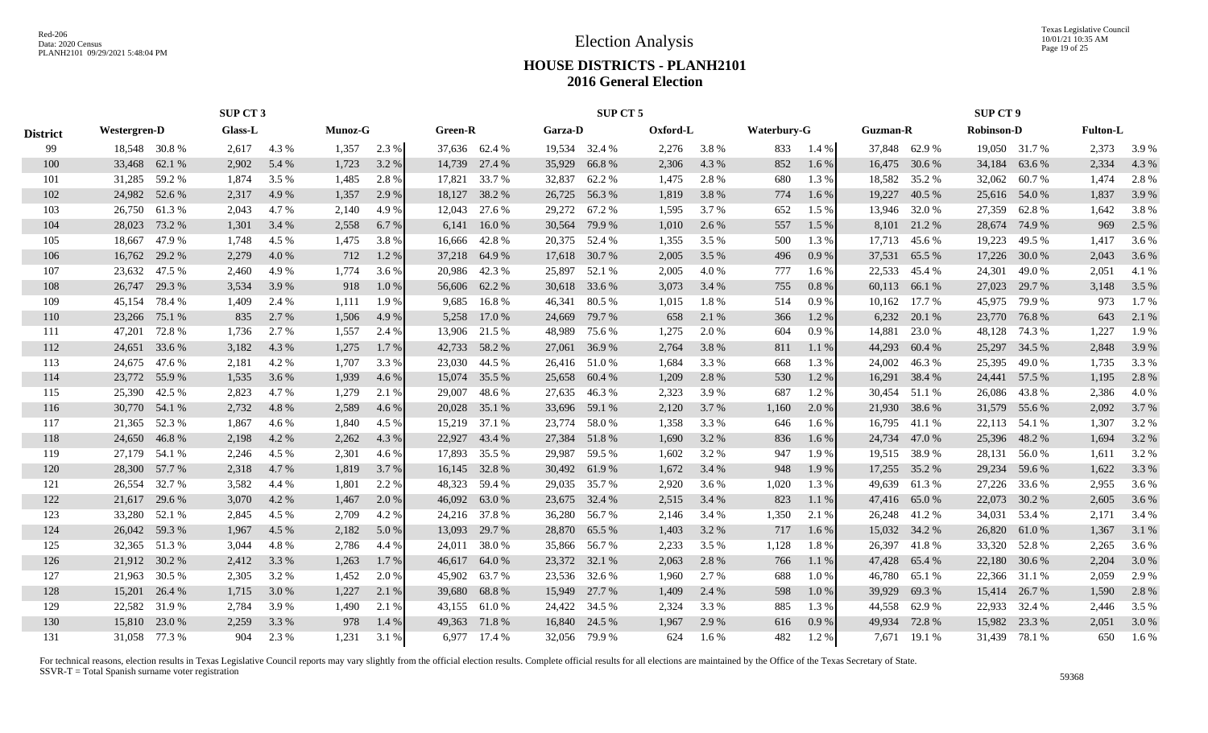# Election Analysis

## HOUSE DISTRICTS - PLANH2101

### 2016 General Election

| District | SUP CT 3 | | | | | | SUP CT 5 | | | | | | | | SUP CT 9 | | | | | |
|---|---|---|---|---|---|---|---|---|---|---|---|---|---|---|---|---|---|---|---|---|
| | Westergren-D | | Glass-L | | Munoz-G | | Green-R | | Garza-D | | Oxford-L | | Waterbury-G | | Guzman-R | | Robinson-D | | Fulton-L | |
| 99 | 18,548 | 30.8 % | 2,617 | 4.3 % | 1,357 | 2.3 % | 37,636 | 62.4 % | 19,534 | 32.4 % | 2,276 | 3.8 % | 833 | 1.4 % | 37,848 | 62.9 % | 19,050 | 31.7 % | 2,373 | 3.9 % |
| 100 | 33,468 | 62.1 % | 2,902 | 5.4 % | 1,723 | 3.2 % | 14,739 | 27.4 % | 35,929 | 66.8 % | 2,306 | 4.3 % | 852 | 1.6 % | 16,475 | 30.6 % | 34,184 | 63.6 % | 2,334 | 4.3 % |
| 101 | 31,285 | 59.2 % | 1,874 | 3.5 % | 1,485 | 2.8 % | 17,821 | 33.7 % | 32,837 | 62.2 % | 1,475 | 2.8 % | 680 | 1.3 % | 18,582 | 35.2 % | 32,062 | 60.7 % | 1,474 | 2.8 % |
| 102 | 24,982 | 52.6 % | 2,317 | 4.9 % | 1,357 | 2.9 % | 18,127 | 38.2 % | 26,725 | 56.3 % | 1,819 | 3.8 % | 774 | 1.6 % | 19,227 | 40.5 % | 25,616 | 54.0 % | 1,837 | 3.9 % |
| 103 | 26,750 | 61.3 % | 2,043 | 4.7 % | 2,140 | 4.9 % | 12,043 | 27.6 % | 29,272 | 67.2 % | 1,595 | 3.7 % | 652 | 1.5 % | 13,946 | 32.0 % | 27,359 | 62.8 % | 1,642 | 3.8 % |
| 104 | 28,023 | 73.2 % | 1,301 | 3.4 % | 2,558 | 6.7 % | 6,141 | 16.0 % | 30,564 | 79.9 % | 1,010 | 2.6 % | 557 | 1.5 % | 8,101 | 21.2 % | 28,674 | 74.9 % | 969 | 2.5 % |
| 105 | 18,667 | 47.9 % | 1,748 | 4.5 % | 1,475 | 3.8 % | 16,666 | 42.8 % | 20,375 | 52.4 % | 1,355 | 3.5 % | 500 | 1.3 % | 17,713 | 45.6 % | 19,223 | 49.5 % | 1,417 | 3.6 % |
| 106 | 16,762 | 29.2 % | 2,279 | 4.0 % | 712 | 1.2 % | 37,218 | 64.9 % | 17,618 | 30.7 % | 2,005 | 3.5 % | 496 | 0.9 % | 37,531 | 65.5 % | 17,226 | 30.0 % | 2,043 | 3.6 % |
| 107 | 23,632 | 47.5 % | 2,460 | 4.9 % | 1,774 | 3.6 % | 20,986 | 42.3 % | 25,897 | 52.1 % | 2,005 | 4.0 % | 777 | 1.6 % | 22,533 | 45.4 % | 24,301 | 49.0 % | 2,051 | 4.1 % |
| 108 | 26,747 | 29.3 % | 3,534 | 3.9 % | 918 | 1.0 % | 56,606 | 62.2 % | 30,618 | 33.6 % | 3,073 | 3.4 % | 755 | 0.8 % | 60,113 | 66.1 % | 27,023 | 29.7 % | 3,148 | 3.5 % |
| 109 | 45,154 | 78.4 % | 1,409 | 2.4 % | 1,111 | 1.9 % | 9,685 | 16.8 % | 46,341 | 80.5 % | 1,015 | 1.8 % | 514 | 0.9 % | 10,162 | 17.7 % | 45,975 | 79.9 % | 973 | 1.7 % |
| 110 | 23,266 | 75.1 % | 835 | 2.7 % | 1,506 | 4.9 % | 5,258 | 17.0 % | 24,669 | 79.7 % | 658 | 2.1 % | 366 | 1.2 % | 6,232 | 20.1 % | 23,770 | 76.8 % | 643 | 2.1 % |
| 111 | 47,201 | 72.8 % | 1,736 | 2.7 % | 1,557 | 2.4 % | 13,906 | 21.5 % | 48,989 | 75.6 % | 1,275 | 2.0 % | 604 | 0.9 % | 14,881 | 23.0 % | 48,128 | 74.3 % | 1,227 | 1.9 % |
| 112 | 24,651 | 33.6 % | 3,182 | 4.3 % | 1,275 | 1.7 % | 42,733 | 58.2 % | 27,061 | 36.9 % | 2,764 | 3.8 % | 811 | 1.1 % | 44,293 | 60.4 % | 25,297 | 34.5 % | 2,848 | 3.9 % |
| 113 | 24,675 | 47.6 % | 2,181 | 4.2 % | 1,707 | 3.3 % | 23,030 | 44.5 % | 26,416 | 51.0 % | 1,684 | 3.3 % | 668 | 1.3 % | 24,002 | 46.3 % | 25,395 | 49.0 % | 1,735 | 3.3 % |
| 114 | 23,772 | 55.9 % | 1,535 | 3.6 % | 1,939 | 4.6 % | 15,074 | 35.5 % | 25,658 | 60.4 % | 1,209 | 2.8 % | 530 | 1.2 % | 16,291 | 38.4 % | 24,441 | 57.5 % | 1,195 | 2.8 % |
| 115 | 25,390 | 42.5 % | 2,823 | 4.7 % | 1,279 | 2.1 % | 29,007 | 48.6 % | 27,635 | 46.3 % | 2,323 | 3.9 % | 687 | 1.2 % | 30,454 | 51.1 % | 26,086 | 43.8 % | 2,386 | 4.0 % |
| 116 | 30,770 | 54.1 % | 2,732 | 4.8 % | 2,589 | 4.6 % | 20,028 | 35.1 % | 33,696 | 59.1 % | 2,120 | 3.7 % | 1,160 | 2.0 % | 21,930 | 38.6 % | 31,579 | 55.6 % | 2,092 | 3.7 % |
| 117 | 21,365 | 52.3 % | 1,867 | 4.6 % | 1,840 | 4.5 % | 15,219 | 37.1 % | 23,774 | 58.0 % | 1,358 | 3.3 % | 646 | 1.6 % | 16,795 | 41.1 % | 22,113 | 54.1 % | 1,307 | 3.2 % |
| 118 | 24,650 | 46.8 % | 2,198 | 4.2 % | 2,262 | 4.3 % | 22,927 | 43.4 % | 27,384 | 51.8 % | 1,690 | 3.2 % | 836 | 1.6 % | 24,734 | 47.0 % | 25,396 | 48.2 % | 1,694 | 3.2 % |
| 119 | 27,179 | 54.1 % | 2,246 | 4.5 % | 2,301 | 4.6 % | 17,893 | 35.5 % | 29,987 | 59.5 % | 1,602 | 3.2 % | 947 | 1.9 % | 19,515 | 38.9 % | 28,131 | 56.0 % | 1,611 | 3.2 % |
| 120 | 28,300 | 57.7 % | 2,318 | 4.7 % | 1,819 | 3.7 % | 16,145 | 32.8 % | 30,492 | 61.9 % | 1,672 | 3.4 % | 948 | 1.9 % | 17,255 | 35.2 % | 29,234 | 59.6 % | 1,622 | 3.3 % |
| 121 | 26,554 | 32.7 % | 3,582 | 4.4 % | 1,801 | 2.2 % | 48,323 | 59.4 % | 29,035 | 35.7 % | 2,920 | 3.6 % | 1,020 | 1.3 % | 49,639 | 61.3 % | 27,226 | 33.6 % | 2,955 | 3.6 % |
| 122 | 21,617 | 29.6 % | 3,070 | 4.2 % | 1,467 | 2.0 % | 46,092 | 63.0 % | 23,675 | 32.4 % | 2,515 | 3.4 % | 823 | 1.1 % | 47,416 | 65.0 % | 22,073 | 30.2 % | 2,605 | 3.6 % |
| 123 | 33,280 | 52.1 % | 2,845 | 4.5 % | 2,709 | 4.2 % | 24,216 | 37.8 % | 36,280 | 56.7 % | 2,146 | 3.4 % | 1,350 | 2.1 % | 26,248 | 41.2 % | 34,031 | 53.4 % | 2,171 | 3.4 % |
| 124 | 26,042 | 59.3 % | 1,967 | 4.5 % | 2,182 | 5.0 % | 13,093 | 29.7 % | 28,870 | 65.5 % | 1,403 | 3.2 % | 717 | 1.6 % | 15,032 | 34.2 % | 26,820 | 61.0 % | 1,367 | 3.1 % |
| 125 | 32,365 | 51.3 % | 3,044 | 4.8 % | 2,786 | 4.4 % | 24,011 | 38.0 % | 35,866 | 56.7 % | 2,233 | 3.5 % | 1,128 | 1.8 % | 26,397 | 41.8 % | 33,320 | 52.8 % | 2,265 | 3.6 % |
| 126 | 21,912 | 30.2 % | 2,412 | 3.3 % | 1,263 | 1.7 % | 46,617 | 64.0 % | 23,372 | 32.1 % | 2,063 | 2.8 % | 766 | 1.1 % | 47,428 | 65.4 % | 22,180 | 30.6 % | 2,204 | 3.0 % |
| 127 | 21,963 | 30.5 % | 2,305 | 3.2 % | 1,452 | 2.0 % | 45,902 | 63.7 % | 23,536 | 32.6 % | 1,960 | 2.7 % | 688 | 1.0 % | 46,780 | 65.1 % | 22,366 | 31.1 % | 2,059 | 2.9 % |
| 128 | 15,201 | 26.4 % | 1,715 | 3.0 % | 1,227 | 2.1 % | 39,680 | 68.8 % | 15,949 | 27.7 % | 1,409 | 2.4 % | 598 | 1.0 % | 39,929 | 69.3 % | 15,414 | 26.7 % | 1,590 | 2.8 % |
| 129 | 22,582 | 31.9 % | 2,784 | 3.9 % | 1,490 | 2.1 % | 43,155 | 61.0 % | 24,422 | 34.5 % | 2,324 | 3.3 % | 885 | 1.3 % | 44,558 | 62.9 % | 22,933 | 32.4 % | 2,446 | 3.5 % |
| 130 | 15,810 | 23.0 % | 2,259 | 3.3 % | 978 | 1.4 % | 49,363 | 71.8 % | 16,840 | 24.5 % | 1,967 | 2.9 % | 616 | 0.9 % | 49,934 | 72.8 % | 15,982 | 23.3 % | 2,051 | 3.0 % |
| 131 | 31,058 | 77.3 % | 904 | 2.3 % | 1,231 | 3.1 % | 6,977 | 17.4 % | 32,056 | 79.9 % | 624 | 1.6 % | 482 | 1.2 % | 7,671 | 19.1 % | 31,439 | 78.1 % | 650 | 1.6 % |

For technical reasons, election results in Texas Legislative Council reports may vary slightly from the official election results. Complete official results for all elections are maintained by the Office of the Texas Secretary of State.
SSVR-T = Total Spanish surname voter registration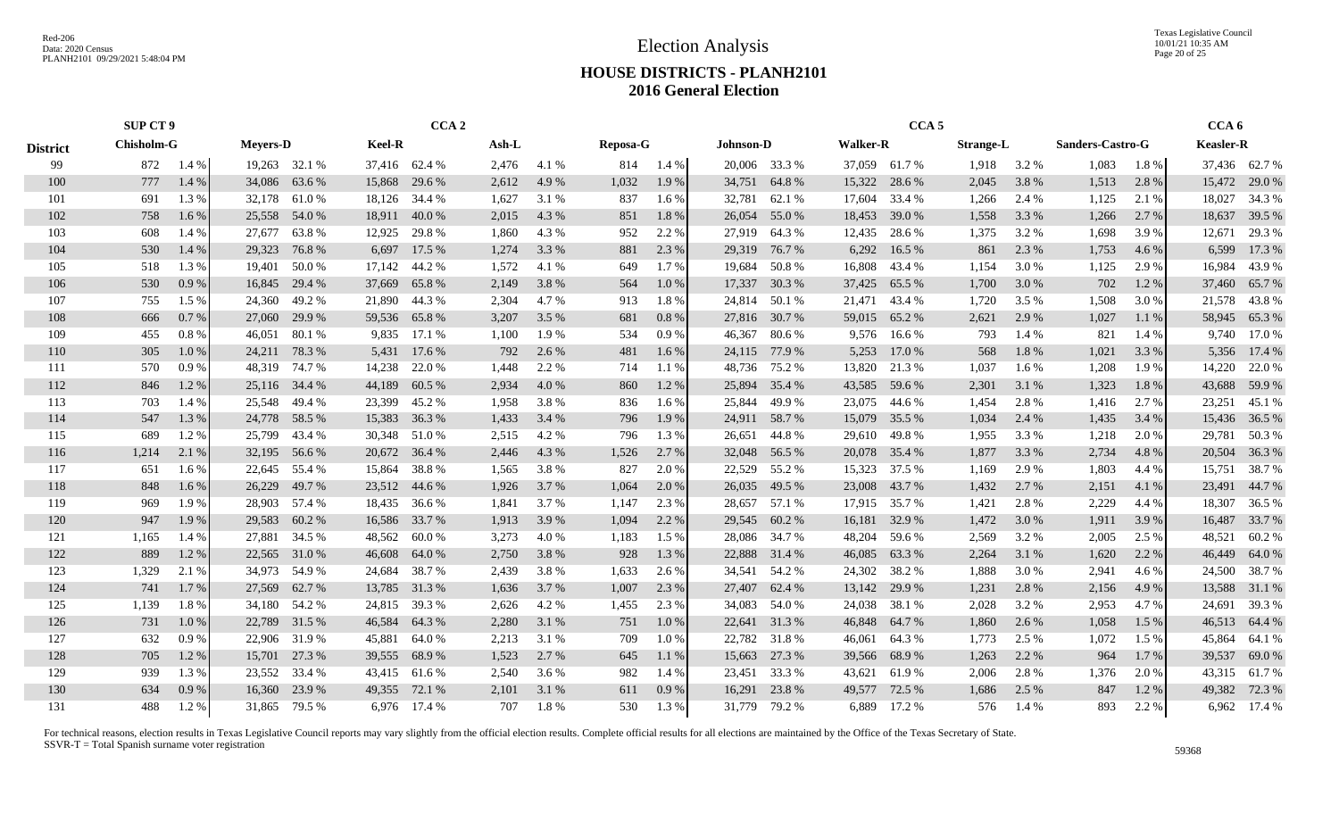# Election Analysis

## HOUSE DISTRICTS - PLANH2101
## 2016 General Election

| | SUP CT 9 | | CCA 2 | | | | | | | | CCA 5 | | | | | | | | | | CCA 6 | |
|---|---|---|---|---|---|---|---|---|---|---|---|---|---|---|---|---|---|---|---|---|---|---|
| **District** | **Chisholm-G** | | **Meyers-D** | | **Keel-R** | | **Ash-L** | | **Reposa-G** | | **Johnson-D** | | **Walker-R** | | **Strange-L** | | **Sanders-Castro-G** | | **Keasler-R** | | | |
| 99 | 872 | 1.4 % | 19,263 | 32.1 % | 37,416 | 62.4 % | 2,476 | 4.1 % | 814 | 1.4 % | 20,006 | 33.3 % | 37,059 | 61.7 % | 1,918 | 3.2 % | 1,083 | 1.8 % | 37,436 | 62.7 % | | |
| 100 | 777 | 1.4 % | 34,086 | 63.6 % | 15,868 | 29.6 % | 2,612 | 4.9 % | 1,032 | 1.9 % | 34,751 | 64.8 % | 15,322 | 28.6 % | 2,045 | 3.8 % | 1,513 | 2.8 % | 15,472 | 29.0 % | | |
| 101 | 691 | 1.3 % | 32,178 | 61.0 % | 18,126 | 34.4 % | 1,627 | 3.1 % | 837 | 1.6 % | 32,781 | 62.1 % | 17,604 | 33.4 % | 1,266 | 2.4 % | 1,125 | 2.1 % | 18,027 | 34.3 % | | |
| 102 | 758 | 1.6 % | 25,558 | 54.0 % | 18,911 | 40.0 % | 2,015 | 4.3 % | 851 | 1.8 % | 26,054 | 55.0 % | 18,453 | 39.0 % | 1,558 | 3.3 % | 1,266 | 2.7 % | 18,637 | 39.5 % | | |
| 103 | 608 | 1.4 % | 27,677 | 63.8 % | 12,925 | 29.8 % | 1,860 | 4.3 % | 952 | 2.2 % | 27,919 | 64.3 % | 12,435 | 28.6 % | 1,375 | 3.2 % | 1,698 | 3.9 % | 12,671 | 29.3 % | | |
| 104 | 530 | 1.4 % | 29,323 | 76.8 % | 6,697 | 17.5 % | 1,274 | 3.3 % | 881 | 2.3 % | 29,319 | 76.7 % | 6,292 | 16.5 % | 861 | 2.3 % | 1,753 | 4.6 % | 6,599 | 17.3 % | | |
| 105 | 518 | 1.3 % | 19,401 | 50.0 % | 17,142 | 44.2 % | 1,572 | 4.1 % | 649 | 1.7 % | 19,684 | 50.8 % | 16,808 | 43.4 % | 1,154 | 3.0 % | 1,125 | 2.9 % | 16,984 | 43.9 % | | |
| 106 | 530 | 0.9 % | 16,845 | 29.4 % | 37,669 | 65.8 % | 2,149 | 3.8 % | 564 | 1.0 % | 17,337 | 30.3 % | 37,425 | 65.5 % | 1,700 | 3.0 % | 702 | 1.2 % | 37,460 | 65.7 % | | |
| 107 | 755 | 1.5 % | 24,360 | 49.2 % | 21,890 | 44.3 % | 2,304 | 4.7 % | 913 | 1.8 % | 24,814 | 50.1 % | 21,471 | 43.4 % | 1,720 | 3.5 % | 1,508 | 3.0 % | 21,578 | 43.8 % | | |
| 108 | 666 | 0.7 % | 27,060 | 29.9 % | 59,536 | 65.8 % | 3,207 | 3.5 % | 681 | 0.8 % | 27,816 | 30.7 % | 59,015 | 65.2 % | 2,621 | 2.9 % | 1,027 | 1.1 % | 58,945 | 65.3 % | | |
| 109 | 455 | 0.8 % | 46,051 | 80.1 % | 9,835 | 17.1 % | 1,100 | 1.9 % | 534 | 0.9 % | 46,367 | 80.6 % | 9,576 | 16.6 % | 793 | 1.4 % | 821 | 1.4 % | 9,740 | 17.0 % | | |
| 110 | 305 | 1.0 % | 24,211 | 78.3 % | 5,431 | 17.6 % | 792 | 2.6 % | 481 | 1.6 % | 24,115 | 77.9 % | 5,253 | 17.0 % | 568 | 1.8 % | 1,021 | 3.3 % | 5,356 | 17.4 % | | |
| 111 | 570 | 0.9 % | 48,319 | 74.7 % | 14,238 | 22.0 % | 1,448 | 2.2 % | 714 | 1.1 % | 48,736 | 75.2 % | 13,820 | 21.3 % | 1,037 | 1.6 % | 1,208 | 1.9 % | 14,220 | 22.0 % | | |
| 112 | 846 | 1.2 % | 25,116 | 34.4 % | 44,189 | 60.5 % | 2,934 | 4.0 % | 860 | 1.2 % | 25,894 | 35.4 % | 43,585 | 59.6 % | 2,301 | 3.1 % | 1,323 | 1.8 % | 43,688 | 59.9 % | | |
| 113 | 703 | 1.4 % | 25,548 | 49.4 % | 23,399 | 45.2 % | 1,958 | 3.8 % | 836 | 1.6 % | 25,844 | 49.9 % | 23,075 | 44.6 % | 1,454 | 2.8 % | 1,416 | 2.7 % | 23,251 | 45.1 % | | |
| 114 | 547 | 1.3 % | 24,778 | 58.5 % | 15,383 | 36.3 % | 1,433 | 3.4 % | 796 | 1.9 % | 24,911 | 58.7 % | 15,079 | 35.5 % | 1,034 | 2.4 % | 1,435 | 3.4 % | 15,436 | 36.5 % | | |
| 115 | 689 | 1.2 % | 25,799 | 43.4 % | 30,348 | 51.0 % | 2,515 | 4.2 % | 796 | 1.3 % | 26,651 | 44.8 % | 29,610 | 49.8 % | 1,955 | 3.3 % | 1,218 | 2.0 % | 29,781 | 50.3 % | | |
| 116 | 1,214 | 2.1 % | 32,195 | 56.6 % | 20,672 | 36.4 % | 2,446 | 4.3 % | 1,526 | 2.7 % | 32,048 | 56.5 % | 20,078 | 35.4 % | 1,877 | 3.3 % | 2,734 | 4.8 % | 20,504 | 36.3 % | | |
| 117 | 651 | 1.6 % | 22,645 | 55.4 % | 15,864 | 38.8 % | 1,565 | 3.8 % | 827 | 2.0 % | 22,529 | 55.2 % | 15,323 | 37.5 % | 1,169 | 2.9 % | 1,803 | 4.4 % | 15,751 | 38.7 % | | |
| 118 | 848 | 1.6 % | 26,229 | 49.7 % | 23,512 | 44.6 % | 1,926 | 3.7 % | 1,064 | 2.0 % | 26,035 | 49.5 % | 23,008 | 43.7 % | 1,432 | 2.7 % | 2,151 | 4.1 % | 23,491 | 44.7 % | | |
| 119 | 969 | 1.9 % | 28,903 | 57.4 % | 18,435 | 36.6 % | 1,841 | 3.7 % | 1,147 | 2.3 % | 28,657 | 57.1 % | 17,915 | 35.7 % | 1,421 | 2.8 % | 2,229 | 4.4 % | 18,307 | 36.5 % | | |
| 120 | 947 | 1.9 % | 29,583 | 60.2 % | 16,586 | 33.7 % | 1,913 | 3.9 % | 1,094 | 2.2 % | 29,545 | 60.2 % | 16,181 | 32.9 % | 1,472 | 3.0 % | 1,911 | 3.9 % | 16,487 | 33.7 % | | |
| 121 | 1,165 | 1.4 % | 27,881 | 34.5 % | 48,562 | 60.0 % | 3,273 | 4.0 % | 1,183 | 1.5 % | 28,086 | 34.7 % | 48,204 | 59.6 % | 2,569 | 3.2 % | 2,005 | 2.5 % | 48,521 | 60.2 % | | |
| 122 | 889 | 1.2 % | 22,565 | 31.0 % | 46,608 | 64.0 % | 2,750 | 3.8 % | 928 | 1.3 % | 22,888 | 31.4 % | 46,085 | 63.3 % | 2,264 | 3.1 % | 1,620 | 2.2 % | 46,449 | 64.0 % | | |
| 123 | 1,329 | 2.1 % | 34,973 | 54.9 % | 24,684 | 38.7 % | 2,439 | 3.8 % | 1,633 | 2.6 % | 34,541 | 54.2 % | 24,302 | 38.2 % | 1,888 | 3.0 % | 2,941 | 4.6 % | 24,500 | 38.7 % | | |
| 124 | 741 | 1.7 % | 27,569 | 62.7 % | 13,785 | 31.3 % | 1,636 | 3.7 % | 1,007 | 2.3 % | 27,407 | 62.4 % | 13,142 | 29.9 % | 1,231 | 2.8 % | 2,156 | 4.9 % | 13,588 | 31.1 % | | |
| 125 | 1,139 | 1.8 % | 34,180 | 54.2 % | 24,815 | 39.3 % | 2,626 | 4.2 % | 1,455 | 2.3 % | 34,083 | 54.0 % | 24,038 | 38.1 % | 2,028 | 3.2 % | 2,953 | 4.7 % | 24,691 | 39.3 % | | |
| 126 | 731 | 1.0 % | 22,789 | 31.5 % | 46,584 | 64.3 % | 2,280 | 3.1 % | 751 | 1.0 % | 22,641 | 31.3 % | 46,848 | 64.7 % | 1,860 | 2.6 % | 1,058 | 1.5 % | 46,513 | 64.4 % | | |
| 127 | 632 | 0.9 % | 22,906 | 31.9 % | 45,881 | 64.0 % | 2,213 | 3.1 % | 709 | 1.0 % | 22,782 | 31.8 % | 46,061 | 64.3 % | 1,773 | 2.5 % | 1,072 | 1.5 % | 45,864 | 64.1 % | | |
| 128 | 705 | 1.2 % | 15,701 | 27.3 % | 39,555 | 68.9 % | 1,523 | 2.7 % | 645 | 1.1 % | 15,663 | 27.3 % | 39,566 | 68.9 % | 1,263 | 2.2 % | 964 | 1.7 % | 39,537 | 69.0 % | | |
| 129 | 939 | 1.3 % | 23,552 | 33.4 % | 43,415 | 61.6 % | 2,540 | 3.6 % | 982 | 1.4 % | 23,451 | 33.3 % | 43,621 | 61.9 % | 2,006 | 2.8 % | 1,376 | 2.0 % | 43,315 | 61.7 % | | |
| 130 | 634 | 0.9 % | 16,360 | 23.9 % | 49,355 | 72.1 % | 2,101 | 3.1 % | 611 | 0.9 % | 16,291 | 23.8 % | 49,577 | 72.5 % | 1,686 | 2.5 % | 847 | 1.2 % | 49,382 | 72.3 % | | |
| 131 | 488 | 1.2 % | 31,865 | 79.5 % | 6,976 | 17.4 % | 707 | 1.8 % | 530 | 1.3 % | 31,779 | 79.2 % | 6,889 | 17.2 % | 576 | 1.4 % | 893 | 2.2 % | 6,962 | 17.4 % | | |

For technical reasons, election results in Texas Legislative Council reports may vary slightly from the official election results. Complete official results for all elections are maintained by the Office of the Texas Secretary of State.
SSVR-T = Total Spanish surname voter registration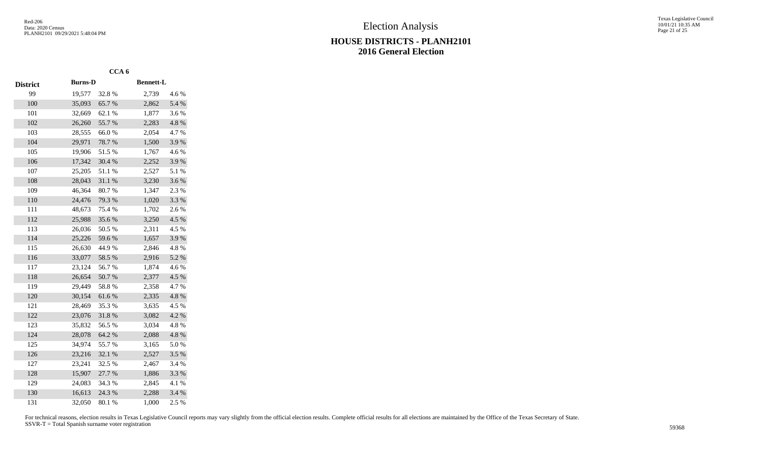# Election Analysis

## HOUSE DISTRICTS - PLANH2101
## 2016 General Election

| | CCA 6 | | | |
|---|---|---|---|---|
| **District** | **Burns-D** | | **Bennett-L** | |
| 99 | 19,577 | 32.8 % | 2,739 | 4.6 % |
| 100 | 35,093 | 65.7 % | 2,862 | 5.4 % |
| 101 | 32,669 | 62.1 % | 1,877 | 3.6 % |
| 102 | 26,260 | 55.7 % | 2,283 | 4.8 % |
| 103 | 28,555 | 66.0 % | 2,054 | 4.7 % |
| 104 | 29,971 | 78.7 % | 1,500 | 3.9 % |
| 105 | 19,906 | 51.5 % | 1,767 | 4.6 % |
| 106 | 17,342 | 30.4 % | 2,252 | 3.9 % |
| 107 | 25,205 | 51.1 % | 2,527 | 5.1 % |
| 108 | 28,043 | 31.1 % | 3,230 | 3.6 % |
| 109 | 46,364 | 80.7 % | 1,347 | 2.3 % |
| 110 | 24,476 | 79.3 % | 1,020 | 3.3 % |
| 111 | 48,673 | 75.4 % | 1,702 | 2.6 % |
| 112 | 25,988 | 35.6 % | 3,250 | 4.5 % |
| 113 | 26,036 | 50.5 % | 2,311 | 4.5 % |
| 114 | 25,226 | 59.6 % | 1,657 | 3.9 % |
| 115 | 26,630 | 44.9 % | 2,846 | 4.8 % |
| 116 | 33,077 | 58.5 % | 2,916 | 5.2 % |
| 117 | 23,124 | 56.7 % | 1,874 | 4.6 % |
| 118 | 26,654 | 50.7 % | 2,377 | 4.5 % |
| 119 | 29,449 | 58.8 % | 2,358 | 4.7 % |
| 120 | 30,154 | 61.6 % | 2,335 | 4.8 % |
| 121 | 28,469 | 35.3 % | 3,635 | 4.5 % |
| 122 | 23,076 | 31.8 % | 3,082 | 4.2 % |
| 123 | 35,832 | 56.5 % | 3,034 | 4.8 % |
| 124 | 28,078 | 64.2 % | 2,088 | 4.8 % |
| 125 | 34,974 | 55.7 % | 3,165 | 5.0 % |
| 126 | 23,216 | 32.1 % | 2,527 | 3.5 % |
| 127 | 23,241 | 32.5 % | 2,467 | 3.4 % |
| 128 | 15,907 | 27.7 % | 1,886 | 3.3 % |
| 129 | 24,083 | 34.3 % | 2,845 | 4.1 % |
| 130 | 16,613 | 24.3 % | 2,288 | 3.4 % |
| 131 | 32,050 | 80.1 % | 1,000 | 2.5 % |

For technical reasons, election results in Texas Legislative Council reports may vary slightly from the official election results. Complete official results for all elections are maintained by the Office of the Texas Secretary of State.
SSVR-T = Total Spanish surname voter registration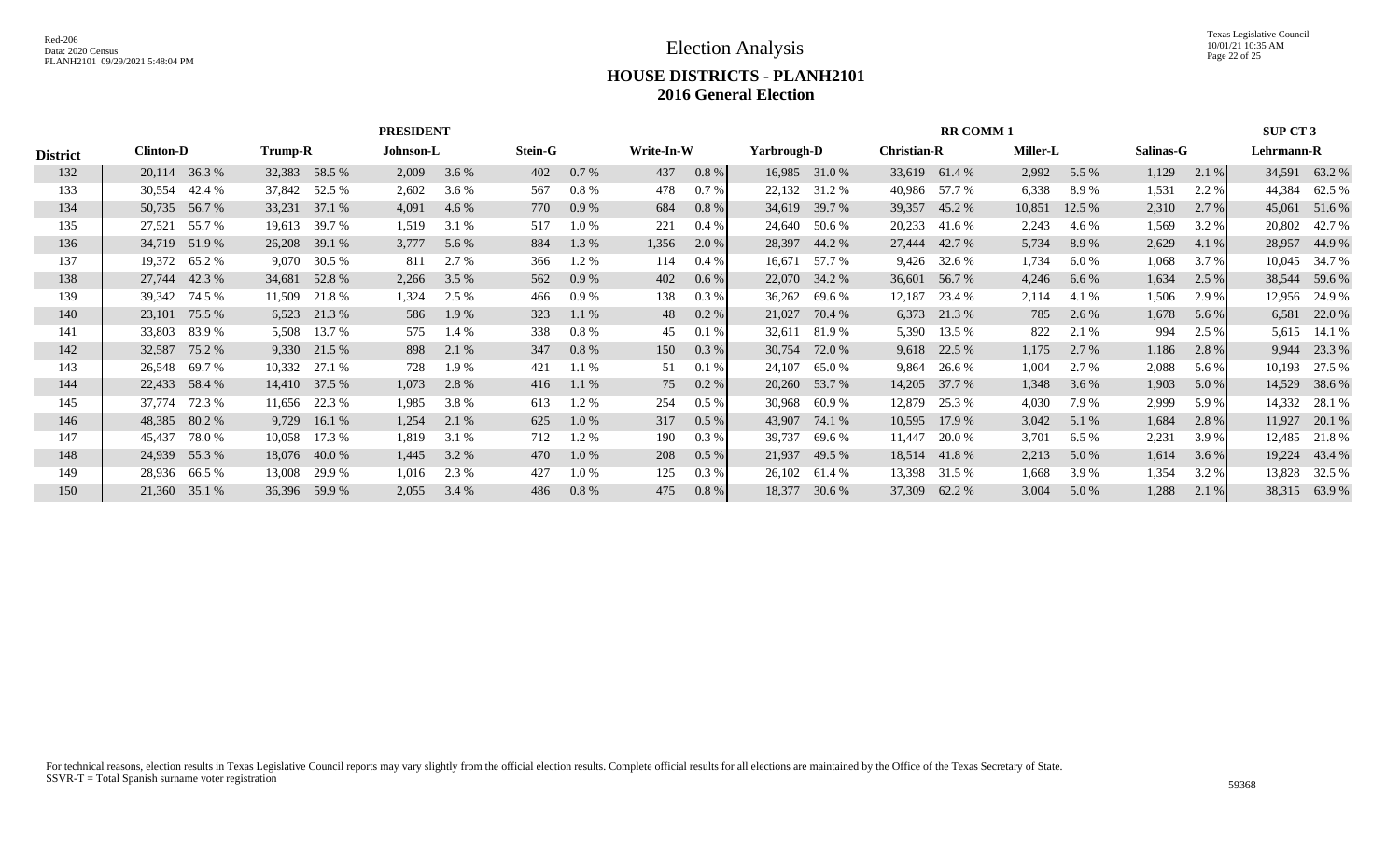# Election Analysis

## HOUSE DISTRICTS - PLANH2101
## 2016 General Election

| District | PRESIDENT | | | | | | | | | | RR COMM 1 | | | | | | | | SUP CT 3 | |
|---|---|---|---|---|---|---|---|---|---|---|---|---|---|---|---|---|---|---|---|---|
| | Clinton-D | | Trump-R | | Johnson-L | | Stein-G | | Write-In-W | | Yarbrough-D | | Christian-R | | Miller-L | | Salinas-G | | Lehrmann-R | |
| 132 | 20,114 | 36.3 % | 32,383 | 58.5 % | 2,009 | 3.6 % | 402 | 0.7 % | 437 | 0.8 % | 16,985 | 31.0 % | 33,619 | 61.4 % | 2,992 | 5.5 % | 1,129 | 2.1 % | 34,591 | 63.2 % |
| 133 | 30,554 | 42.4 % | 37,842 | 52.5 % | 2,602 | 3.6 % | 567 | 0.8 % | 478 | 0.7 % | 22,132 | 31.2 % | 40,986 | 57.7 % | 6,338 | 8.9 % | 1,531 | 2.2 % | 44,384 | 62.5 % |
| 134 | 50,735 | 56.7 % | 33,231 | 37.1 % | 4,091 | 4.6 % | 770 | 0.9 % | 684 | 0.8 % | 34,619 | 39.7 % | 39,357 | 45.2 % | 10,851 | 12.5 % | 2,310 | 2.7 % | 45,061 | 51.6 % |
| 135 | 27,521 | 55.7 % | 19,613 | 39.7 % | 1,519 | 3.1 % | 517 | 1.0 % | 221 | 0.4 % | 24,640 | 50.6 % | 20,233 | 41.6 % | 2,243 | 4.6 % | 1,569 | 3.2 % | 20,802 | 42.7 % |
| 136 | 34,719 | 51.9 % | 26,208 | 39.1 % | 3,777 | 5.6 % | 884 | 1.3 % | 1,356 | 2.0 % | 28,397 | 44.2 % | 27,444 | 42.7 % | 5,734 | 8.9 % | 2,629 | 4.1 % | 28,957 | 44.9 % |
| 137 | 19,372 | 65.2 % | 9,070 | 30.5 % | 811 | 2.7 % | 366 | 1.2 % | 114 | 0.4 % | 16,671 | 57.7 % | 9,426 | 32.6 % | 1,734 | 6.0 % | 1,068 | 3.7 % | 10,045 | 34.7 % |
| 138 | 27,744 | 42.3 % | 34,681 | 52.8 % | 2,266 | 3.5 % | 562 | 0.9 % | 402 | 0.6 % | 22,070 | 34.2 % | 36,601 | 56.7 % | 4,246 | 6.6 % | 1,634 | 2.5 % | 38,544 | 59.6 % |
| 139 | 39,342 | 74.5 % | 11,509 | 21.8 % | 1,324 | 2.5 % | 466 | 0.9 % | 138 | 0.3 % | 36,262 | 69.6 % | 12,187 | 23.4 % | 2,114 | 4.1 % | 1,506 | 2.9 % | 12,956 | 24.9 % |
| 140 | 23,101 | 75.5 % | 6,523 | 21.3 % | 586 | 1.9 % | 323 | 1.1 % | 48 | 0.2 % | 21,027 | 70.4 % | 6,373 | 21.3 % | 785 | 2.6 % | 1,678 | 5.6 % | 6,581 | 22.0 % |
| 141 | 33,803 | 83.9 % | 5,508 | 13.7 % | 575 | 1.4 % | 338 | 0.8 % | 45 | 0.1 % | 32,611 | 81.9 % | 5,390 | 13.5 % | 822 | 2.1 % | 994 | 2.5 % | 5,615 | 14.1 % |
| 142 | 32,587 | 75.2 % | 9,330 | 21.5 % | 898 | 2.1 % | 347 | 0.8 % | 150 | 0.3 % | 30,754 | 72.0 % | 9,618 | 22.5 % | 1,175 | 2.7 % | 1,186 | 2.8 % | 9,944 | 23.3 % |
| 143 | 26,548 | 69.7 % | 10,332 | 27.1 % | 728 | 1.9 % | 421 | 1.1 % | 51 | 0.1 % | 24,107 | 65.0 % | 9,864 | 26.6 % | 1,004 | 2.7 % | 2,088 | 5.6 % | 10,193 | 27.5 % |
| 144 | 22,433 | 58.4 % | 14,410 | 37.5 % | 1,073 | 2.8 % | 416 | 1.1 % | 75 | 0.2 % | 20,260 | 53.7 % | 14,205 | 37.7 % | 1,348 | 3.6 % | 1,903 | 5.0 % | 14,529 | 38.6 % |
| 145 | 37,774 | 72.3 % | 11,656 | 22.3 % | 1,985 | 3.8 % | 613 | 1.2 % | 254 | 0.5 % | 30,968 | 60.9 % | 12,879 | 25.3 % | 4,030 | 7.9 % | 2,999 | 5.9 % | 14,332 | 28.1 % |
| 146 | 48,385 | 80.2 % | 9,729 | 16.1 % | 1,254 | 2.1 % | 625 | 1.0 % | 317 | 0.5 % | 43,907 | 74.1 % | 10,595 | 17.9 % | 3,042 | 5.1 % | 1,684 | 2.8 % | 11,927 | 20.1 % |
| 147 | 45,437 | 78.0 % | 10,058 | 17.3 % | 1,819 | 3.1 % | 712 | 1.2 % | 190 | 0.3 % | 39,737 | 69.6 % | 11,447 | 20.0 % | 3,701 | 6.5 % | 2,231 | 3.9 % | 12,485 | 21.8 % |
| 148 | 24,939 | 55.3 % | 18,076 | 40.0 % | 1,445 | 3.2 % | 470 | 1.0 % | 208 | 0.5 % | 21,937 | 49.5 % | 18,514 | 41.8 % | 2,213 | 5.0 % | 1,614 | 3.6 % | 19,224 | 43.4 % |
| 149 | 28,936 | 66.5 % | 13,008 | 29.9 % | 1,016 | 2.3 % | 427 | 1.0 % | 125 | 0.3 % | 26,102 | 61.4 % | 13,398 | 31.5 % | 1,668 | 3.9 % | 1,354 | 3.2 % | 13,828 | 32.5 % |
| 150 | 21,360 | 35.1 % | 36,396 | 59.9 % | 2,055 | 3.4 % | 486 | 0.8 % | 475 | 0.8 % | 18,377 | 30.6 % | 37,309 | 62.2 % | 3,004 | 5.0 % | 1,288 | 2.1 % | 38,315 | 63.9 % |

For technical reasons, election results in Texas Legislative Council reports may vary slightly from the official election results. Complete official results for all elections are maintained by the Office of the Texas Secretary of State.
SSVR-T = Total Spanish surname voter registration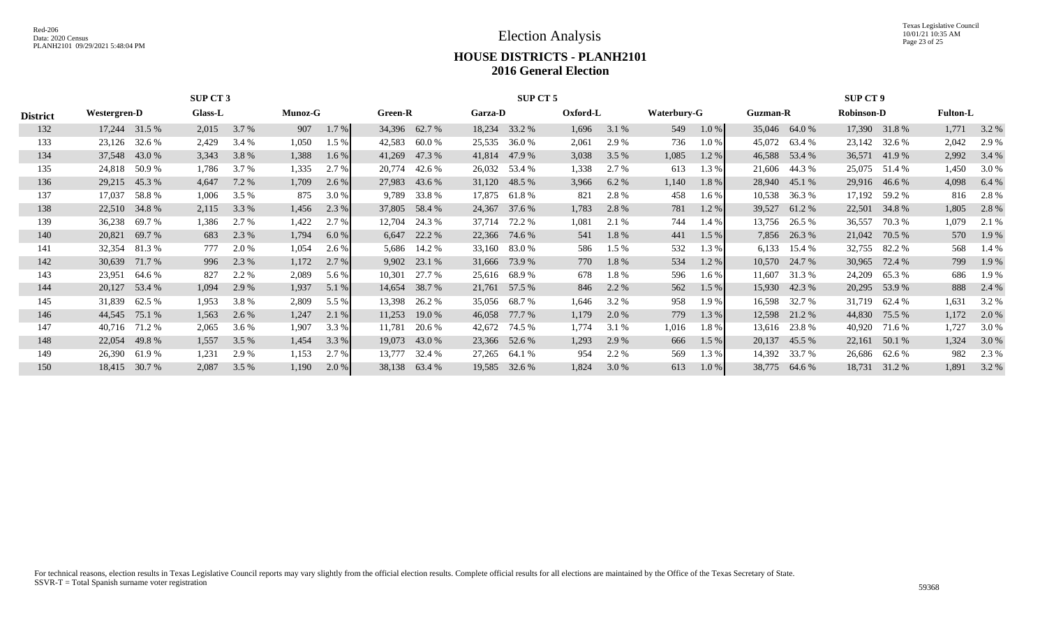# Election Analysis

## HOUSE DISTRICTS - PLANH2101
## 2016 General Election

| District | SUP CT 3 | | | | | | SUP CT 5 | | | | | | | | SUP CT 9 | | | | | |
|---|---|---|---|---|---|---|---|---|---|---|---|---|---|---|---|---|---|---|---|---|
| | Westergren-D | | Glass-L | | Munoz-G | | Green-R | | Garza-D | | Oxford-L | | Waterbury-G | | Guzman-R | | Robinson-D | | Fulton-L | |
| 132 | 17,244 | 31.5 % | 2,015 | 3.7 % | 907 | 1.7 % | 34,396 | 62.7 % | 18,234 | 33.2 % | 1,696 | 3.1 % | 549 | 1.0 % | 35,046 | 64.0 % | 17,390 | 31.8 % | 1,771 | 3.2 % |
| 133 | 23,126 | 32.6 % | 2,429 | 3.4 % | 1,050 | 1.5 % | 42,583 | 60.0 % | 25,535 | 36.0 % | 2,061 | 2.9 % | 736 | 1.0 % | 45,072 | 63.4 % | 23,142 | 32.6 % | 2,042 | 2.9 % |
| 134 | 37,548 | 43.0 % | 3,343 | 3.8 % | 1,388 | 1.6 % | 41,269 | 47.3 % | 41,814 | 47.9 % | 3,038 | 3.5 % | 1,085 | 1.2 % | 46,588 | 53.4 % | 36,571 | 41.9 % | 2,992 | 3.4 % |
| 135 | 24,818 | 50.9 % | 1,786 | 3.7 % | 1,335 | 2.7 % | 20,774 | 42.6 % | 26,032 | 53.4 % | 1,338 | 2.7 % | 613 | 1.3 % | 21,606 | 44.3 % | 25,075 | 51.4 % | 1,450 | 3.0 % |
| 136 | 29,215 | 45.3 % | 4,647 | 7.2 % | 1,709 | 2.6 % | 27,983 | 43.6 % | 31,120 | 48.5 % | 3,966 | 6.2 % | 1,140 | 1.8 % | 28,940 | 45.1 % | 29,916 | 46.6 % | 4,098 | 6.4 % |
| 137 | 17,037 | 58.8 % | 1,006 | 3.5 % | 875 | 3.0 % | 9,789 | 33.8 % | 17,875 | 61.8 % | 821 | 2.8 % | 458 | 1.6 % | 10,538 | 36.3 % | 17,192 | 59.2 % | 816 | 2.8 % |
| 138 | 22,510 | 34.8 % | 2,115 | 3.3 % | 1,456 | 2.3 % | 37,805 | 58.4 % | 24,367 | 37.6 % | 1,783 | 2.8 % | 781 | 1.2 % | 39,527 | 61.2 % | 22,501 | 34.8 % | 1,805 | 2.8 % |
| 139 | 36,238 | 69.7 % | 1,386 | 2.7 % | 1,422 | 2.7 % | 12,704 | 24.3 % | 37,714 | 72.2 % | 1,081 | 2.1 % | 744 | 1.4 % | 13,756 | 26.5 % | 36,557 | 70.3 % | 1,079 | 2.1 % |
| 140 | 20,821 | 69.7 % | 683 | 2.3 % | 1,794 | 6.0 % | 6,647 | 22.2 % | 22,366 | 74.6 % | 541 | 1.8 % | 441 | 1.5 % | 7,856 | 26.3 % | 21,042 | 70.5 % | 570 | 1.9 % |
| 141 | 32,354 | 81.3 % | 777 | 2.0 % | 1,054 | 2.6 % | 5,686 | 14.2 % | 33,160 | 83.0 % | 586 | 1.5 % | 532 | 1.3 % | 6,133 | 15.4 % | 32,755 | 82.2 % | 568 | 1.4 % |
| 142 | 30,639 | 71.7 % | 996 | 2.3 % | 1,172 | 2.7 % | 9,902 | 23.1 % | 31,666 | 73.9 % | 770 | 1.8 % | 534 | 1.2 % | 10,570 | 24.7 % | 30,965 | 72.4 % | 799 | 1.9 % |
| 143 | 23,951 | 64.6 % | 827 | 2.2 % | 2,089 | 5.6 % | 10,301 | 27.7 % | 25,616 | 68.9 % | 678 | 1.8 % | 596 | 1.6 % | 11,607 | 31.3 % | 24,209 | 65.3 % | 686 | 1.9 % |
| 144 | 20,127 | 53.4 % | 1,094 | 2.9 % | 1,937 | 5.1 % | 14,654 | 38.7 % | 21,761 | 57.5 % | 846 | 2.2 % | 562 | 1.5 % | 15,930 | 42.3 % | 20,295 | 53.9 % | 888 | 2.4 % |
| 145 | 31,839 | 62.5 % | 1,953 | 3.8 % | 2,809 | 5.5 % | 13,398 | 26.2 % | 35,056 | 68.7 % | 1,646 | 3.2 % | 958 | 1.9 % | 16,598 | 32.7 % | 31,719 | 62.4 % | 1,631 | 3.2 % |
| 146 | 44,545 | 75.1 % | 1,563 | 2.6 % | 1,247 | 2.1 % | 11,253 | 19.0 % | 46,058 | 77.7 % | 1,179 | 2.0 % | 779 | 1.3 % | 12,598 | 21.2 % | 44,830 | 75.5 % | 1,172 | 2.0 % |
| 147 | 40,716 | 71.2 % | 2,065 | 3.6 % | 1,907 | 3.3 % | 11,781 | 20.6 % | 42,672 | 74.5 % | 1,774 | 3.1 % | 1,016 | 1.8 % | 13,616 | 23.8 % | 40,920 | 71.6 % | 1,727 | 3.0 % |
| 148 | 22,054 | 49.8 % | 1,557 | 3.5 % | 1,454 | 3.3 % | 19,073 | 43.0 % | 23,366 | 52.6 % | 1,293 | 2.9 % | 666 | 1.5 % | 20,137 | 45.5 % | 22,161 | 50.1 % | 1,324 | 3.0 % |
| 149 | 26,390 | 61.9 % | 1,231 | 2.9 % | 1,153 | 2.7 % | 13,777 | 32.4 % | 27,265 | 64.1 % | 954 | 2.2 % | 569 | 1.3 % | 14,392 | 33.7 % | 26,686 | 62.6 % | 982 | 2.3 % |
| 150 | 18,415 | 30.7 % | 2,087 | 3.5 % | 1,190 | 2.0 % | 38,138 | 63.4 % | 19,585 | 32.6 % | 1,824 | 3.0 % | 613 | 1.0 % | 38,775 | 64.6 % | 18,731 | 31.2 % | 1,891 | 3.2 % |

For technical reasons, election results in Texas Legislative Council reports may vary slightly from the official election results. Complete official results for all elections are maintained by the Office of the Texas Secretary of State.
SSVR-T = Total Spanish surname voter registration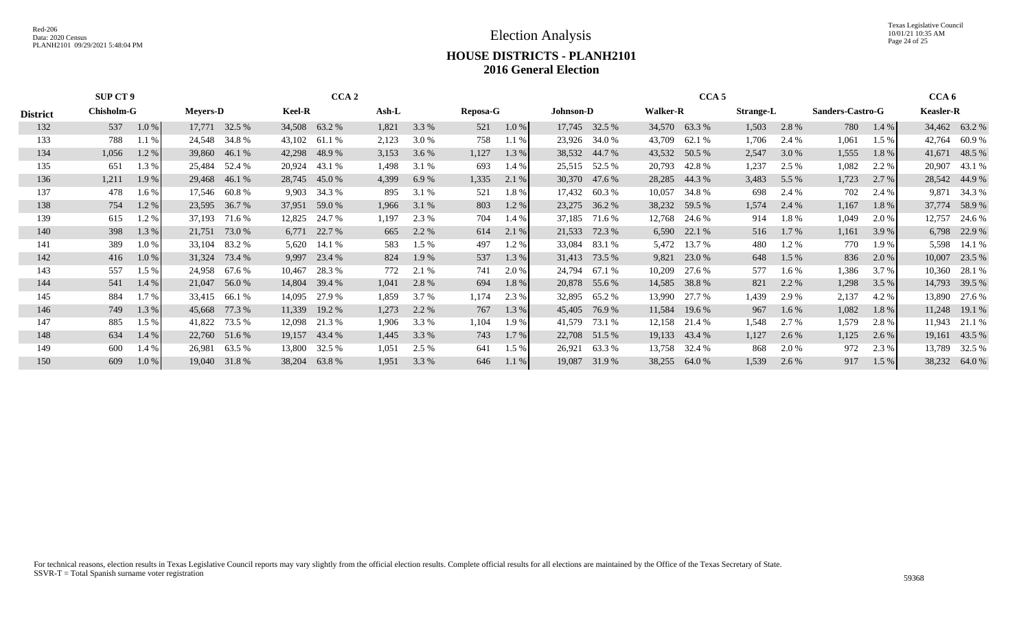# Election Analysis

## HOUSE DISTRICTS - PLANH2101
## 2016 General Election

| District | SUP CT 9 Chisholm-G | | CCA 2 Meyers-D | | Keel-R | | Ash-L | | Reposa-G | | CCA 5 Johnson-D | | Walker-R | | Strange-L | | Sanders-Castro-G | | CCA 6 Keasler-R | |
|---|---|---|---|---|---|---|---|---|---|---|---|---|---|---|---|---|---|---|---|---|
| 132 | 537 | 1.0 % | 17,771 | 32.5 % | 34,508 | 63.2 % | 1,821 | 3.3 % | 521 | 1.0 % | 17,745 | 32.5 % | 34,570 | 63.3 % | 1,503 | 2.8 % | 780 | 1.4 % | 34,462 | 63.2 % |
| 133 | 788 | 1.1 % | 24,548 | 34.8 % | 43,102 | 61.1 % | 2,123 | 3.0 % | 758 | 1.1 % | 23,926 | 34.0 % | 43,709 | 62.1 % | 1,706 | 2.4 % | 1,061 | 1.5 % | 42,764 | 60.9 % |
| 134 | 1,056 | 1.2 % | 39,860 | 46.1 % | 42,298 | 48.9 % | 3,153 | 3.6 % | 1,127 | 1.3 % | 38,532 | 44.7 % | 43,532 | 50.5 % | 2,547 | 3.0 % | 1,555 | 1.8 % | 41,671 | 48.5 % |
| 135 | 651 | 1.3 % | 25,484 | 52.4 % | 20,924 | 43.1 % | 1,498 | 3.1 % | 693 | 1.4 % | 25,515 | 52.5 % | 20,793 | 42.8 % | 1,237 | 2.5 % | 1,082 | 2.2 % | 20,907 | 43.1 % |
| 136 | 1,211 | 1.9 % | 29,468 | 46.1 % | 28,745 | 45.0 % | 4,399 | 6.9 % | 1,335 | 2.1 % | 30,370 | 47.6 % | 28,285 | 44.3 % | 3,483 | 5.5 % | 1,723 | 2.7 % | 28,542 | 44.9 % |
| 137 | 478 | 1.6 % | 17,546 | 60.8 % | 9,903 | 34.3 % | 895 | 3.1 % | 521 | 1.8 % | 17,432 | 60.3 % | 10,057 | 34.8 % | 698 | 2.4 % | 702 | 2.4 % | 9,871 | 34.3 % |
| 138 | 754 | 1.2 % | 23,595 | 36.7 % | 37,951 | 59.0 % | 1,966 | 3.1 % | 803 | 1.2 % | 23,275 | 36.2 % | 38,232 | 59.5 % | 1,574 | 2.4 % | 1,167 | 1.8 % | 37,774 | 58.9 % |
| 139 | 615 | 1.2 % | 37,193 | 71.6 % | 12,825 | 24.7 % | 1,197 | 2.3 % | 704 | 1.4 % | 37,185 | 71.6 % | 12,768 | 24.6 % | 914 | 1.8 % | 1,049 | 2.0 % | 12,757 | 24.6 % |
| 140 | 398 | 1.3 % | 21,751 | 73.0 % | 6,771 | 22.7 % | 665 | 2.2 % | 614 | 2.1 % | 21,533 | 72.3 % | 6,590 | 22.1 % | 516 | 1.7 % | 1,161 | 3.9 % | 6,798 | 22.9 % |
| 141 | 389 | 1.0 % | 33,104 | 83.2 % | 5,620 | 14.1 % | 583 | 1.5 % | 497 | 1.2 % | 33,084 | 83.1 % | 5,472 | 13.7 % | 480 | 1.2 % | 770 | 1.9 % | 5,598 | 14.1 % |
| 142 | 416 | 1.0 % | 31,324 | 73.4 % | 9,997 | 23.4 % | 824 | 1.9 % | 537 | 1.3 % | 31,413 | 73.5 % | 9,821 | 23.0 % | 648 | 1.5 % | 836 | 2.0 % | 10,007 | 23.5 % |
| 143 | 557 | 1.5 % | 24,958 | 67.6 % | 10,467 | 28.3 % | 772 | 2.1 % | 741 | 2.0 % | 24,794 | 67.1 % | 10,209 | 27.6 % | 577 | 1.6 % | 1,386 | 3.7 % | 10,360 | 28.1 % |
| 144 | 541 | 1.4 % | 21,047 | 56.0 % | 14,804 | 39.4 % | 1,041 | 2.8 % | 694 | 1.8 % | 20,878 | 55.6 % | 14,585 | 38.8 % | 821 | 2.2 % | 1,298 | 3.5 % | 14,793 | 39.5 % |
| 145 | 884 | 1.7 % | 33,415 | 66.1 % | 14,095 | 27.9 % | 1,859 | 3.7 % | 1,174 | 2.3 % | 32,895 | 65.2 % | 13,990 | 27.7 % | 1,439 | 2.9 % | 2,137 | 4.2 % | 13,890 | 27.6 % |
| 146 | 749 | 1.3 % | 45,668 | 77.3 % | 11,339 | 19.2 % | 1,273 | 2.2 % | 767 | 1.3 % | 45,405 | 76.9 % | 11,584 | 19.6 % | 967 | 1.6 % | 1,082 | 1.8 % | 11,248 | 19.1 % |
| 147 | 885 | 1.5 % | 41,822 | 73.5 % | 12,098 | 21.3 % | 1,906 | 3.3 % | 1,104 | 1.9 % | 41,579 | 73.1 % | 12,158 | 21.4 % | 1,548 | 2.7 % | 1,579 | 2.8 % | 11,943 | 21.1 % |
| 148 | 634 | 1.4 % | 22,760 | 51.6 % | 19,157 | 43.4 % | 1,445 | 3.3 % | 743 | 1.7 % | 22,708 | 51.5 % | 19,133 | 43.4 % | 1,127 | 2.6 % | 1,125 | 2.6 % | 19,161 | 43.5 % |
| 149 | 600 | 1.4 % | 26,981 | 63.5 % | 13,800 | 32.5 % | 1,051 | 2.5 % | 641 | 1.5 % | 26,921 | 63.3 % | 13,758 | 32.4 % | 868 | 2.0 % | 972 | 2.3 % | 13,789 | 32.5 % |
| 150 | 609 | 1.0 % | 19,040 | 31.8 % | 38,204 | 63.8 % | 1,951 | 3.3 % | 646 | 1.1 % | 19,087 | 31.9 % | 38,255 | 64.0 % | 1,539 | 2.6 % | 917 | 1.5 % | 38,232 | 64.0 % |

For technical reasons, election results in Texas Legislative Council reports may vary slightly from the official election results. Complete official results for all elections are maintained by the Office of the Texas Secretary of State.
SSVR-T = Total Spanish surname voter registration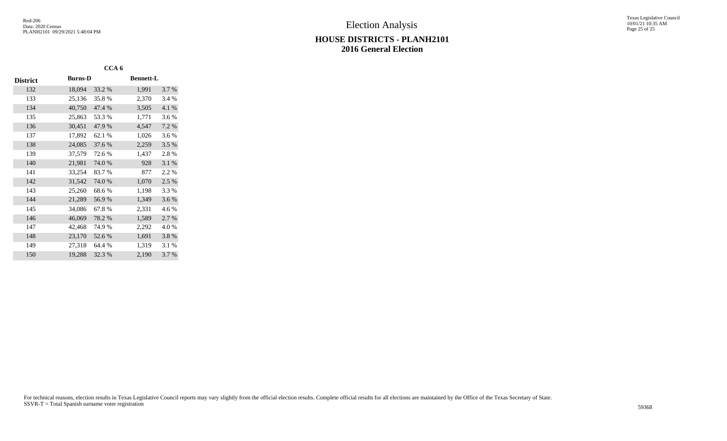# Election Analysis

## HOUSE DISTRICTS - PLANH2101
## 2016 General Election

| | CCA 6 | | | |
|---|---|---|---|---|
| District | Burns-D | | Bennett-L | |
| 132 | 18,094 | 33.2 % | 1,991 | 3.7 % |
| 133 | 25,136 | 35.8 % | 2,370 | 3.4 % |
| 134 | 40,750 | 47.4 % | 3,505 | 4.1 % |
| 135 | 25,863 | 53.3 % | 1,771 | 3.6 % |
| 136 | 30,451 | 47.9 % | 4,547 | 7.2 % |
| 137 | 17,892 | 62.1 % | 1,026 | 3.6 % |
| 138 | 24,085 | 37.6 % | 2,259 | 3.5 % |
| 139 | 37,579 | 72.6 % | 1,437 | 2.8 % |
| 140 | 21,981 | 74.0 % | 928 | 3.1 % |
| 141 | 33,254 | 83.7 % | 877 | 2.2 % |
| 142 | 31,542 | 74.0 % | 1,070 | 2.5 % |
| 143 | 25,260 | 68.6 % | 1,198 | 3.3 % |
| 144 | 21,289 | 56.9 % | 1,349 | 3.6 % |
| 145 | 34,086 | 67.8 % | 2,331 | 4.6 % |
| 146 | 46,069 | 78.2 % | 1,589 | 2.7 % |
| 147 | 42,468 | 74.9 % | 2,292 | 4.0 % |
| 148 | 23,170 | 52.6 % | 1,691 | 3.8 % |
| 149 | 27,318 | 64.4 % | 1,319 | 3.1 % |
| 150 | 19,288 | 32.3 % | 2,190 | 3.7 % |

For technical reasons, election results in Texas Legislative Council reports may vary slightly from the official election results. Complete official results for all elections are maintained by the Office of the Texas Secretary of State.
SSVR-T = Total Spanish surname voter registration